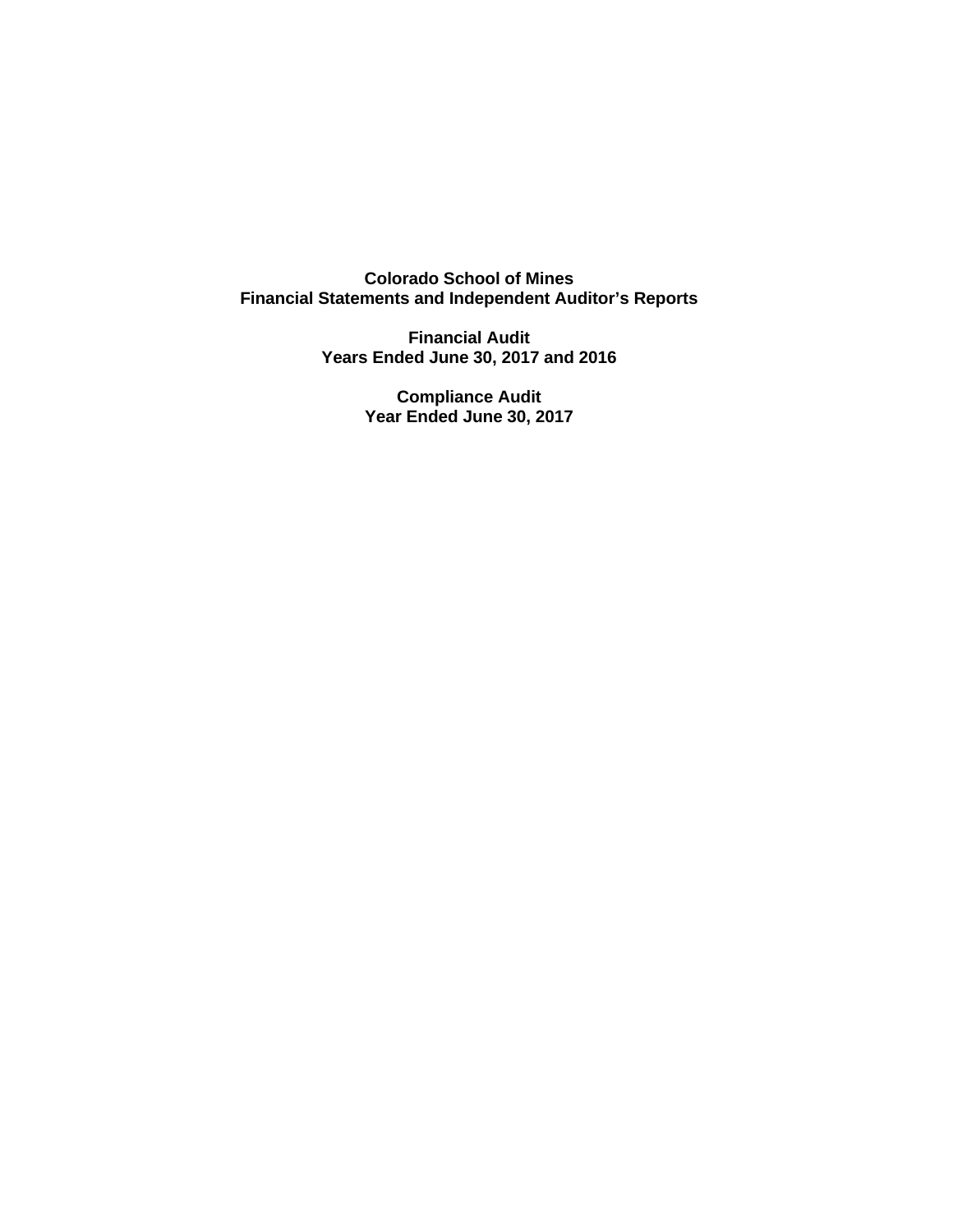# Colorado School of Mines
# Financial Statements and Independent Auditor's Reports

## Financial Audit
## Years Ended June 30, 2017 and 2016

## Compliance Audit
## Year Ended June 30, 2017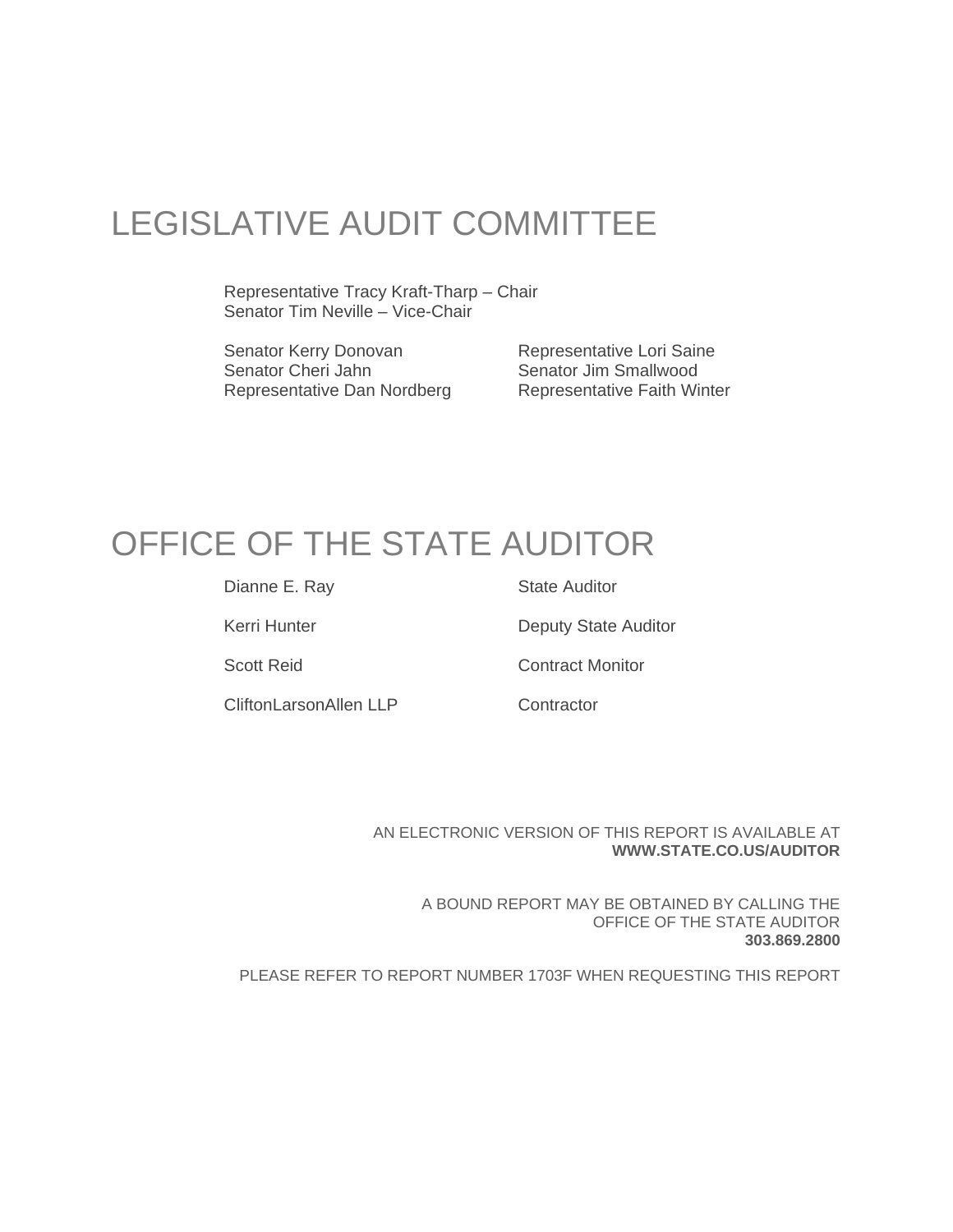# LEGISLATIVE AUDIT COMMITTEE

Representative Tracy Kraft-Tharp – Chair
Senator Tim Neville – Vice-Chair

Senator Kerry Donovan
Senator Cheri Jahn
Representative Dan Nordberg
Representative Lori Saine
Senator Jim Smallwood
Representative Faith Winter

# OFFICE OF THE STATE AUDITOR

| | |
|---|---|
| Dianne E. Ray | State Auditor |
| Kerri Hunter | Deputy State Auditor |
| Scott Reid | Contract Monitor |
| CliftonLarsonAllen LLP | Contractor |

AN ELECTRONIC VERSION OF THIS REPORT IS AVAILABLE AT
**WWW.STATE.CO.US/AUDITOR**

A BOUND REPORT MAY BE OBTAINED BY CALLING THE
OFFICE OF THE STATE AUDITOR
**303.869.2800**

PLEASE REFER TO REPORT NUMBER 1703F WHEN REQUESTING THIS REPORT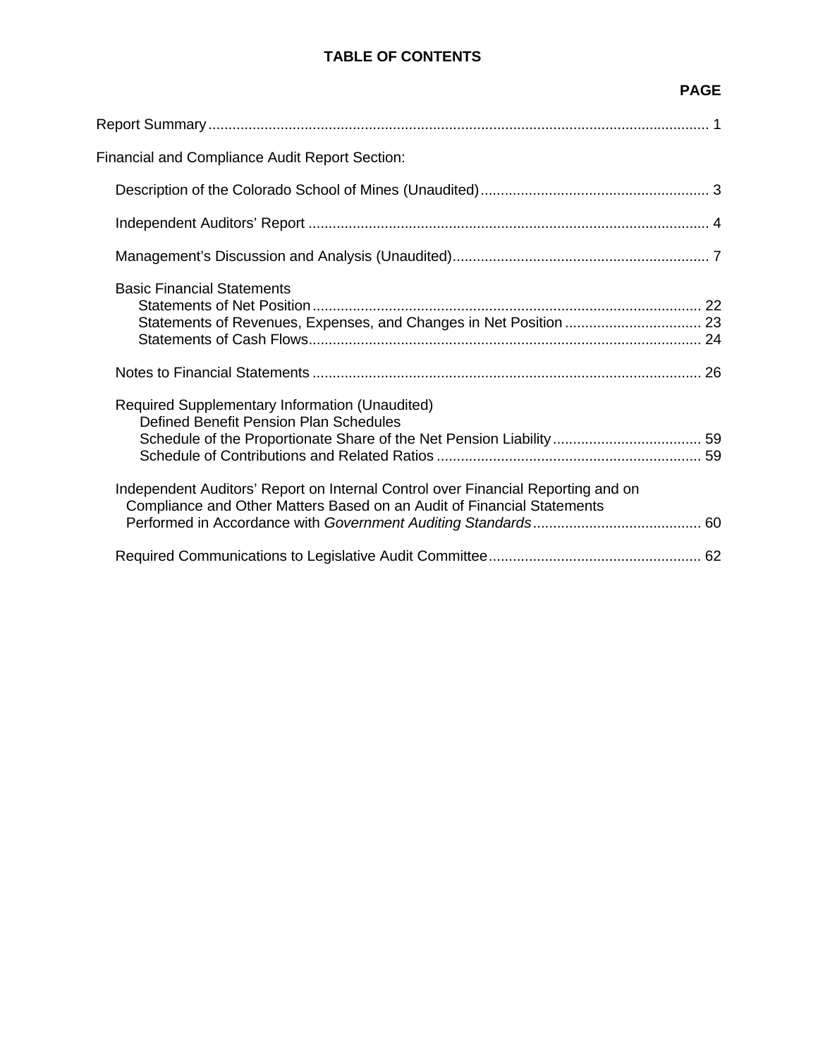# TABLE OF CONTENTS

| | PAGE |
|---|---|
| Report Summary | 1 |
| Financial and Compliance Audit Report Section: | |
| Description of the Colorado School of Mines (Unaudited) | 3 |
| Independent Auditors' Report | 4 |
| Management's Discussion and Analysis (Unaudited) | 7 |
| Basic Financial Statements | |
| Statements of Net Position | 22 |
| Statements of Revenues, Expenses, and Changes in Net Position | 23 |
| Statements of Cash Flows | 24 |
| Notes to Financial Statements | 26 |
| Required Supplementary Information (Unaudited) | |
| Defined Benefit Pension Plan Schedules | |
| Schedule of the Proportionate Share of the Net Pension Liability | 59 |
| Schedule of Contributions and Related Ratios | 59 |
| Independent Auditors' Report on Internal Control over Financial Reporting and on Compliance and Other Matters Based on an Audit of Financial Statements Performed in Accordance with *Government Auditing Standards* | 60 |
| Required Communications to Legislative Audit Committee | 62 |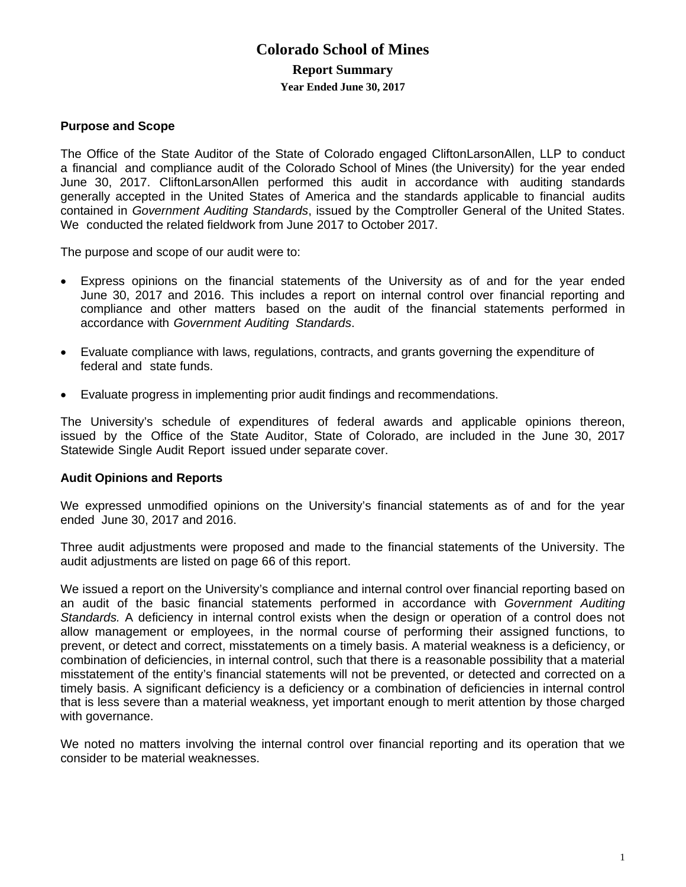# Colorado School of Mines

## Report Summary

### Year Ended June 30, 2017

**Purpose and Scope**

The Office of the State Auditor of the State of Colorado engaged CliftonLarsonAllen, LLP to conduct a financial and compliance audit of the Colorado School of Mines (the University) for the year ended June 30, 2017. CliftonLarsonAllen performed this audit in accordance with auditing standards generally accepted in the United States of America and the standards applicable to financial audits contained in *Government Auditing Standards*, issued by the Comptroller General of the United States. We conducted the related fieldwork from June 2017 to October 2017.

The purpose and scope of our audit were to:

- Express opinions on the financial statements of the University as of and for the year ended June 30, 2017 and 2016. This includes a report on internal control over financial reporting and compliance and other matters based on the audit of the financial statements performed in accordance with *Government Auditing Standards*.
- Evaluate compliance with laws, regulations, contracts, and grants governing the expenditure of federal and state funds.
- Evaluate progress in implementing prior audit findings and recommendations.

The University's schedule of expenditures of federal awards and applicable opinions thereon, issued by the Office of the State Auditor, State of Colorado, are included in the June 30, 2017 Statewide Single Audit Report issued under separate cover.

**Audit Opinions and Reports**

We expressed unmodified opinions on the University's financial statements as of and for the year ended June 30, 2017 and 2016.

Three audit adjustments were proposed and made to the financial statements of the University. The audit adjustments are listed on page 66 of this report.

We issued a report on the University's compliance and internal control over financial reporting based on an audit of the basic financial statements performed in accordance with *Government Auditing Standards.* A deficiency in internal control exists when the design or operation of a control does not allow management or employees, in the normal course of performing their assigned functions, to prevent, or detect and correct, misstatements on a timely basis. A material weakness is a deficiency, or combination of deficiencies, in internal control, such that there is a reasonable possibility that a material misstatement of the entity's financial statements will not be prevented, or detected and corrected on a timely basis. A significant deficiency is a deficiency or a combination of deficiencies in internal control that is less severe than a material weakness, yet important enough to merit attention by those charged with governance.

We noted no matters involving the internal control over financial reporting and its operation that we consider to be material weaknesses.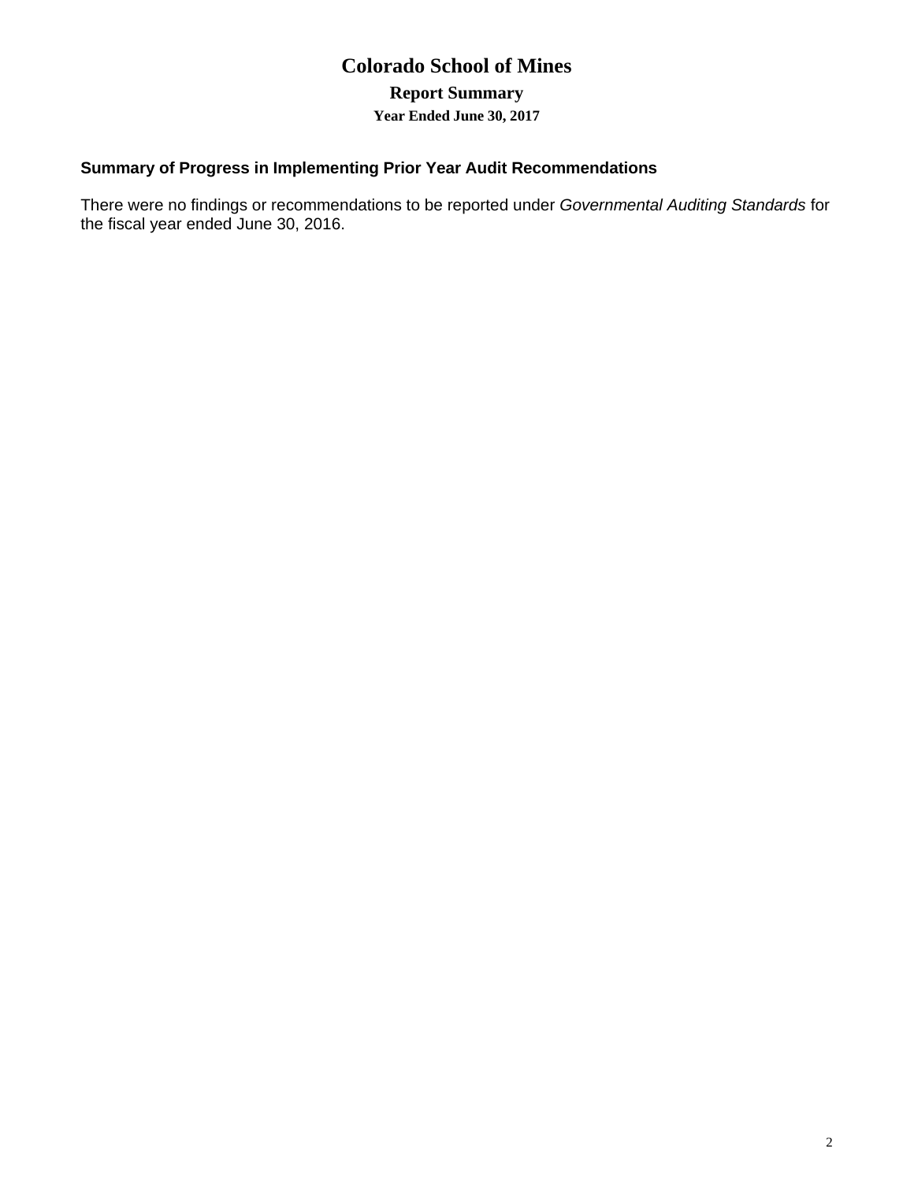# Colorado School of Mines

## Report Summary

### Year Ended June 30, 2017

**Summary of Progress in Implementing Prior Year Audit Recommendations**

There were no findings or recommendations to be reported under *Governmental Auditing Standards* for the fiscal year ended June 30, 2016.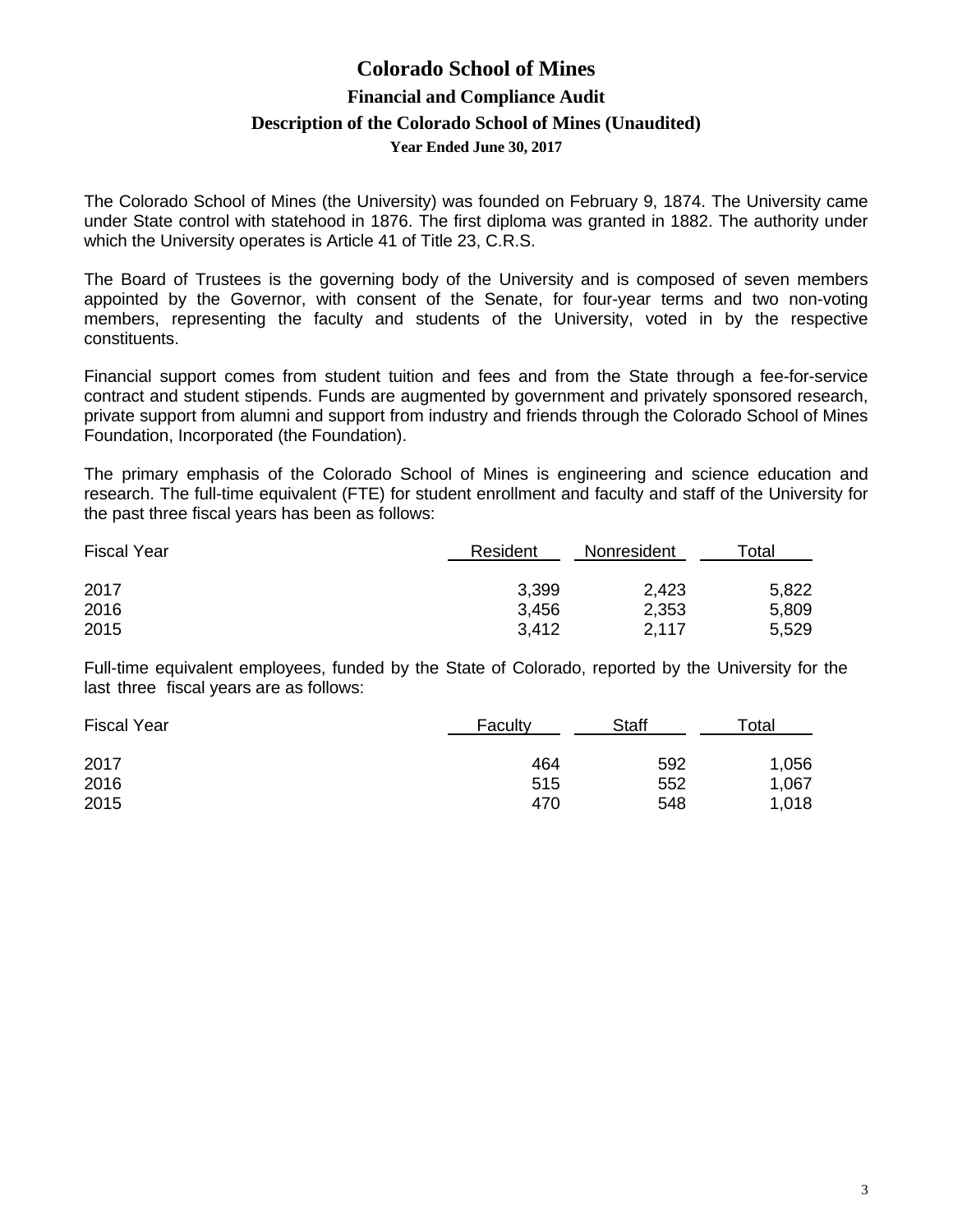# Colorado School of Mines

## Financial and Compliance Audit

### Description of the Colorado School of Mines (Unaudited)

#### Year Ended June 30, 2017

The Colorado School of Mines (the University) was founded on February 9, 1874. The University came under State control with statehood in 1876. The first diploma was granted in 1882. The authority under which the University operates is Article 41 of Title 23, C.R.S.

The Board of Trustees is the governing body of the University and is composed of seven members appointed by the Governor, with consent of the Senate, for four-year terms and two non-voting members, representing the faculty and students of the University, voted in by the respective constituents.

Financial support comes from student tuition and fees and from the State through a fee-for-service contract and student stipends. Funds are augmented by government and privately sponsored research, private support from alumni and support from industry and friends through the Colorado School of Mines Foundation, Incorporated (the Foundation).

The primary emphasis of the Colorado School of Mines is engineering and science education and research. The full-time equivalent (FTE) for student enrollment and faculty and staff of the University for the past three fiscal years has been as follows:

| Fiscal Year | Resident | Nonresident | Total |
|---|---|---|---|
| 2017 | 3,399 | 2,423 | 5,822 |
| 2016 | 3,456 | 2,353 | 5,809 |
| 2015 | 3,412 | 2,117 | 5,529 |

Full-time equivalent employees, funded by the State of Colorado, reported by the University for the last three fiscal years are as follows:

| Fiscal Year | Faculty | Staff | Total |
|---|---|---|---|
| 2017 | 464 | 592 | 1,056 |
| 2016 | 515 | 552 | 1,067 |
| 2015 | 470 | 548 | 1,018 |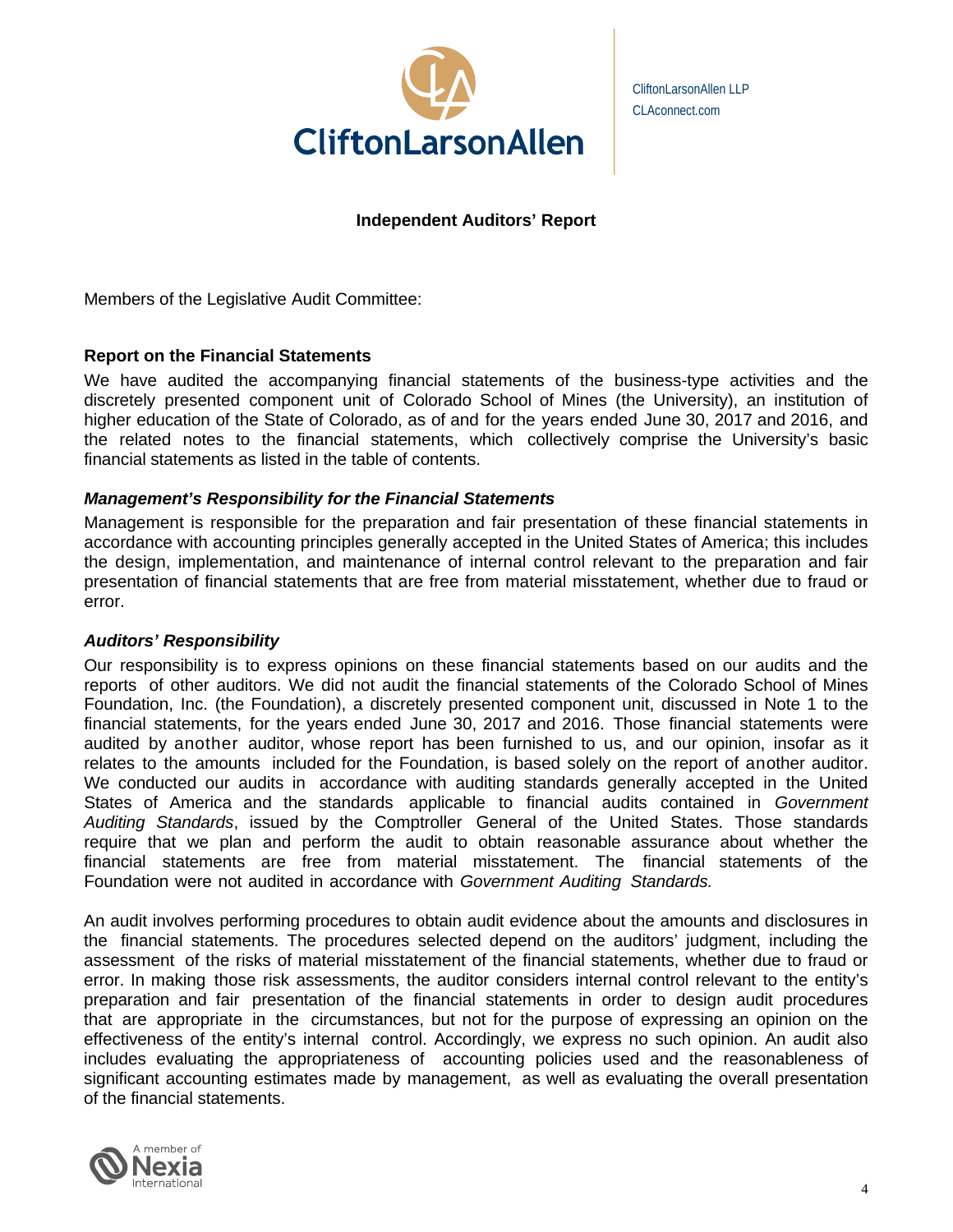CliftonLarsonAllen LLP
CLAconnect.com

## Independent Auditors' Report

Members of the Legislative Audit Committee:

### Report on the Financial Statements

We have audited the accompanying financial statements of the business-type activities and the discretely presented component unit of Colorado School of Mines (the University), an institution of higher education of the State of Colorado, as of and for the years ended June 30, 2017 and 2016, and the related notes to the financial statements, which collectively comprise the University's basic financial statements as listed in the table of contents.

#### *Management's Responsibility for the Financial Statements*

Management is responsible for the preparation and fair presentation of these financial statements in accordance with accounting principles generally accepted in the United States of America; this includes the design, implementation, and maintenance of internal control relevant to the preparation and fair presentation of financial statements that are free from material misstatement, whether due to fraud or error.

#### *Auditors' Responsibility*

Our responsibility is to express opinions on these financial statements based on our audits and the reports of other auditors. We did not audit the financial statements of the Colorado School of Mines Foundation, Inc. (the Foundation), a discretely presented component unit, discussed in Note 1 to the financial statements, for the years ended June 30, 2017 and 2016. Those financial statements were audited by another auditor, whose report has been furnished to us, and our opinion, insofar as it relates to the amounts included for the Foundation, is based solely on the report of another auditor. We conducted our audits in accordance with auditing standards generally accepted in the United States of America and the standards applicable to financial audits contained in *Government Auditing Standards*, issued by the Comptroller General of the United States. Those standards require that we plan and perform the audit to obtain reasonable assurance about whether the financial statements are free from material misstatement. The financial statements of the Foundation were not audited in accordance with *Government Auditing Standards.*

An audit involves performing procedures to obtain audit evidence about the amounts and disclosures in the financial statements. The procedures selected depend on the auditors' judgment, including the assessment of the risks of material misstatement of the financial statements, whether due to fraud or error. In making those risk assessments, the auditor considers internal control relevant to the entity's preparation and fair presentation of the financial statements in order to design audit procedures that are appropriate in the circumstances, but not for the purpose of expressing an opinion on the effectiveness of the entity's internal control. Accordingly, we express no such opinion. An audit also includes evaluating the appropriateness of accounting policies used and the reasonableness of significant accounting estimates made by management, as well as evaluating the overall presentation of the financial statements.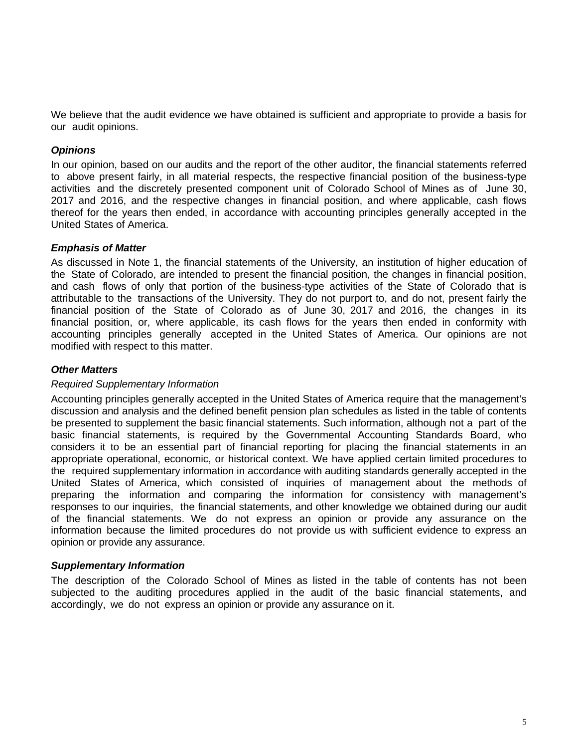We believe that the audit evidence we have obtained is sufficient and appropriate to provide a basis for our audit opinions.

***Opinions***

In our opinion, based on our audits and the report of the other auditor, the financial statements referred to above present fairly, in all material respects, the respective financial position of the business-type activities and the discretely presented component unit of Colorado School of Mines as of June 30, 2017 and 2016, and the respective changes in financial position, and where applicable, cash flows thereof for the years then ended, in accordance with accounting principles generally accepted in the United States of America.

***Emphasis of Matter***

As discussed in Note 1, the financial statements of the University, an institution of higher education of the State of Colorado, are intended to present the financial position, the changes in financial position, and cash flows of only that portion of the business-type activities of the State of Colorado that is attributable to the transactions of the University. They do not purport to, and do not, present fairly the financial position of the State of Colorado as of June 30, 2017 and 2016, the changes in its financial position, or, where applicable, its cash flows for the years then ended in conformity with accounting principles generally accepted in the United States of America. Our opinions are not modified with respect to this matter.

***Other Matters***

*Required Supplementary Information*

Accounting principles generally accepted in the United States of America require that the management's discussion and analysis and the defined benefit pension plan schedules as listed in the table of contents be presented to supplement the basic financial statements. Such information, although not a part of the basic financial statements, is required by the Governmental Accounting Standards Board, who considers it to be an essential part of financial reporting for placing the financial statements in an appropriate operational, economic, or historical context. We have applied certain limited procedures to the required supplementary information in accordance with auditing standards generally accepted in the United States of America, which consisted of inquiries of management about the methods of preparing the information and comparing the information for consistency with management's responses to our inquiries, the financial statements, and other knowledge we obtained during our audit of the financial statements. We do not express an opinion or provide any assurance on the information because the limited procedures do not provide us with sufficient evidence to express an opinion or provide any assurance.

***Supplementary Information***

The description of the Colorado School of Mines as listed in the table of contents has not been subjected to the auditing procedures applied in the audit of the basic financial statements, and accordingly, we do not express an opinion or provide any assurance on it.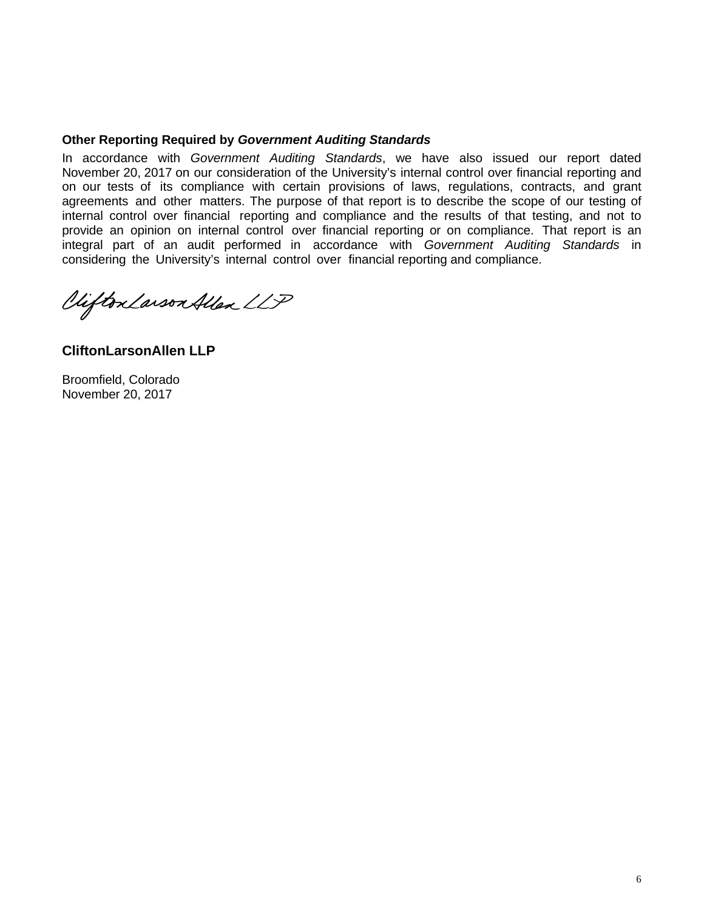**Other Reporting Required by *Government Auditing Standards***

In accordance with *Government Auditing Standards*, we have also issued our report dated November 20, 2017 on our consideration of the University's internal control over financial reporting and on our tests of its compliance with certain provisions of laws, regulations, contracts, and grant agreements and other matters. The purpose of that report is to describe the scope of our testing of internal control over financial reporting and compliance and the results of that testing, and not to provide an opinion on internal control over financial reporting or on compliance. That report is an integral part of an audit performed in accordance with *Government Auditing Standards* in considering the University's internal control over financial reporting and compliance.

CliftonLarsonAllen LLP

**CliftonLarsonAllen LLP**

Broomfield, Colorado
November 20, 2017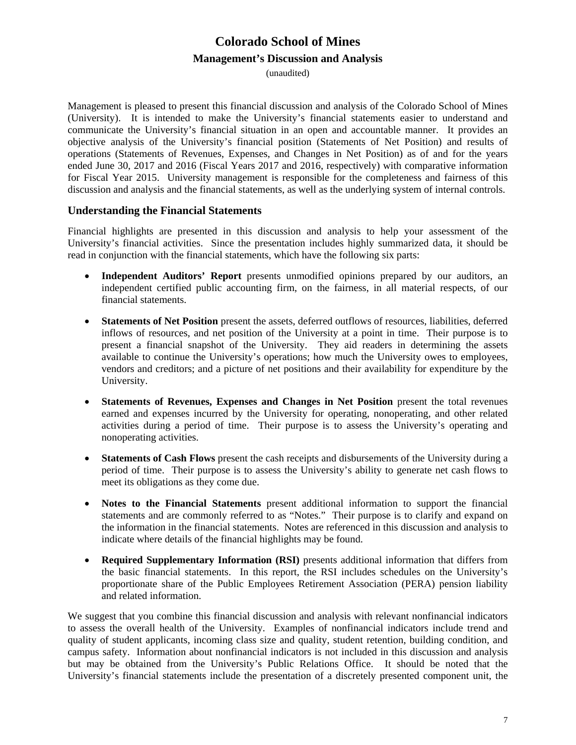# Colorado School of Mines

## Management's Discussion and Analysis

(unaudited)

Management is pleased to present this financial discussion and analysis of the Colorado School of Mines (University). It is intended to make the University's financial statements easier to understand and communicate the University's financial situation in an open and accountable manner. It provides an objective analysis of the University's financial position (Statements of Net Position) and results of operations (Statements of Revenues, Expenses, and Changes in Net Position) as of and for the years ended June 30, 2017 and 2016 (Fiscal Years 2017 and 2016, respectively) with comparative information for Fiscal Year 2015. University management is responsible for the completeness and fairness of this discussion and analysis and the financial statements, as well as the underlying system of internal controls.

### Understanding the Financial Statements

Financial highlights are presented in this discussion and analysis to help your assessment of the University's financial activities. Since the presentation includes highly summarized data, it should be read in conjunction with the financial statements, which have the following six parts:

- **Independent Auditors' Report** presents unmodified opinions prepared by our auditors, an independent certified public accounting firm, on the fairness, in all material respects, of our financial statements.
- **Statements of Net Position** present the assets, deferred outflows of resources, liabilities, deferred inflows of resources, and net position of the University at a point in time. Their purpose is to present a financial snapshot of the University. They aid readers in determining the assets available to continue the University's operations; how much the University owes to employees, vendors and creditors; and a picture of net positions and their availability for expenditure by the University.
- **Statements of Revenues, Expenses and Changes in Net Position** present the total revenues earned and expenses incurred by the University for operating, nonoperating, and other related activities during a period of time. Their purpose is to assess the University's operating and nonoperating activities.
- **Statements of Cash Flows** present the cash receipts and disbursements of the University during a period of time. Their purpose is to assess the University's ability to generate net cash flows to meet its obligations as they come due.
- **Notes to the Financial Statements** present additional information to support the financial statements and are commonly referred to as "Notes." Their purpose is to clarify and expand on the information in the financial statements. Notes are referenced in this discussion and analysis to indicate where details of the financial highlights may be found.
- **Required Supplementary Information (RSI)** presents additional information that differs from the basic financial statements. In this report, the RSI includes schedules on the University's proportionate share of the Public Employees Retirement Association (PERA) pension liability and related information.

We suggest that you combine this financial discussion and analysis with relevant nonfinancial indicators to assess the overall health of the University. Examples of nonfinancial indicators include trend and quality of student applicants, incoming class size and quality, student retention, building condition, and campus safety. Information about nonfinancial indicators is not included in this discussion and analysis but may be obtained from the University's Public Relations Office. It should be noted that the University's financial statements include the presentation of a discretely presented component unit, the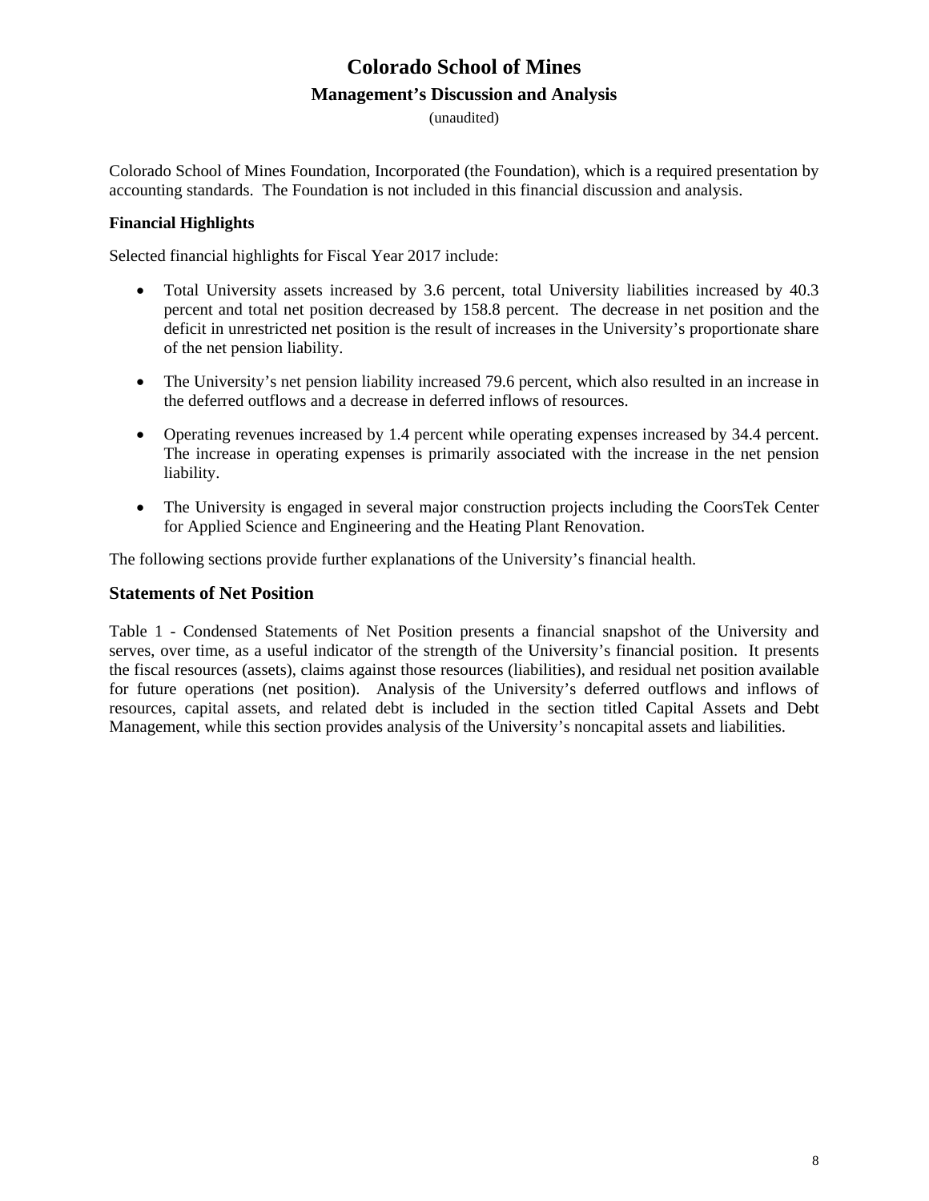Colorado School of Mines Foundation, Incorporated (the Foundation), which is a required presentation by accounting standards. The Foundation is not included in this financial discussion and analysis.

**Financial Highlights**

Selected financial highlights for Fiscal Year 2017 include:

- Total University assets increased by 3.6 percent, total University liabilities increased by 40.3 percent and total net position decreased by 158.8 percent. The decrease in net position and the deficit in unrestricted net position is the result of increases in the University's proportionate share of the net pension liability.
- The University's net pension liability increased 79.6 percent, which also resulted in an increase in the deferred outflows and a decrease in deferred inflows of resources.
- Operating revenues increased by 1.4 percent while operating expenses increased by 34.4 percent. The increase in operating expenses is primarily associated with the increase in the net pension liability.
- The University is engaged in several major construction projects including the CoorsTek Center for Applied Science and Engineering and the Heating Plant Renovation.

The following sections provide further explanations of the University's financial health.

## Statements of Net Position

Table 1 - Condensed Statements of Net Position presents a financial snapshot of the University and serves, over time, as a useful indicator of the strength of the University's financial position. It presents the fiscal resources (assets), claims against those resources (liabilities), and residual net position available for future operations (net position). Analysis of the University's deferred outflows and inflows of resources, capital assets, and related debt is included in the section titled Capital Assets and Debt Management, while this section provides analysis of the University's noncapital assets and liabilities.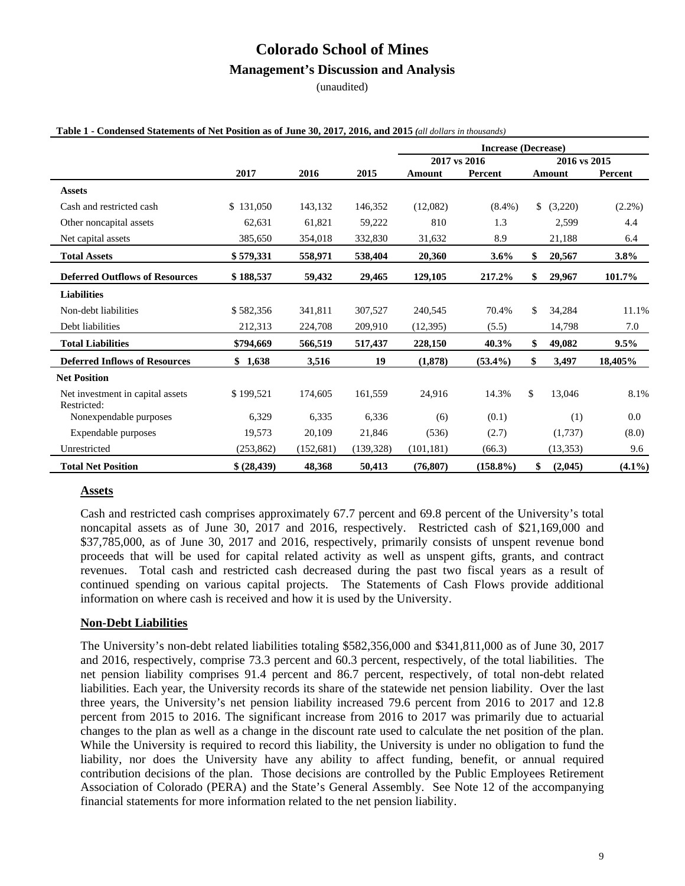# Colorado School of Mines

## Management's Discussion and Analysis

(unaudited)

**Table 1 - Condensed Statements of Net Position as of June 30, 2017, 2016, and 2015** *(all dollars in thousands)*

| | | | | Increase (Decrease) | | | |
|---|---|---|---|---|---|---|---|
| | | | | 2017 vs 2016 | | 2016 vs 2015 | |
| | 2017 | 2016 | 2015 | Amount | Percent | Amount | Percent |
| **Assets** | | | | | | | |
| Cash and restricted cash | $ 131,050 | 143,132 | 146,352 | (12,082) | (8.4%) | $ (3,220) | (2.2%) |
| Other noncapital assets | 62,631 | 61,821 | 59,222 | 810 | 1.3 | 2,599 | 4.4 |
| Net capital assets | 385,650 | 354,018 | 332,830 | 31,632 | 8.9 | 21,188 | 6.4 |
| **Total Assets** | **$ 579,331** | **558,971** | **538,404** | **20,360** | **3.6%** | **$ 20,567** | **3.8%** |
| **Deferred Outflows of Resources** | **$ 188,537** | **59,432** | **29,465** | **129,105** | **217.2%** | **$ 29,967** | **101.7%** |
| **Liabilities** | | | | | | | |
| Non-debt liabilities | $ 582,356 | 341,811 | 307,527 | 240,545 | 70.4% | $ 34,284 | 11.1% |
| Debt liabilities | 212,313 | 224,708 | 209,910 | (12,395) | (5.5) | 14,798 | 7.0 |
| **Total Liabilities** | **$794,669** | **566,519** | **517,437** | **228,150** | **40.3%** | **$ 49,082** | **9.5%** |
| **Deferred Inflows of Resources** | **$ 1,638** | **3,516** | **19** | **(1,878)** | **(53.4%)** | **$ 3,497** | **18,405%** |
| **Net Position** | | | | | | | |
| Net investment in capital assets | $ 199,521 | 174,605 | 161,559 | 24,916 | 14.3% | $ 13,046 | 8.1% |
| Restricted: | | | | | | | |
| Nonexpendable purposes | 6,329 | 6,335 | 6,336 | (6) | (0.1) | (1) | 0.0 |
| Expendable purposes | 19,573 | 20,109 | 21,846 | (536) | (2.7) | (1,737) | (8.0) |
| Unrestricted | (253,862) | (152,681) | (139,328) | (101,181) | (66.3) | (13,353) | 9.6 |
| **Total Net Position** | **$ (28,439)** | **48,368** | **50,413** | **(76,807)** | **(158.8%)** | **$ (2,045)** | **(4.1%)** |

### Assets

Cash and restricted cash comprises approximately 67.7 percent and 69.8 percent of the University's total noncapital assets as of June 30, 2017 and 2016, respectively. Restricted cash of $21,169,000 and $37,785,000, as of June 30, 2017 and 2016, respectively, primarily consists of unspent revenue bond proceeds that will be used for capital related activity as well as unspent gifts, grants, and contract revenues. Total cash and restricted cash decreased during the past two fiscal years as a result of continued spending on various capital projects. The Statements of Cash Flows provide additional information on where cash is received and how it is used by the University.

### Non-Debt Liabilities

The University's non-debt related liabilities totaling $582,356,000 and $341,811,000 as of June 30, 2017 and 2016, respectively, comprise 73.3 percent and 60.3 percent, respectively, of the total liabilities. The net pension liability comprises 91.4 percent and 86.7 percent, respectively, of total non-debt related liabilities. Each year, the University records its share of the statewide net pension liability. Over the last three years, the University's net pension liability increased 79.6 percent from 2016 to 2017 and 12.8 percent from 2015 to 2016. The significant increase from 2016 to 2017 was primarily due to actuarial changes to the plan as well as a change in the discount rate used to calculate the net position of the plan. While the University is required to record this liability, the University is under no obligation to fund the liability, nor does the University have any ability to affect funding, benefit, or annual required contribution decisions of the plan. Those decisions are controlled by the Public Employees Retirement Association of Colorado (PERA) and the State's General Assembly. See Note 12 of the accompanying financial statements for more information related to the net pension liability.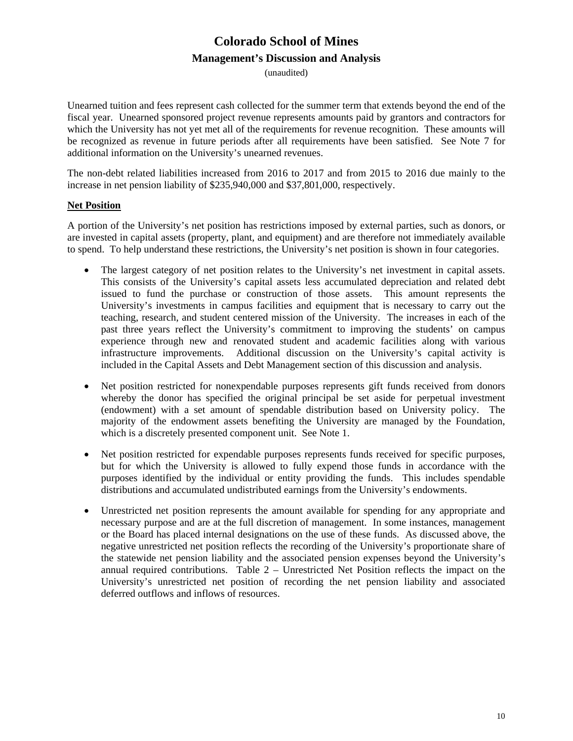Unearned tuition and fees represent cash collected for the summer term that extends beyond the end of the fiscal year. Unearned sponsored project revenue represents amounts paid by grantors and contractors for which the University has not yet met all of the requirements for revenue recognition. These amounts will be recognized as revenue in future periods after all requirements have been satisfied. See Note 7 for additional information on the University's unearned revenues.

The non-debt related liabilities increased from 2016 to 2017 and from 2015 to 2016 due mainly to the increase in net pension liability of $235,940,000 and $37,801,000, respectively.

**Net Position**

A portion of the University's net position has restrictions imposed by external parties, such as donors, or are invested in capital assets (property, plant, and equipment) and are therefore not immediately available to spend. To help understand these restrictions, the University's net position is shown in four categories.

- The largest category of net position relates to the University's net investment in capital assets. This consists of the University's capital assets less accumulated depreciation and related debt issued to fund the purchase or construction of those assets. This amount represents the University's investments in campus facilities and equipment that is necessary to carry out the teaching, research, and student centered mission of the University. The increases in each of the past three years reflect the University's commitment to improving the students' on campus experience through new and renovated student and academic facilities along with various infrastructure improvements. Additional discussion on the University's capital activity is included in the Capital Assets and Debt Management section of this discussion and analysis.

- Net position restricted for nonexpendable purposes represents gift funds received from donors whereby the donor has specified the original principal be set aside for perpetual investment (endowment) with a set amount of spendable distribution based on University policy. The majority of the endowment assets benefiting the University are managed by the Foundation, which is a discretely presented component unit. See Note 1.

- Net position restricted for expendable purposes represents funds received for specific purposes, but for which the University is allowed to fully expend those funds in accordance with the purposes identified by the individual or entity providing the funds. This includes spendable distributions and accumulated undistributed earnings from the University's endowments.

- Unrestricted net position represents the amount available for spending for any appropriate and necessary purpose and are at the full discretion of management. In some instances, management or the Board has placed internal designations on the use of these funds. As discussed above, the negative unrestricted net position reflects the recording of the University's proportionate share of the statewide net pension liability and the associated pension expenses beyond the University's annual required contributions. Table 2 – Unrestricted Net Position reflects the impact on the University's unrestricted net position of recording the net pension liability and associated deferred outflows and inflows of resources.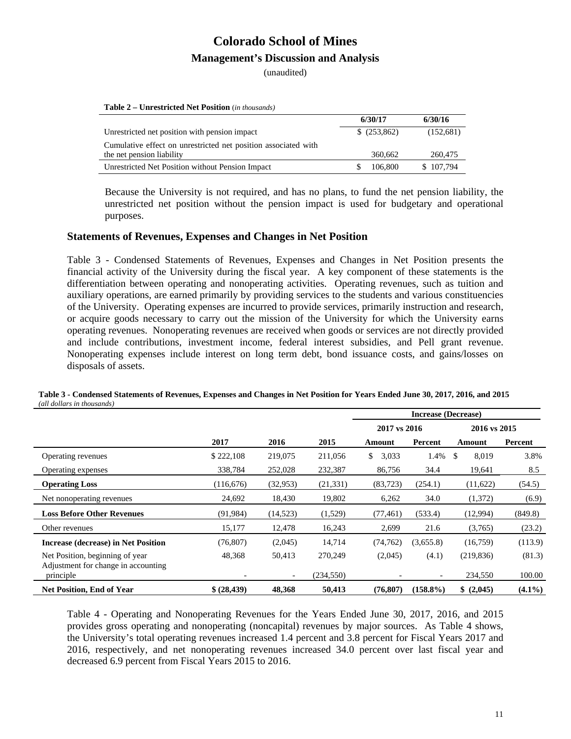# Colorado School of Mines

## Management's Discussion and Analysis

(unaudited)

**Table 2 – Unrestricted Net Position** *(in thousands)*

| | 6/30/17 | 6/30/16 |
|---|---|---|
| Unrestricted net position with pension impact | $ (253,862) | (152,681) |
| Cumulative effect on unrestricted net position associated with the net pension liability | 360,662 | 260,475 |
| Unrestricted Net Position without Pension Impact | $ 106,800 | $ 107,794 |

Because the University is not required, and has no plans, to fund the net pension liability, the unrestricted net position without the pension impact is used for budgetary and operational purposes.

### Statements of Revenues, Expenses and Changes in Net Position

Table 3 - Condensed Statements of Revenues, Expenses and Changes in Net Position presents the financial activity of the University during the fiscal year. A key component of these statements is the differentiation between operating and nonoperating activities. Operating revenues, such as tuition and auxiliary operations, are earned primarily by providing services to the students and various constituencies of the University. Operating expenses are incurred to provide services, primarily instruction and research, or acquire goods necessary to carry out the mission of the University for which the University earns operating revenues. Nonoperating revenues are received when goods or services are not directly provided and include contributions, investment income, federal interest subsidies, and Pell grant revenue. Nonoperating expenses include interest on long term debt, bond issuance costs, and gains/losses on disposals of assets.

**Table 3 - Condensed Statements of Revenues, Expenses and Changes in Net Position for Years Ended June 30, 2017, 2016, and 2015**
*(all dollars in thousands)*

| | | | | Increase (Decrease) | | | |
|---|---|---|---|---|---|---|---|
| | | | | 2017 vs 2016 | | 2016 vs 2015 | |
| | 2017 | 2016 | 2015 | Amount | Percent | Amount | Percent |
| Operating revenues | $ 222,108 | 219,075 | 211,056 | $ 3,033 | 1.4% | $ 8,019 | 3.8% |
| Operating expenses | 338,784 | 252,028 | 232,387 | 86,756 | 34.4 | 19,641 | 8.5 |
| **Operating Loss** | (116,676) | (32,953) | (21,331) | (83,723) | (254.1) | (11,622) | (54.5) |
| Net nonoperating revenues | 24,692 | 18,430 | 19,802 | 6,262 | 34.0 | (1,372) | (6.9) |
| **Loss Before Other Revenues** | (91,984) | (14,523) | (1,529) | (77,461) | (533.4) | (12,994) | (849.8) |
| Other revenues | 15,177 | 12,478 | 16,243 | 2,699 | 21.6 | (3,765) | (23.2) |
| **Increase (decrease) in Net Position** | (76,807) | (2,045) | 14,714 | (74,762) | (3,655.8) | (16,759) | (113.9) |
| Net Position, beginning of year | 48,368 | 50,413 | 270,249 | (2,045) | (4.1) | (219,836) | (81.3) |
| Adjustment for change in accounting principle | - | - | (234,550) | - | - | 234,550 | 100.00 |
| **Net Position, End of Year** | **$ (28,439)** | **48,368** | **50,413** | **(76,807)** | **(158.8%)** | **$ (2,045)** | **(4.1%)** |

Table 4 - Operating and Nonoperating Revenues for the Years Ended June 30, 2017, 2016, and 2015 provides gross operating and nonoperating (noncapital) revenues by major sources. As Table 4 shows, the University's total operating revenues increased 1.4 percent and 3.8 percent for Fiscal Years 2017 and 2016, respectively, and net nonoperating revenues increased 34.0 percent over last fiscal year and decreased 6.9 percent from Fiscal Years 2015 to 2016.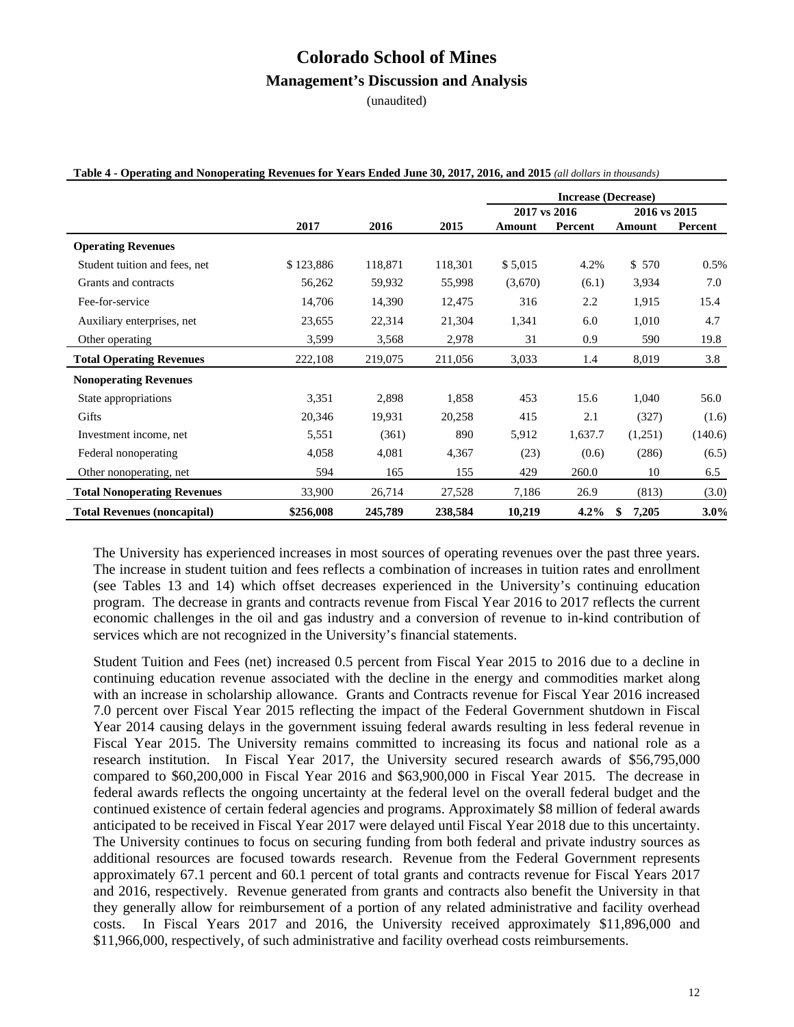# Colorado School of Mines

## Management's Discussion and Analysis

(unaudited)

**Table 4 - Operating and Nonoperating Revenues for Years Ended June 30, 2017, 2016, and 2015** *(all dollars in thousands)*

| | | | | Increase (Decrease) | | | |
|---|---|---|---|---|---|---|---|
| | | | | 2017 vs 2016 | | 2016 vs 2015 | |
| | 2017 | 2016 | 2015 | Amount | Percent | Amount | Percent |
| **Operating Revenues** | | | | | | | |
| Student tuition and fees, net | $ 123,886 | 118,871 | 118,301 | $ 5,015 | 4.2% | $ 570 | 0.5% |
| Grants and contracts | 56,262 | 59,932 | 55,998 | (3,670) | (6.1) | 3,934 | 7.0 |
| Fee-for-service | 14,706 | 14,390 | 12,475 | 316 | 2.2 | 1,915 | 15.4 |
| Auxiliary enterprises, net | 23,655 | 22,314 | 21,304 | 1,341 | 6.0 | 1,010 | 4.7 |
| Other operating | 3,599 | 3,568 | 2,978 | 31 | 0.9 | 590 | 19.8 |
| **Total Operating Revenues** | 222,108 | 219,075 | 211,056 | 3,033 | 1.4 | 8,019 | 3.8 |
| **Nonoperating Revenues** | | | | | | | |
| State appropriations | 3,351 | 2,898 | 1,858 | 453 | 15.6 | 1,040 | 56.0 |
| Gifts | 20,346 | 19,931 | 20,258 | 415 | 2.1 | (327) | (1.6) |
| Investment income, net | 5,551 | (361) | 890 | 5,912 | 1,637.7 | (1,251) | (140.6) |
| Federal nonoperating | 4,058 | 4,081 | 4,367 | (23) | (0.6) | (286) | (6.5) |
| Other nonoperating, net | 594 | 165 | 155 | 429 | 260.0 | 10 | 6.5 |
| **Total Nonoperating Revenues** | 33,900 | 26,714 | 27,528 | 7,186 | 26.9 | (813) | (3.0) |
| **Total Revenues (noncapital)** | **$256,008** | **245,789** | **238,584** | **10,219** | **4.2%** | **$ 7,205** | **3.0%** |

The University has experienced increases in most sources of operating revenues over the past three years. The increase in student tuition and fees reflects a combination of increases in tuition rates and enrollment (see Tables 13 and 14) which offset decreases experienced in the University's continuing education program. The decrease in grants and contracts revenue from Fiscal Year 2016 to 2017 reflects the current economic challenges in the oil and gas industry and a conversion of revenue to in-kind contribution of services which are not recognized in the University's financial statements.

Student Tuition and Fees (net) increased 0.5 percent from Fiscal Year 2015 to 2016 due to a decline in continuing education revenue associated with the decline in the energy and commodities market along with an increase in scholarship allowance. Grants and Contracts revenue for Fiscal Year 2016 increased 7.0 percent over Fiscal Year 2015 reflecting the impact of the Federal Government shutdown in Fiscal Year 2014 causing delays in the government issuing federal awards resulting in less federal revenue in Fiscal Year 2015. The University remains committed to increasing its focus and national role as a research institution. In Fiscal Year 2017, the University secured research awards of $56,795,000 compared to $60,200,000 in Fiscal Year 2016 and $63,900,000 in Fiscal Year 2015. The decrease in federal awards reflects the ongoing uncertainty at the federal level on the overall federal budget and the continued existence of certain federal agencies and programs. Approximately $8 million of federal awards anticipated to be received in Fiscal Year 2017 were delayed until Fiscal Year 2018 due to this uncertainty. The University continues to focus on securing funding from both federal and private industry sources as additional resources are focused towards research. Revenue from the Federal Government represents approximately 67.1 percent and 60.1 percent of total grants and contracts revenue for Fiscal Years 2017 and 2016, respectively. Revenue generated from grants and contracts also benefit the University in that they generally allow for reimbursement of a portion of any related administrative and facility overhead costs. In Fiscal Years 2017 and 2016, the University received approximately $11,896,000 and $11,966,000, respectively, of such administrative and facility overhead costs reimbursements.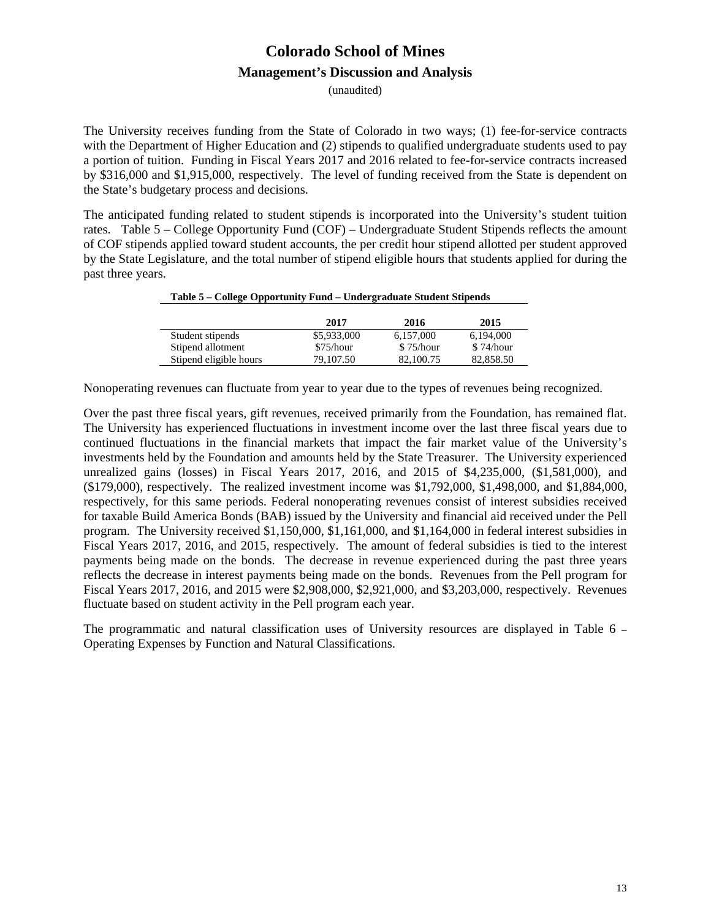# Colorado School of Mines

## Management's Discussion and Analysis

(unaudited)

The University receives funding from the State of Colorado in two ways; (1) fee-for-service contracts with the Department of Higher Education and (2) stipends to qualified undergraduate students used to pay a portion of tuition. Funding in Fiscal Years 2017 and 2016 related to fee-for-service contracts increased by $316,000 and $1,915,000, respectively. The level of funding received from the State is dependent on the State's budgetary process and decisions.

The anticipated funding related to student stipends is incorporated into the University's student tuition rates. Table 5 – College Opportunity Fund (COF) – Undergraduate Student Stipends reflects the amount of COF stipends applied toward student accounts, the per credit hour stipend allotted per student approved by the State Legislature, and the total number of stipend eligible hours that students applied for during the past three years.

**Table 5 – College Opportunity Fund – Undergraduate Student Stipends**

| | 2017 | 2016 | 2015 |
|---|---|---|---|
| Student stipends | $5,933,000 | 6,157,000 | 6,194,000 |
| Stipend allotment | $75/hour | $ 75/hour | $ 74/hour |
| Stipend eligible hours | 79,107.50 | 82,100.75 | 82,858.50 |

Nonoperating revenues can fluctuate from year to year due to the types of revenues being recognized.

Over the past three fiscal years, gift revenues, received primarily from the Foundation, has remained flat. The University has experienced fluctuations in investment income over the last three fiscal years due to continued fluctuations in the financial markets that impact the fair market value of the University's investments held by the Foundation and amounts held by the State Treasurer. The University experienced unrealized gains (losses) in Fiscal Years 2017, 2016, and 2015 of $4,235,000, ($1,581,000), and ($179,000), respectively. The realized investment income was $1,792,000, $1,498,000, and $1,884,000, respectively, for this same periods. Federal nonoperating revenues consist of interest subsidies received for taxable Build America Bonds (BAB) issued by the University and financial aid received under the Pell program. The University received $1,150,000, $1,161,000, and $1,164,000 in federal interest subsidies in Fiscal Years 2017, 2016, and 2015, respectively. The amount of federal subsidies is tied to the interest payments being made on the bonds. The decrease in revenue experienced during the past three years reflects the decrease in interest payments being made on the bonds. Revenues from the Pell program for Fiscal Years 2017, 2016, and 2015 were $2,908,000, $2,921,000, and $3,203,000, respectively. Revenues fluctuate based on student activity in the Pell program each year.

The programmatic and natural classification uses of University resources are displayed in Table 6 – Operating Expenses by Function and Natural Classifications.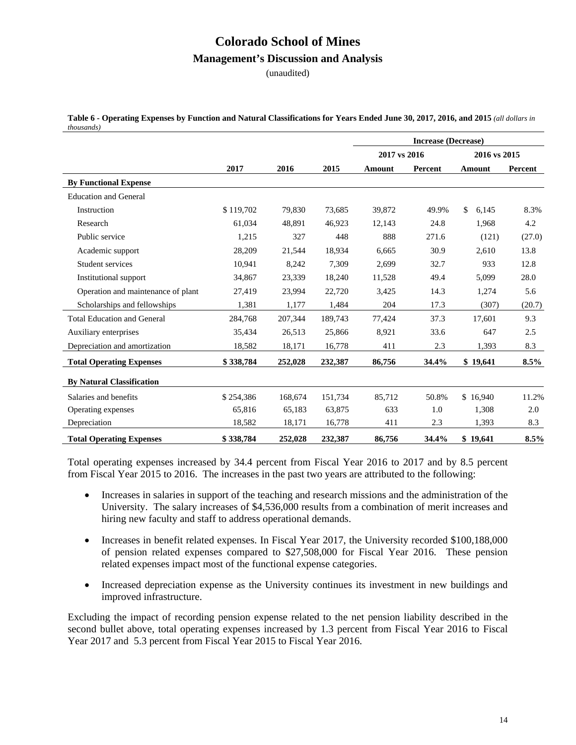# Colorado School of Mines

## Management's Discussion and Analysis

(unaudited)

**Table 6 - Operating Expenses by Function and Natural Classifications for Years Ended June 30, 2017, 2016, and 2015** *(all dollars in thousands)*

| | | | | Increase (Decrease) | | | |
|---|---|---|---|---|---|---|---|
| | | | | 2017 vs 2016 | | 2016 vs 2015 | |
| | 2017 | 2016 | 2015 | Amount | Percent | Amount | Percent |
| **By Functional Expense** | | | | | | | |
| Education and General | | | | | | | |
| Instruction | $ 119,702 | 79,830 | 73,685 | 39,872 | 49.9% | $ 6,145 | 8.3% |
| Research | 61,034 | 48,891 | 46,923 | 12,143 | 24.8 | 1,968 | 4.2 |
| Public service | 1,215 | 327 | 448 | 888 | 271.6 | (121) | (27.0) |
| Academic support | 28,209 | 21,544 | 18,934 | 6,665 | 30.9 | 2,610 | 13.8 |
| Student services | 10,941 | 8,242 | 7,309 | 2,699 | 32.7 | 933 | 12.8 |
| Institutional support | 34,867 | 23,339 | 18,240 | 11,528 | 49.4 | 5,099 | 28.0 |
| Operation and maintenance of plant | 27,419 | 23,994 | 22,720 | 3,425 | 14.3 | 1,274 | 5.6 |
| Scholarships and fellowships | 1,381 | 1,177 | 1,484 | 204 | 17.3 | (307) | (20.7) |
| Total Education and General | 284,768 | 207,344 | 189,743 | 77,424 | 37.3 | 17,601 | 9.3 |
| Auxiliary enterprises | 35,434 | 26,513 | 25,866 | 8,921 | 33.6 | 647 | 2.5 |
| Depreciation and amortization | 18,582 | 18,171 | 16,778 | 411 | 2.3 | 1,393 | 8.3 |
| **Total Operating Expenses** | **$ 338,784** | **252,028** | **232,387** | **86,756** | **34.4%** | **$ 19,641** | **8.5%** |
| **By Natural Classification** | | | | | | | |
| Salaries and benefits | $ 254,386 | 168,674 | 151,734 | 85,712 | 50.8% | $ 16,940 | 11.2% |
| Operating expenses | 65,816 | 65,183 | 63,875 | 633 | 1.0 | 1,308 | 2.0 |
| Depreciation | 18,582 | 18,171 | 16,778 | 411 | 2.3 | 1,393 | 8.3 |
| **Total Operating Expenses** | **$ 338,784** | **252,028** | **232,387** | **86,756** | **34.4%** | **$ 19,641** | **8.5%** |

Total operating expenses increased by 34.4 percent from Fiscal Year 2016 to 2017 and by 8.5 percent from Fiscal Year 2015 to 2016. The increases in the past two years are attributed to the following:

- Increases in salaries in support of the teaching and research missions and the administration of the University. The salary increases of $4,536,000 results from a combination of merit increases and hiring new faculty and staff to address operational demands.
- Increases in benefit related expenses. In Fiscal Year 2017, the University recorded $100,188,000 of pension related expenses compared to $27,508,000 for Fiscal Year 2016. These pension related expenses impact most of the functional expense categories.
- Increased depreciation expense as the University continues its investment in new buildings and improved infrastructure.

Excluding the impact of recording pension expense related to the net pension liability described in the second bullet above, total operating expenses increased by 1.3 percent from Fiscal Year 2016 to Fiscal Year 2017 and 5.3 percent from Fiscal Year 2015 to Fiscal Year 2016.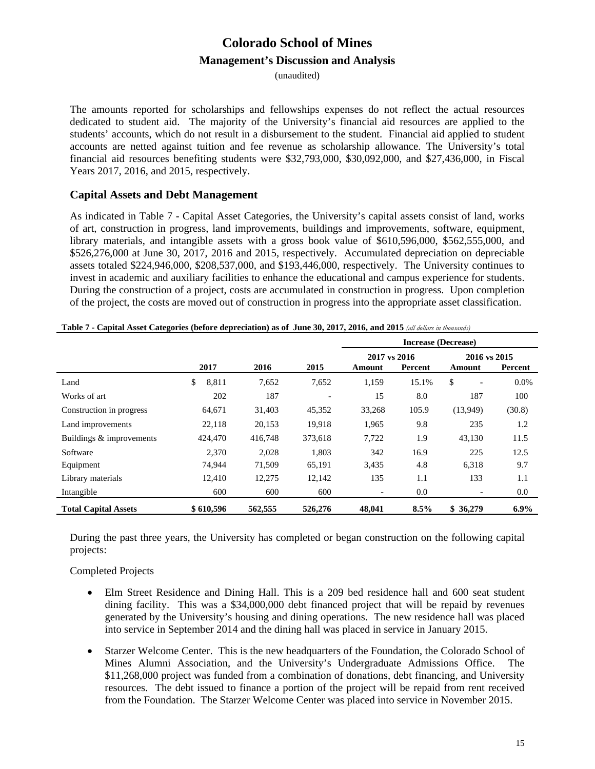The amounts reported for scholarships and fellowships expenses do not reflect the actual resources dedicated to student aid. The majority of the University's financial aid resources are applied to the students' accounts, which do not result in a disbursement to the student. Financial aid applied to student accounts are netted against tuition and fee revenue as scholarship allowance. The University's total financial aid resources benefiting students were $32,793,000, $30,092,000, and $27,436,000, in Fiscal Years 2017, 2016, and 2015, respectively.

## Capital Assets and Debt Management

As indicated in Table 7 - Capital Asset Categories, the University's capital assets consist of land, works of art, construction in progress, land improvements, buildings and improvements, software, equipment, library materials, and intangible assets with a gross book value of $610,596,000, $562,555,000, and $526,276,000 at June 30, 2017, 2016 and 2015, respectively. Accumulated depreciation on depreciable assets totaled $224,946,000, $208,537,000, and $193,446,000, respectively. The University continues to invest in academic and auxiliary facilities to enhance the educational and campus experience for students. During the construction of a project, costs are accumulated in construction in progress. Upon completion of the project, the costs are moved out of construction in progress into the appropriate asset classification.

**Table 7 - Capital Asset Categories (before depreciation) as of June 30, 2017, 2016, and 2015** *(all dollars in thousands)*

| | | | | Increase (Decrease) | | | |
|---|---|---|---|---|---|---|---|
| | | | | 2017 vs 2016 | | 2016 vs 2015 | |
| | 2017 | 2016 | 2015 | Amount | Percent | Amount | Percent |
| Land | $ 8,811 | 7,652 | 7,652 | 1,159 | 15.1% | $ - | 0.0% |
| Works of art | 202 | 187 | - | 15 | 8.0 | 187 | 100 |
| Construction in progress | 64,671 | 31,403 | 45,352 | 33,268 | 105.9 | (13,949) | (30.8) |
| Land improvements | 22,118 | 20,153 | 19,918 | 1,965 | 9.8 | 235 | 1.2 |
| Buildings & improvements | 424,470 | 416,748 | 373,618 | 7,722 | 1.9 | 43,130 | 11.5 |
| Software | 2,370 | 2,028 | 1,803 | 342 | 16.9 | 225 | 12.5 |
| Equipment | 74,944 | 71,509 | 65,191 | 3,435 | 4.8 | 6,318 | 9.7 |
| Library materials | 12,410 | 12,275 | 12,142 | 135 | 1.1 | 133 | 1.1 |
| Intangible | 600 | 600 | 600 | - | 0.0 | - | 0.0 |
| **Total Capital Assets** | **$ 610,596** | **562,555** | **526,276** | **48,041** | **8.5%** | **$ 36,279** | **6.9%** |

During the past three years, the University has completed or began construction on the following capital projects:

Completed Projects

- Elm Street Residence and Dining Hall. This is a 209 bed residence hall and 600 seat student dining facility. This was a $34,000,000 debt financed project that will be repaid by revenues generated by the University's housing and dining operations. The new residence hall was placed into service in September 2014 and the dining hall was placed in service in January 2015.

- Starzer Welcome Center. This is the new headquarters of the Foundation, the Colorado School of Mines Alumni Association, and the University's Undergraduate Admissions Office. The $11,268,000 project was funded from a combination of donations, debt financing, and University resources. The debt issued to finance a portion of the project will be repaid from rent received from the Foundation. The Starzer Welcome Center was placed into service in November 2015.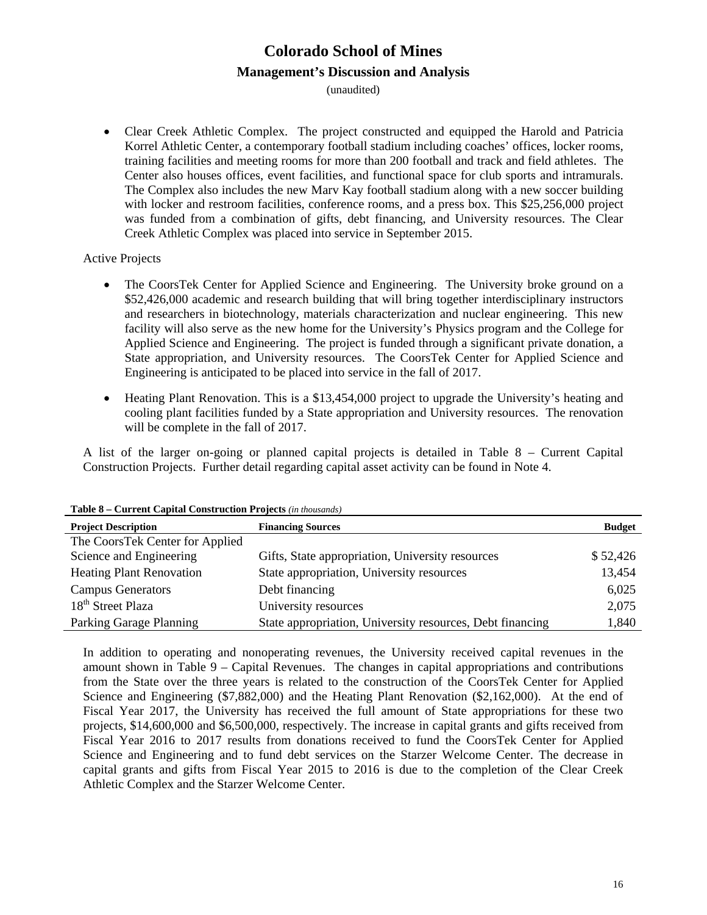- Clear Creek Athletic Complex. The project constructed and equipped the Harold and Patricia Korrel Athletic Center, a contemporary football stadium including coaches' offices, locker rooms, training facilities and meeting rooms for more than 200 football and track and field athletes. The Center also houses offices, event facilities, and functional space for club sports and intramurals. The Complex also includes the new Marv Kay football stadium along with a new soccer building with locker and restroom facilities, conference rooms, and a press box. This $25,256,000 project was funded from a combination of gifts, debt financing, and University resources. The Clear Creek Athletic Complex was placed into service in September 2015.

Active Projects

- The CoorsTek Center for Applied Science and Engineering. The University broke ground on a $52,426,000 academic and research building that will bring together interdisciplinary instructors and researchers in biotechnology, materials characterization and nuclear engineering. This new facility will also serve as the new home for the University's Physics program and the College for Applied Science and Engineering. The project is funded through a significant private donation, a State appropriation, and University resources. The CoorsTek Center for Applied Science and Engineering is anticipated to be placed into service in the fall of 2017.

- Heating Plant Renovation. This is a $13,454,000 project to upgrade the University's heating and cooling plant facilities funded by a State appropriation and University resources. The renovation will be complete in the fall of 2017.

A list of the larger on-going or planned capital projects is detailed in Table 8 – Current Capital Construction Projects. Further detail regarding capital asset activity can be found in Note 4.

**Table 8 – Current Capital Construction Projects** *(in thousands)*

| Project Description | Financing Sources | Budget |
|---|---|---|
| The CoorsTek Center for Applied Science and Engineering | Gifts, State appropriation, University resources | $ 52,426 |
| Heating Plant Renovation | State appropriation, University resources | 13,454 |
| Campus Generators | Debt financing | 6,025 |
| 18th Street Plaza | University resources | 2,075 |
| Parking Garage Planning | State appropriation, University resources, Debt financing | 1,840 |

In addition to operating and nonoperating revenues, the University received capital revenues in the amount shown in Table 9 – Capital Revenues. The changes in capital appropriations and contributions from the State over the three years is related to the construction of the CoorsTek Center for Applied Science and Engineering ($7,882,000) and the Heating Plant Renovation ($2,162,000). At the end of Fiscal Year 2017, the University has received the full amount of State appropriations for these two projects, $14,600,000 and $6,500,000, respectively. The increase in capital grants and gifts received from Fiscal Year 2016 to 2017 results from donations received to fund the CoorsTek Center for Applied Science and Engineering and to fund debt services on the Starzer Welcome Center. The decrease in capital grants and gifts from Fiscal Year 2015 to 2016 is due to the completion of the Clear Creek Athletic Complex and the Starzer Welcome Center.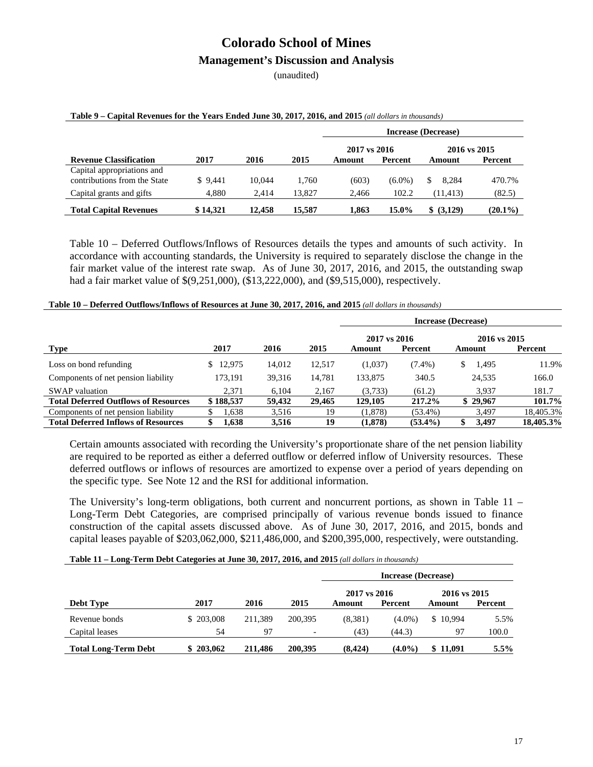# Colorado School of Mines

## Management's Discussion and Analysis

(unaudited)

**Table 9 – Capital Revenues for the Years Ended June 30, 2017, 2016, and 2015** *(all dollars in thousands)*

| | | | | Increase (Decrease) | | | |
|---|---|---|---|---|---|---|---|
| | | | | 2017 vs 2016 | | 2016 vs 2015 | |
| **Revenue Classification** | **2017** | **2016** | **2015** | **Amount** | **Percent** | **Amount** | **Percent** |
| Capital appropriations and contributions from the State | $ 9,441 | 10,044 | 1,760 | (603) | (6.0%) | $ 8,284 | 470.7% |
| Capital grants and gifts | 4,880 | 2,414 | 13,827 | 2,466 | 102.2 | (11,413) | (82.5) |
| **Total Capital Revenues** | **$ 14,321** | **12,458** | **15,587** | **1,863** | **15.0%** | **$ (3,129)** | **(20.1%)** |

Table 10 – Deferred Outflows/Inflows of Resources details the types and amounts of such activity. In accordance with accounting standards, the University is required to separately disclose the change in the fair market value of the interest rate swap. As of June 30, 2017, 2016, and 2015, the outstanding swap had a fair market value of $(9,251,000), ($13,222,000), and ($9,515,000), respectively.

**Table 10 – Deferred Outflows/Inflows of Resources at June 30, 2017, 2016, and 2015** *(all dollars in thousands)*

| | | | | Increase (Decrease) | | | |
|---|---|---|---|---|---|---|---|
| | | | | 2017 vs 2016 | | 2016 vs 2015 | |
| **Type** | **2017** | **2016** | **2015** | **Amount** | **Percent** | **Amount** | **Percent** |
| Loss on bond refunding | $ 12,975 | 14,012 | 12,517 | (1,037) | (7.4%) | $ 1,495 | 11.9% |
| Components of net pension liability | 173,191 | 39,316 | 14,781 | 133,875 | 340.5 | 24,535 | 166.0 |
| SWAP valuation | 2,371 | 6,104 | 2,167 | (3,733) | (61.2) | 3,937 | 181.7 |
| **Total Deferred Outflows of Resources** | **$ 188,537** | **59,432** | **29,465** | **129,105** | **217.2%** | **$ 29,967** | **101.7%** |
| Components of net pension liability | $ 1,638 | 3,516 | 19 | (1,878) | (53.4%) | 3,497 | 18,405.3% |
| **Total Deferred Inflows of Resources** | **$ 1,638** | **3,516** | **19** | **(1,878)** | **(53.4%)** | **$ 3,497** | **18,405.3%** |

Certain amounts associated with recording the University's proportionate share of the net pension liability are required to be reported as either a deferred outflow or deferred inflow of University resources. These deferred outflows or inflows of resources are amortized to expense over a period of years depending on the specific type. See Note 12 and the RSI for additional information.

The University's long-term obligations, both current and noncurrent portions, as shown in Table 11 – Long-Term Debt Categories, are comprised principally of various revenue bonds issued to finance construction of the capital assets discussed above. As of June 30, 2017, 2016, and 2015, bonds and capital leases payable of $203,062,000, $211,486,000, and $200,395,000, respectively, were outstanding.

**Table 11 – Long-Term Debt Categories at June 30, 2017, 2016, and 2015** *(all dollars in thousands)*

| | | | | Increase (Decrease) | | | |
|---|---|---|---|---|---|---|---|
| | | | | 2017 vs 2016 | | 2016 vs 2015 | |
| **Debt Type** | **2017** | **2016** | **2015** | **Amount** | **Percent** | **Amount** | **Percent** |
| Revenue bonds | $ 203,008 | 211,389 | 200,395 | (8,381) | (4.0%) | $ 10,994 | 5.5% |
| Capital leases | 54 | 97 | - | (43) | (44.3) | 97 | 100.0 |
| **Total Long-Term Debt** | **$ 203,062** | **211,486** | **200,395** | **(8,424)** | **(4.0%)** | **$ 11,091** | **5.5%** |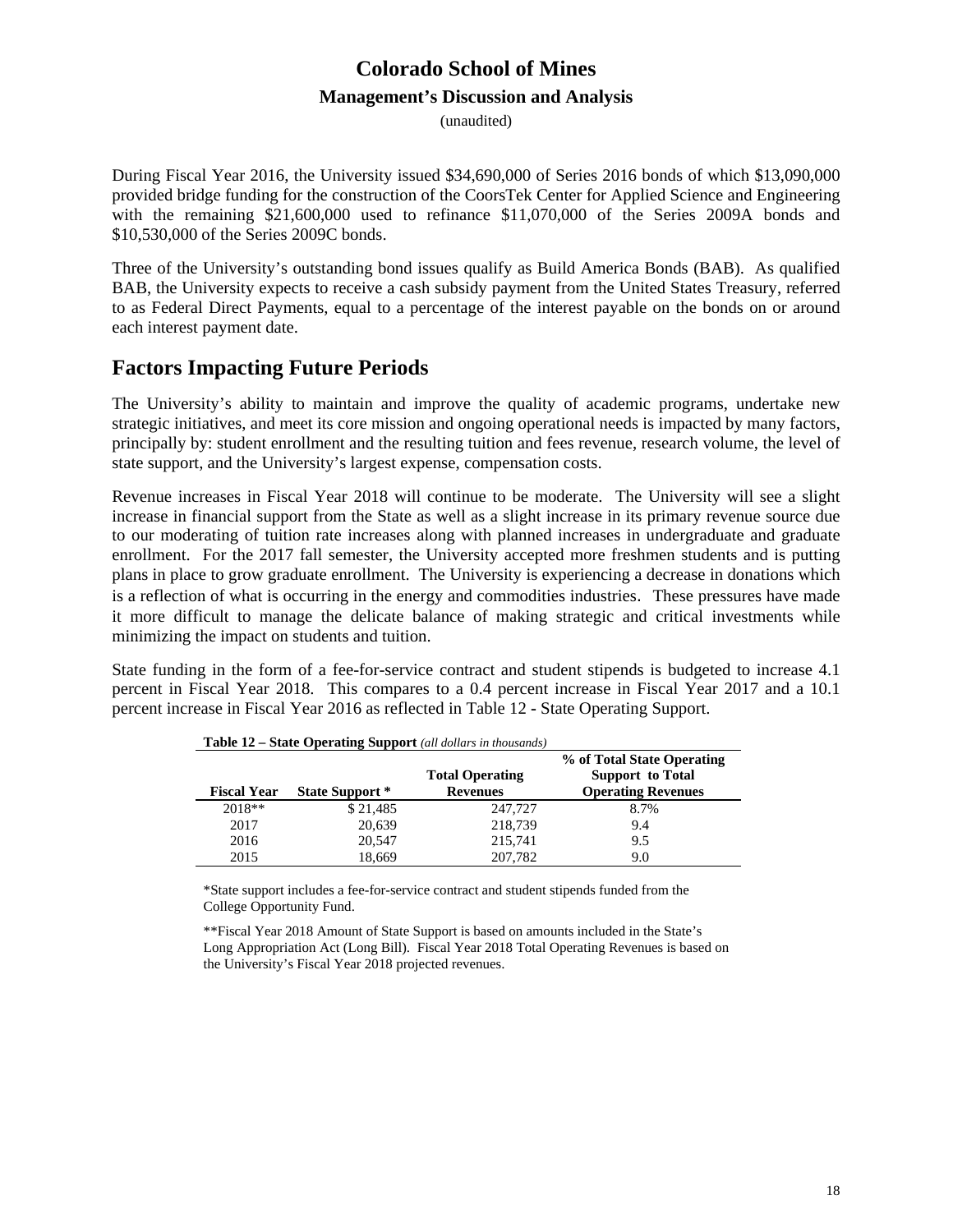During Fiscal Year 2016, the University issued $34,690,000 of Series 2016 bonds of which $13,090,000 provided bridge funding for the construction of the CoorsTek Center for Applied Science and Engineering with the remaining $21,600,000 used to refinance $11,070,000 of the Series 2009A bonds and $10,530,000 of the Series 2009C bonds.

Three of the University's outstanding bond issues qualify as Build America Bonds (BAB). As qualified BAB, the University expects to receive a cash subsidy payment from the United States Treasury, referred to as Federal Direct Payments, equal to a percentage of the interest payable on the bonds on or around each interest payment date.

## Factors Impacting Future Periods

The University's ability to maintain and improve the quality of academic programs, undertake new strategic initiatives, and meet its core mission and ongoing operational needs is impacted by many factors, principally by: student enrollment and the resulting tuition and fees revenue, research volume, the level of state support, and the University's largest expense, compensation costs.

Revenue increases in Fiscal Year 2018 will continue to be moderate. The University will see a slight increase in financial support from the State as well as a slight increase in its primary revenue source due to our moderating of tuition rate increases along with planned increases in undergraduate and graduate enrollment. For the 2017 fall semester, the University accepted more freshmen students and is putting plans in place to grow graduate enrollment. The University is experiencing a decrease in donations which is a reflection of what is occurring in the energy and commodities industries. These pressures have made it more difficult to manage the delicate balance of making strategic and critical investments while minimizing the impact on students and tuition.

State funding in the form of a fee-for-service contract and student stipends is budgeted to increase 4.1 percent in Fiscal Year 2018. This compares to a 0.4 percent increase in Fiscal Year 2017 and a 10.1 percent increase in Fiscal Year 2016 as reflected in Table 12 - State Operating Support.

**Table 12 – State Operating Support** *(all dollars in thousands)*

| Fiscal Year | State Support * | Total Operating Revenues | % of Total State Operating Support to Total Operating Revenues |
|---|---|---|---|
| 2018** | $ 21,485 | 247,727 | 8.7% |
| 2017 | 20,639 | 218,739 | 9.4 |
| 2016 | 20,547 | 215,741 | 9.5 |
| 2015 | 18,669 | 207,782 | 9.0 |

*State support includes a fee-for-service contract and student stipends funded from the College Opportunity Fund.

**Fiscal Year 2018 Amount of State Support is based on amounts included in the State's Long Appropriation Act (Long Bill). Fiscal Year 2018 Total Operating Revenues is based on the University's Fiscal Year 2018 projected revenues.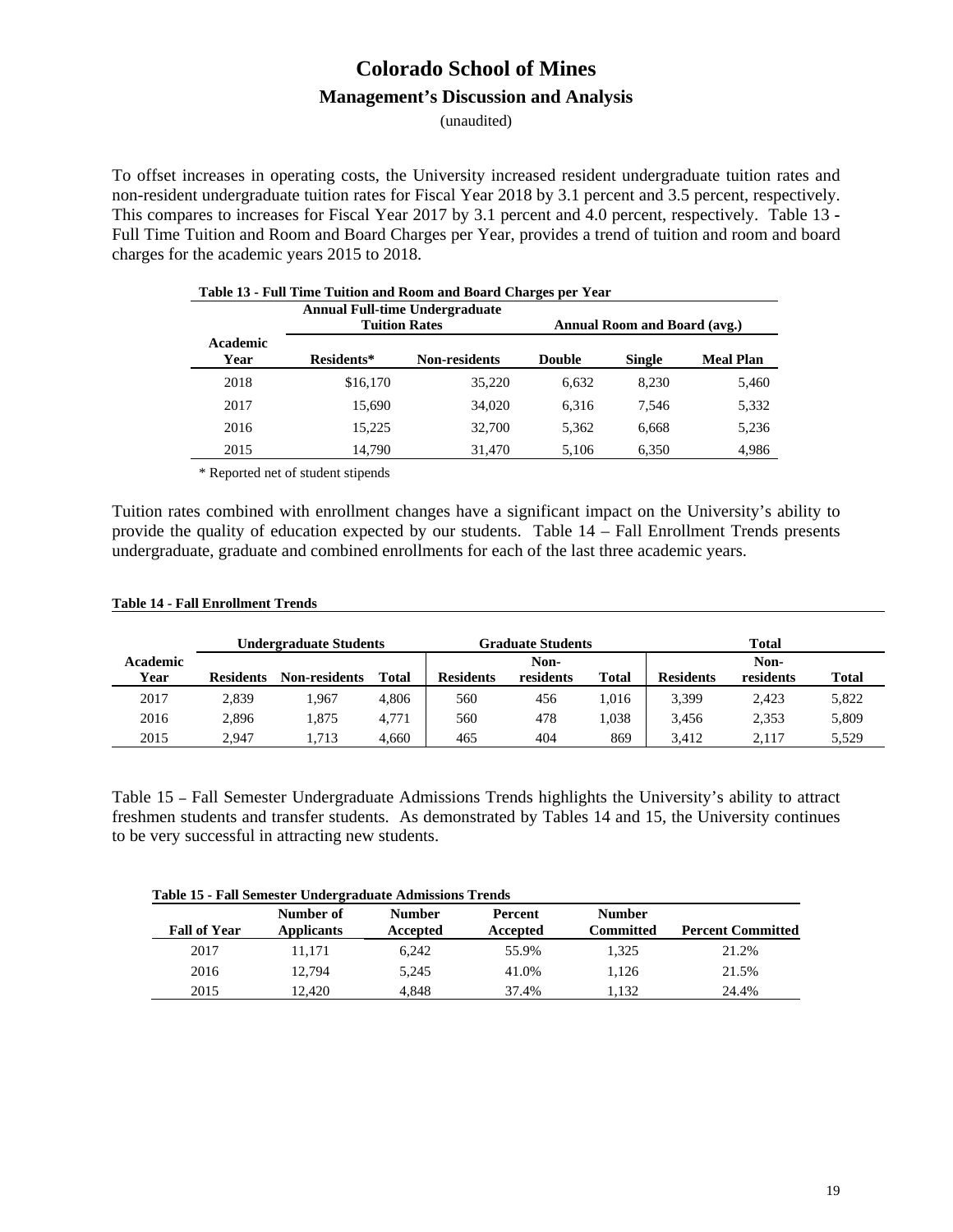# Colorado School of Mines

## Management's Discussion and Analysis

(unaudited)

To offset increases in operating costs, the University increased resident undergraduate tuition rates and non-resident undergraduate tuition rates for Fiscal Year 2018 by 3.1 percent and 3.5 percent, respectively. This compares to increases for Fiscal Year 2017 by 3.1 percent and 4.0 percent, respectively. Table 13 - Full Time Tuition and Room and Board Charges per Year, provides a trend of tuition and room and board charges for the academic years 2015 to 2018.

**Table 13 - Full Time Tuition and Room and Board Charges per Year**

| | Annual Full-time Undergraduate Tuition Rates | | Annual Room and Board (avg.) | | |
|---|---|---|---|---|---|
| Academic Year | Residents* | Non-residents | Double | Single | Meal Plan |
| 2018 | $16,170 | 35,220 | 6,632 | 8,230 | 5,460 |
| 2017 | 15,690 | 34,020 | 6,316 | 7,546 | 5,332 |
| 2016 | 15,225 | 32,700 | 5,362 | 6,668 | 5,236 |
| 2015 | 14,790 | 31,470 | 5,106 | 6,350 | 4,986 |

\* Reported net of student stipends

Tuition rates combined with enrollment changes have a significant impact on the University's ability to provide the quality of education expected by our students. Table 14 – Fall Enrollment Trends presents undergraduate, graduate and combined enrollments for each of the last three academic years.

**Table 14 - Fall Enrollment Trends**

| | Undergraduate Students | | | Graduate Students | | | Total | | |
|---|---|---|---|---|---|---|---|---|---|
| Academic Year | Residents | Non-residents | Total | Residents | Non-residents | Total | Residents | Non-residents | Total |
| 2017 | 2,839 | 1,967 | 4,806 | 560 | 456 | 1,016 | 3,399 | 2,423 | 5,822 |
| 2016 | 2,896 | 1,875 | 4,771 | 560 | 478 | 1,038 | 3,456 | 2,353 | 5,809 |
| 2015 | 2,947 | 1,713 | 4,660 | 465 | 404 | 869 | 3,412 | 2,117 | 5,529 |

Table 15 – Fall Semester Undergraduate Admissions Trends highlights the University's ability to attract freshmen students and transfer students. As demonstrated by Tables 14 and 15, the University continues to be very successful in attracting new students.

**Table 15 - Fall Semester Undergraduate Admissions Trends**

| Fall of Year | Number of Applicants | Number Accepted | Percent Accepted | Number Committed | Percent Committed |
|---|---|---|---|---|---|
| 2017 | 11,171 | 6,242 | 55.9% | 1,325 | 21.2% |
| 2016 | 12,794 | 5,245 | 41.0% | 1,126 | 21.5% |
| 2015 | 12,420 | 4,848 | 37.4% | 1,132 | 24.4% |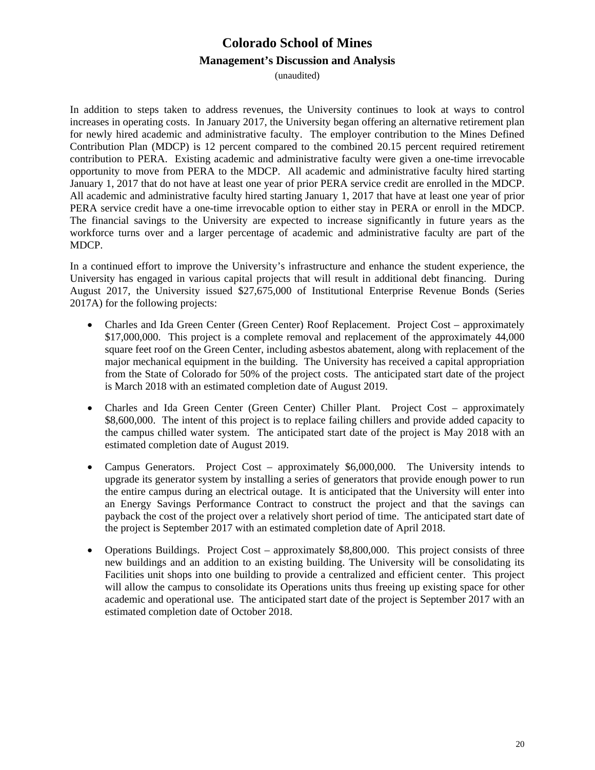In addition to steps taken to address revenues, the University continues to look at ways to control increases in operating costs. In January 2017, the University began offering an alternative retirement plan for newly hired academic and administrative faculty. The employer contribution to the Mines Defined Contribution Plan (MDCP) is 12 percent compared to the combined 20.15 percent required retirement contribution to PERA. Existing academic and administrative faculty were given a one-time irrevocable opportunity to move from PERA to the MDCP. All academic and administrative faculty hired starting January 1, 2017 that do not have at least one year of prior PERA service credit are enrolled in the MDCP. All academic and administrative faculty hired starting January 1, 2017 that have at least one year of prior PERA service credit have a one-time irrevocable option to either stay in PERA or enroll in the MDCP. The financial savings to the University are expected to increase significantly in future years as the workforce turns over and a larger percentage of academic and administrative faculty are part of the MDCP.

In a continued effort to improve the University's infrastructure and enhance the student experience, the University has engaged in various capital projects that will result in additional debt financing. During August 2017, the University issued $27,675,000 of Institutional Enterprise Revenue Bonds (Series 2017A) for the following projects:

- Charles and Ida Green Center (Green Center) Roof Replacement. Project Cost – approximately $17,000,000. This project is a complete removal and replacement of the approximately 44,000 square feet roof on the Green Center, including asbestos abatement, along with replacement of the major mechanical equipment in the building. The University has received a capital appropriation from the State of Colorado for 50% of the project costs. The anticipated start date of the project is March 2018 with an estimated completion date of August 2019.

- Charles and Ida Green Center (Green Center) Chiller Plant. Project Cost – approximately $8,600,000. The intent of this project is to replace failing chillers and provide added capacity to the campus chilled water system. The anticipated start date of the project is May 2018 with an estimated completion date of August 2019.

- Campus Generators. Project Cost – approximately $6,000,000. The University intends to upgrade its generator system by installing a series of generators that provide enough power to run the entire campus during an electrical outage. It is anticipated that the University will enter into an Energy Savings Performance Contract to construct the project and that the savings can payback the cost of the project over a relatively short period of time. The anticipated start date of the project is September 2017 with an estimated completion date of April 2018.

- Operations Buildings. Project Cost – approximately $8,800,000. This project consists of three new buildings and an addition to an existing building. The University will be consolidating its Facilities unit shops into one building to provide a centralized and efficient center. This project will allow the campus to consolidate its Operations units thus freeing up existing space for other academic and operational use. The anticipated start date of the project is September 2017 with an estimated completion date of October 2018.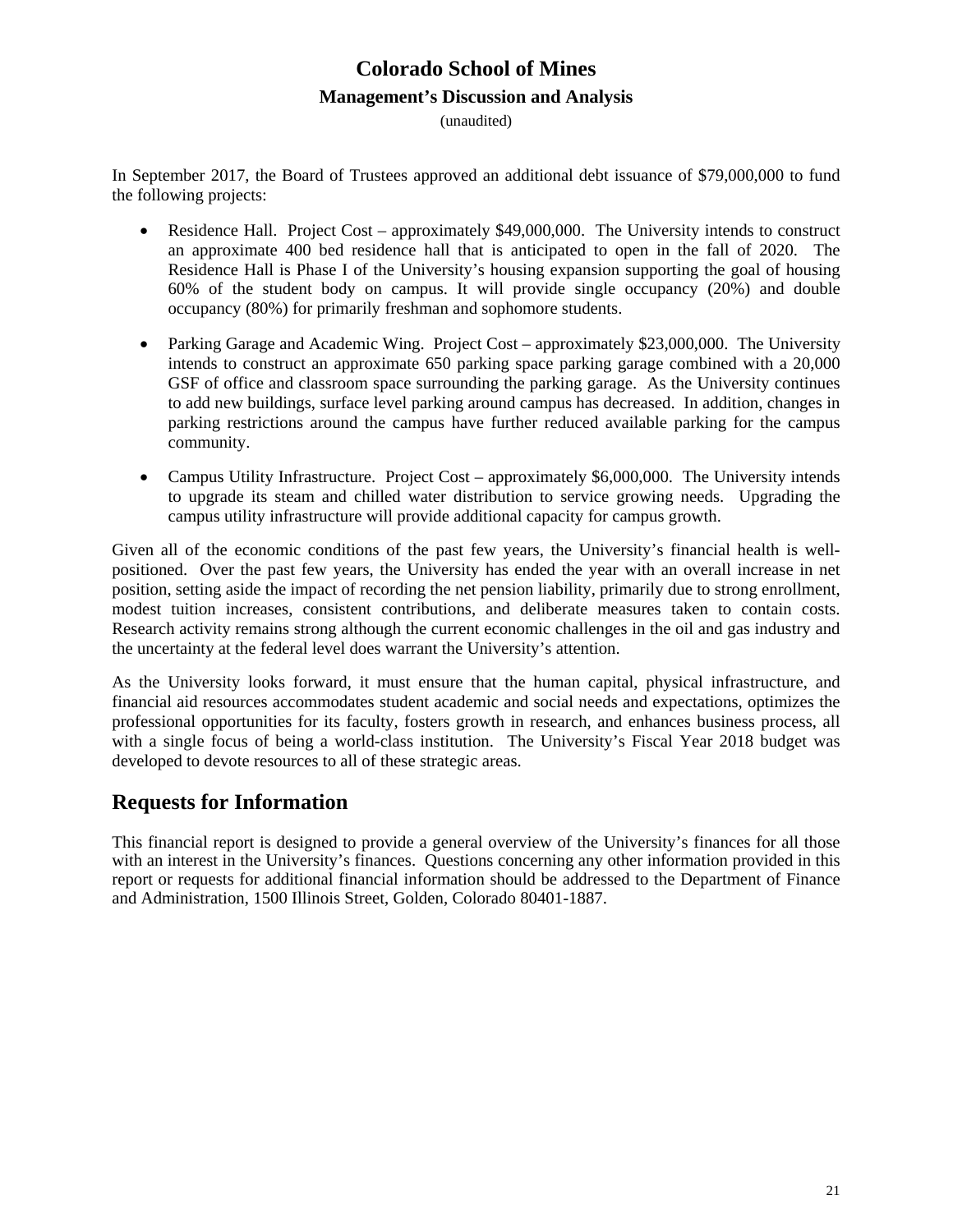In September 2017, the Board of Trustees approved an additional debt issuance of $79,000,000 to fund the following projects:

- Residence Hall. Project Cost – approximately $49,000,000. The University intends to construct an approximate 400 bed residence hall that is anticipated to open in the fall of 2020. The Residence Hall is Phase I of the University's housing expansion supporting the goal of housing 60% of the student body on campus. It will provide single occupancy (20%) and double occupancy (80%) for primarily freshman and sophomore students.

- Parking Garage and Academic Wing. Project Cost – approximately $23,000,000. The University intends to construct an approximate 650 parking space parking garage combined with a 20,000 GSF of office and classroom space surrounding the parking garage. As the University continues to add new buildings, surface level parking around campus has decreased. In addition, changes in parking restrictions around the campus have further reduced available parking for the campus community.

- Campus Utility Infrastructure. Project Cost – approximately $6,000,000. The University intends to upgrade its steam and chilled water distribution to service growing needs. Upgrading the campus utility infrastructure will provide additional capacity for campus growth.

Given all of the economic conditions of the past few years, the University's financial health is well-positioned. Over the past few years, the University has ended the year with an overall increase in net position, setting aside the impact of recording the net pension liability, primarily due to strong enrollment, modest tuition increases, consistent contributions, and deliberate measures taken to contain costs. Research activity remains strong although the current economic challenges in the oil and gas industry and the uncertainty at the federal level does warrant the University's attention.

As the University looks forward, it must ensure that the human capital, physical infrastructure, and financial aid resources accommodates student academic and social needs and expectations, optimizes the professional opportunities for its faculty, fosters growth in research, and enhances business process, all with a single focus of being a world-class institution. The University's Fiscal Year 2018 budget was developed to devote resources to all of these strategic areas.

## Requests for Information

This financial report is designed to provide a general overview of the University's finances for all those with an interest in the University's finances. Questions concerning any other information provided in this report or requests for additional financial information should be addressed to the Department of Finance and Administration, 1500 Illinois Street, Golden, Colorado 80401-1887.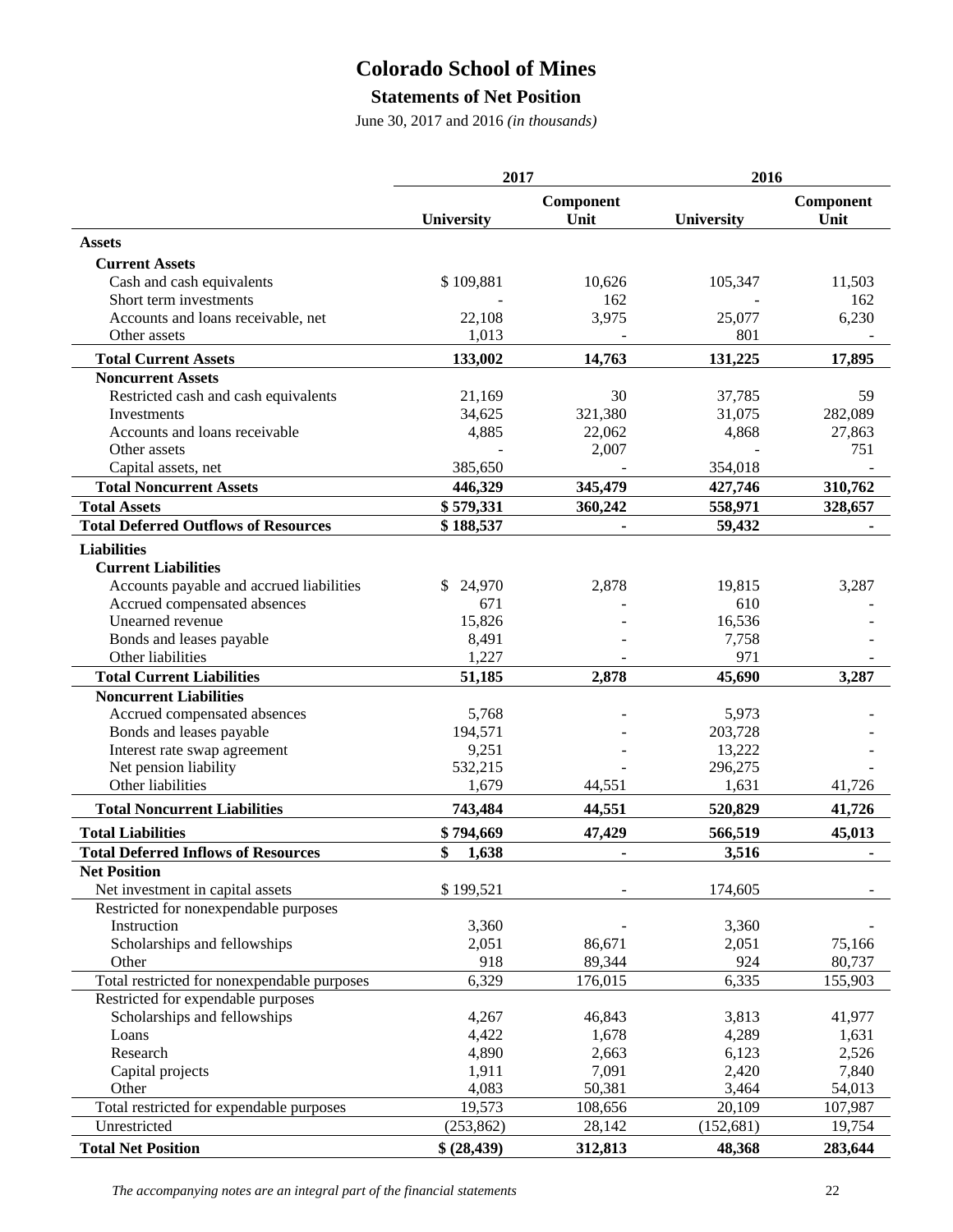# Colorado School of Mines

## Statements of Net Position

June 30, 2017 and 2016 *(in thousands)*

| | 2017 | | 2016 | |
|---|---|---|---|---|
| | University | Component Unit | University | Component Unit |
| **Assets** | | | | |
| **Current Assets** | | | | |
| Cash and cash equivalents | $ 109,881 | 10,626 | 105,347 | 11,503 |
| Short term investments | - | 162 | - | 162 |
| Accounts and loans receivable, net | 22,108 | 3,975 | 25,077 | 6,230 |
| Other assets | 1,013 | - | 801 | - |
| **Total Current Assets** | **133,002** | **14,763** | **131,225** | **17,895** |
| **Noncurrent Assets** | | | | |
| Restricted cash and cash equivalents | 21,169 | 30 | 37,785 | 59 |
| Investments | 34,625 | 321,380 | 31,075 | 282,089 |
| Accounts and loans receivable | 4,885 | 22,062 | 4,868 | 27,863 |
| Other assets | - | 2,007 | - | 751 |
| Capital assets, net | 385,650 | - | 354,018 | - |
| **Total Noncurrent Assets** | **446,329** | **345,479** | **427,746** | **310,762** |
| **Total Assets** | **$ 579,331** | **360,242** | **558,971** | **328,657** |
| **Total Deferred Outflows of Resources** | **$ 188,537** | **-** | **59,432** | **-** |
| **Liabilities** | | | | |
| **Current Liabilities** | | | | |
| Accounts payable and accrued liabilities | $ 24,970 | 2,878 | 19,815 | 3,287 |
| Accrued compensated absences | 671 | - | 610 | - |
| Unearned revenue | 15,826 | - | 16,536 | - |
| Bonds and leases payable | 8,491 | - | 7,758 | - |
| Other liabilities | 1,227 | - | 971 | - |
| **Total Current Liabilities** | **51,185** | **2,878** | **45,690** | **3,287** |
| **Noncurrent Liabilities** | | | | |
| Accrued compensated absences | 5,768 | - | 5,973 | - |
| Bonds and leases payable | 194,571 | - | 203,728 | - |
| Interest rate swap agreement | 9,251 | - | 13,222 | - |
| Net pension liability | 532,215 | - | 296,275 | - |
| Other liabilities | 1,679 | 44,551 | 1,631 | 41,726 |
| **Total Noncurrent Liabilities** | **743,484** | **44,551** | **520,829** | **41,726** |
| **Total Liabilities** | **$ 794,669** | **47,429** | **566,519** | **45,013** |
| **Total Deferred Inflows of Resources** | **$ 1,638** | **-** | **3,516** | **-** |
| **Net Position** | | | | |
| Net investment in capital assets | $ 199,521 | - | 174,605 | - |
| Restricted for nonexpendable purposes | | | | |
| Instruction | 3,360 | - | 3,360 | - |
| Scholarships and fellowships | 2,051 | 86,671 | 2,051 | 75,166 |
| Other | 918 | 89,344 | 924 | 80,737 |
| Total restricted for nonexpendable purposes | 6,329 | 176,015 | 6,335 | 155,903 |
| Restricted for expendable purposes | | | | |
| Scholarships and fellowships | 4,267 | 46,843 | 3,813 | 41,977 |
| Loans | 4,422 | 1,678 | 4,289 | 1,631 |
| Research | 4,890 | 2,663 | 6,123 | 2,526 |
| Capital projects | 1,911 | 7,091 | 2,420 | 7,840 |
| Other | 4,083 | 50,381 | 3,464 | 54,013 |
| Total restricted for expendable purposes | 19,573 | 108,656 | 20,109 | 107,987 |
| Unrestricted | (253,862) | 28,142 | (152,681) | 19,754 |
| **Total Net Position** | **$ (28,439)** | **312,813** | **48,368** | **283,644** |

*The accompanying notes are an integral part of the financial statements*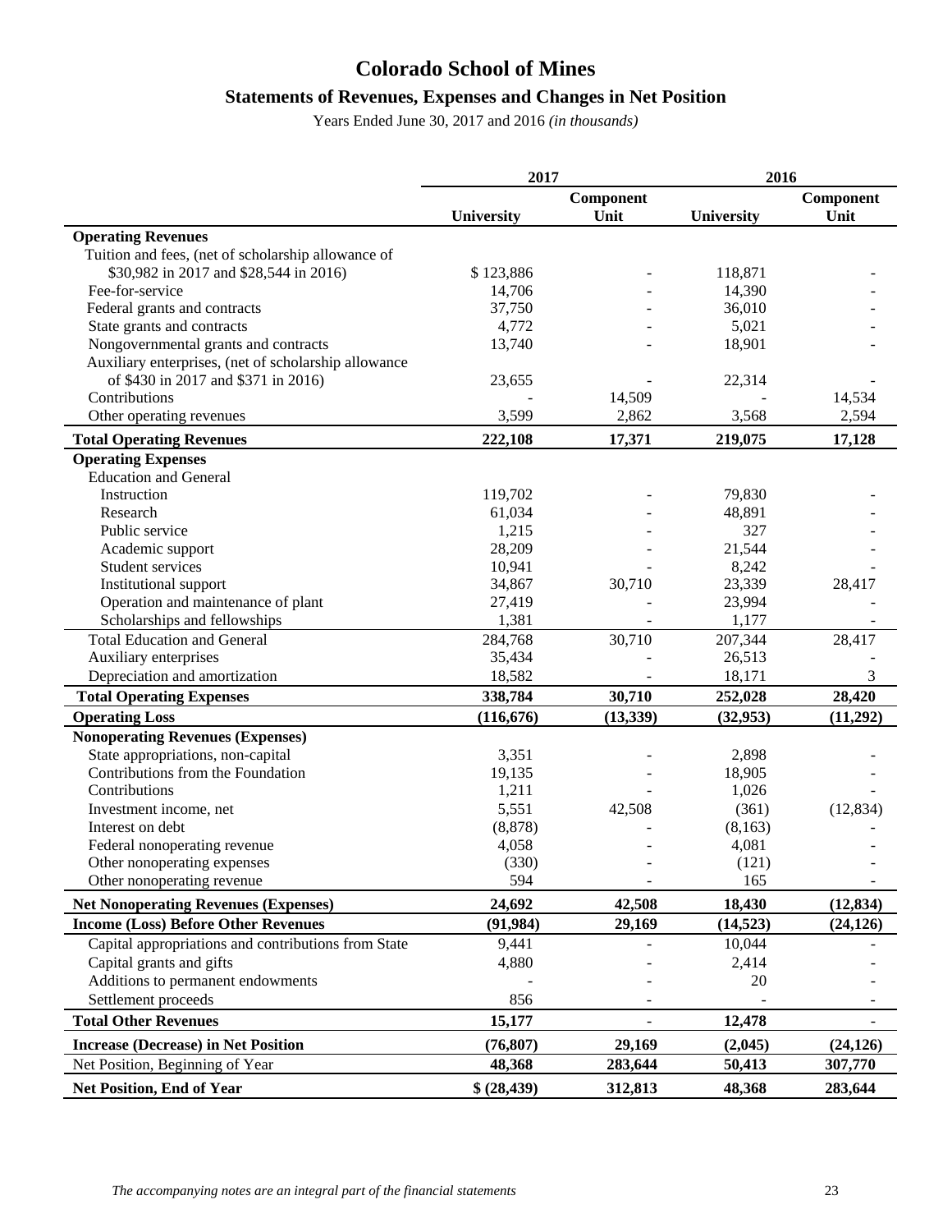# Colorado School of Mines

## Statements of Revenues, Expenses and Changes in Net Position

Years Ended June 30, 2017 and 2016 *(in thousands)*

| | 2017 | | 2016 | |
|---|---|---|---|---|
| | University | Component Unit | University | Component Unit |
| **Operating Revenues** | | | | |
| Tuition and fees, (net of scholarship allowance of $30,982 in 2017 and $28,544 in 2016) | $ 123,886 | - | 118,871 | - |
| Fee-for-service | 14,706 | - | 14,390 | - |
| Federal grants and contracts | 37,750 | - | 36,010 | - |
| State grants and contracts | 4,772 | - | 5,021 | - |
| Nongovernmental grants and contracts | 13,740 | - | 18,901 | - |
| Auxiliary enterprises, (net of scholarship allowance of $430 in 2017 and $371 in 2016) | 23,655 | - | 22,314 | - |
| Contributions | - | 14,509 | - | 14,534 |
| Other operating revenues | 3,599 | 2,862 | 3,568 | 2,594 |
| **Total Operating Revenues** | **222,108** | **17,371** | **219,075** | **17,128** |
| **Operating Expenses** | | | | |
| Education and General | | | | |
| Instruction | 119,702 | - | 79,830 | - |
| Research | 61,034 | - | 48,891 | - |
| Public service | 1,215 | - | 327 | - |
| Academic support | 28,209 | - | 21,544 | - |
| Student services | 10,941 | - | 8,242 | - |
| Institutional support | 34,867 | 30,710 | 23,339 | 28,417 |
| Operation and maintenance of plant | 27,419 | - | 23,994 | - |
| Scholarships and fellowships | 1,381 | - | 1,177 | - |
| Total Education and General | 284,768 | 30,710 | 207,344 | 28,417 |
| Auxiliary enterprises | 35,434 | - | 26,513 | - |
| Depreciation and amortization | 18,582 | - | 18,171 | 3 |
| **Total Operating Expenses** | **338,784** | **30,710** | **252,028** | **28,420** |
| **Operating Loss** | **(116,676)** | **(13,339)** | **(32,953)** | **(11,292)** |
| **Nonoperating Revenues (Expenses)** | | | | |
| State appropriations, non-capital | 3,351 | - | 2,898 | - |
| Contributions from the Foundation | 19,135 | - | 18,905 | - |
| Contributions | 1,211 | - | 1,026 | - |
| Investment income, net | 5,551 | 42,508 | (361) | (12,834) |
| Interest on debt | (8,878) | - | (8,163) | - |
| Federal nonoperating revenue | 4,058 | - | 4,081 | - |
| Other nonoperating expenses | (330) | - | (121) | - |
| Other nonoperating revenue | 594 | - | 165 | - |
| **Net Nonoperating Revenues (Expenses)** | **24,692** | **42,508** | **18,430** | **(12,834)** |
| **Income (Loss) Before Other Revenues** | **(91,984)** | **29,169** | **(14,523)** | **(24,126)** |
| Capital appropriations and contributions from State | 9,441 | - | 10,044 | - |
| Capital grants and gifts | 4,880 | - | 2,414 | - |
| Additions to permanent endowments | - | - | 20 | - |
| Settlement proceeds | 856 | - | - | - |
| **Total Other Revenues** | **15,177** | **-** | **12,478** | **-** |
| **Increase (Decrease) in Net Position** | **(76,807)** | **29,169** | **(2,045)** | **(24,126)** |
| Net Position, Beginning of Year | **48,368** | **283,644** | **50,413** | **307,770** |
| **Net Position, End of Year** | **$ (28,439)** | **312,813** | **48,368** | **283,644** |

*The accompanying notes are an integral part of the financial statements*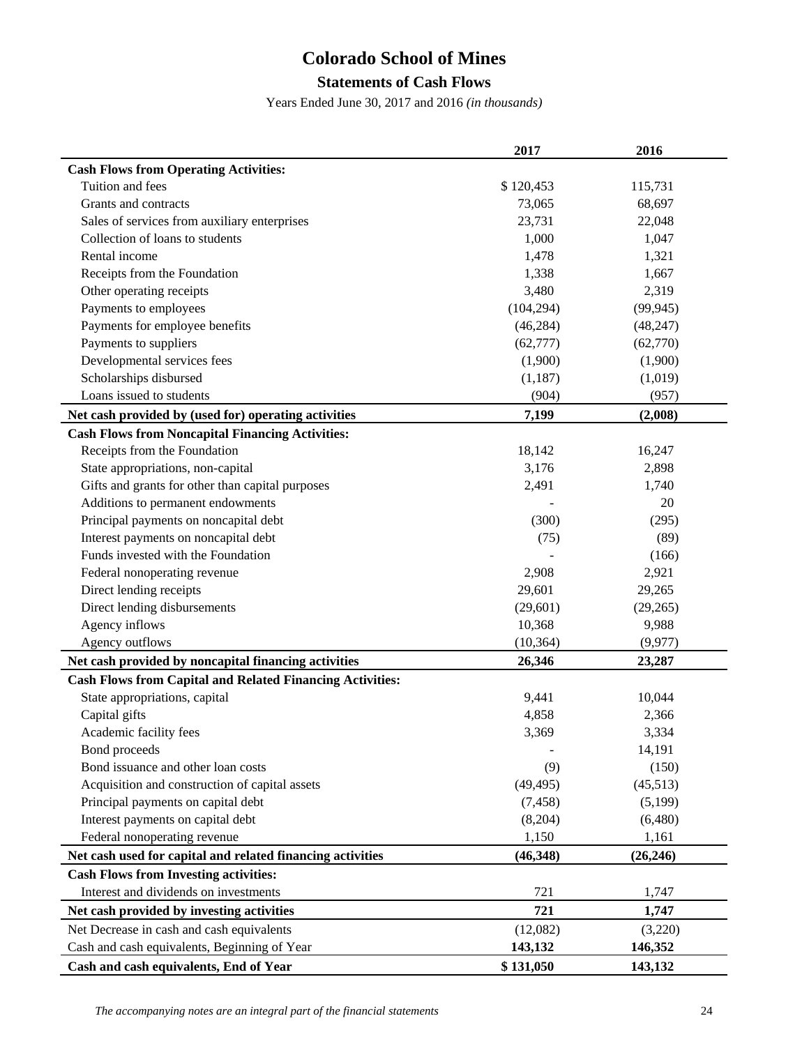# Colorado School of Mines

## Statements of Cash Flows

Years Ended June 30, 2017 and 2016 *(in thousands)*

| | 2017 | 2016 |
|---|---|---|
| **Cash Flows from Operating Activities:** | | |
| Tuition and fees | $ 120,453 | 115,731 |
| Grants and contracts | 73,065 | 68,697 |
| Sales of services from auxiliary enterprises | 23,731 | 22,048 |
| Collection of loans to students | 1,000 | 1,047 |
| Rental income | 1,478 | 1,321 |
| Receipts from the Foundation | 1,338 | 1,667 |
| Other operating receipts | 3,480 | 2,319 |
| Payments to employees | (104,294) | (99,945) |
| Payments for employee benefits | (46,284) | (48,247) |
| Payments to suppliers | (62,777) | (62,770) |
| Developmental services fees | (1,900) | (1,900) |
| Scholarships disbursed | (1,187) | (1,019) |
| Loans issued to students | (904) | (957) |
| **Net cash provided by (used for) operating activities** | **7,199** | **(2,008)** |
| **Cash Flows from Noncapital Financing Activities:** | | |
| Receipts from the Foundation | 18,142 | 16,247 |
| State appropriations, non-capital | 3,176 | 2,898 |
| Gifts and grants for other than capital purposes | 2,491 | 1,740 |
| Additions to permanent endowments | - | 20 |
| Principal payments on noncapital debt | (300) | (295) |
| Interest payments on noncapital debt | (75) | (89) |
| Funds invested with the Foundation | - | (166) |
| Federal nonoperating revenue | 2,908 | 2,921 |
| Direct lending receipts | 29,601 | 29,265 |
| Direct lending disbursements | (29,601) | (29,265) |
| Agency inflows | 10,368 | 9,988 |
| Agency outflows | (10,364) | (9,977) |
| **Net cash provided by noncapital financing activities** | **26,346** | **23,287** |
| **Cash Flows from Capital and Related Financing Activities:** | | |
| State appropriations, capital | 9,441 | 10,044 |
| Capital gifts | 4,858 | 2,366 |
| Academic facility fees | 3,369 | 3,334 |
| Bond proceeds | - | 14,191 |
| Bond issuance and other loan costs | (9) | (150) |
| Acquisition and construction of capital assets | (49,495) | (45,513) |
| Principal payments on capital debt | (7,458) | (5,199) |
| Interest payments on capital debt | (8,204) | (6,480) |
| Federal nonoperating revenue | 1,150 | 1,161 |
| **Net cash used for capital and related financing activities** | **(46,348)** | **(26,246)** |
| **Cash Flows from Investing activities:** | | |
| Interest and dividends on investments | 721 | 1,747 |
| **Net cash provided by investing activities** | **721** | **1,747** |
| Net Decrease in cash and cash equivalents | (12,082) | (3,220) |
| Cash and cash equivalents, Beginning of Year | **143,132** | **146,352** |
| **Cash and cash equivalents, End of Year** | **$ 131,050** | **143,132** |

*The accompanying notes are an integral part of the financial statements*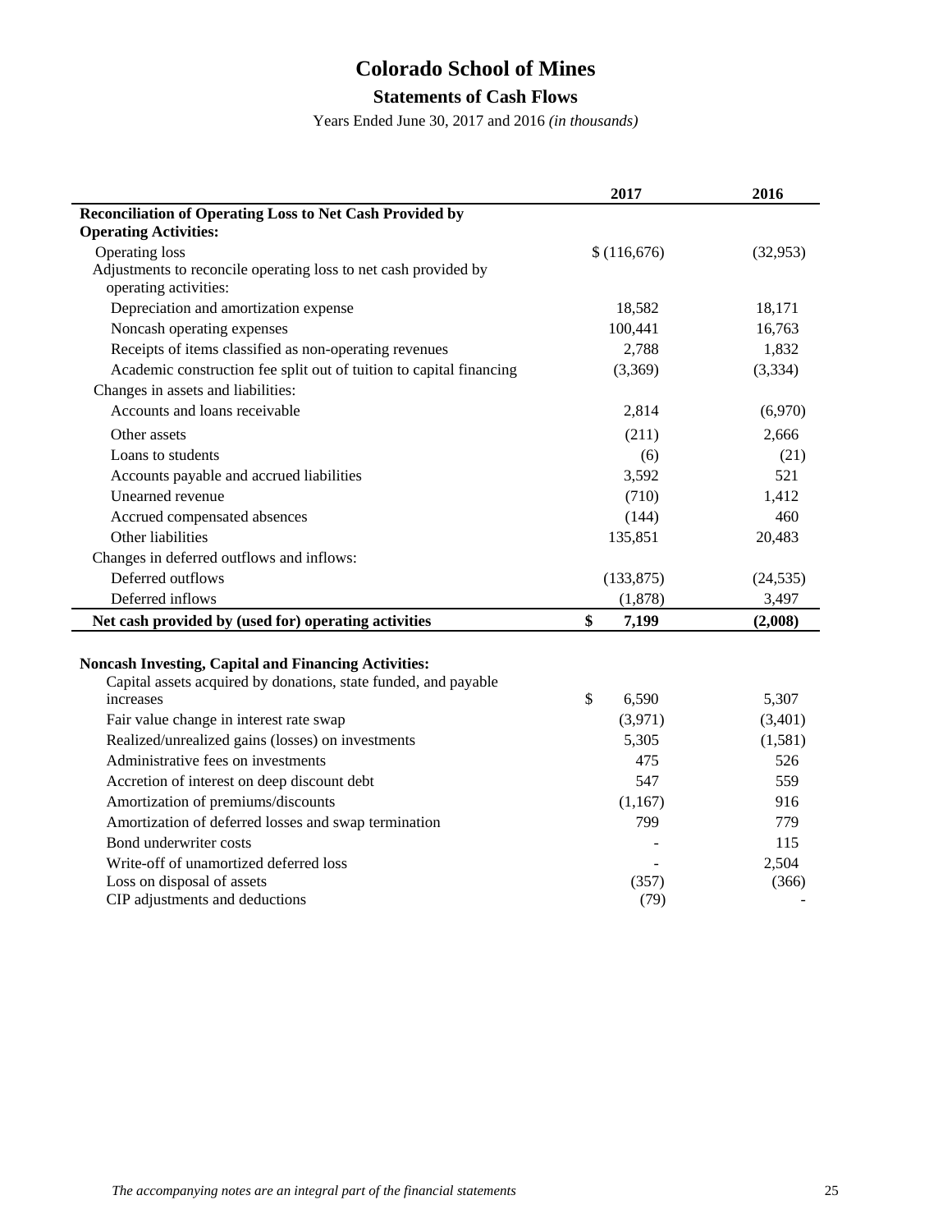# Colorado School of Mines

## Statements of Cash Flows

Years Ended June 30, 2017 and 2016 *(in thousands)*

| | 2017 | 2016 |
|---|---|---|
| **Reconciliation of Operating Loss to Net Cash Provided by Operating Activities:** | | |
| Operating loss | $ (116,676) | (32,953) |
| Adjustments to reconcile operating loss to net cash provided by operating activities: | | |
| Depreciation and amortization expense | 18,582 | 18,171 |
| Noncash operating expenses | 100,441 | 16,763 |
| Receipts of items classified as non-operating revenues | 2,788 | 1,832 |
| Academic construction fee split out of tuition to capital financing | (3,369) | (3,334) |
| Changes in assets and liabilities: | | |
| Accounts and loans receivable | 2,814 | (6,970) |
| Other assets | (211) | 2,666 |
| Loans to students | (6) | (21) |
| Accounts payable and accrued liabilities | 3,592 | 521 |
| Unearned revenue | (710) | 1,412 |
| Accrued compensated absences | (144) | 460 |
| Other liabilities | 135,851 | 20,483 |
| Changes in deferred outflows and inflows: | | |
| Deferred outflows | (133,875) | (24,535) |
| Deferred inflows | (1,878) | 3,497 |
| **Net cash provided by (used for) operating activities** | **$ 7,199** | **(2,008)** |

| | 2017 | 2016 |
|---|---|---|
| **Noncash Investing, Capital and Financing Activities:** | | |
| Capital assets acquired by donations, state funded, and payable increases | $ 6,590 | 5,307 |
| Fair value change in interest rate swap | (3,971) | (3,401) |
| Realized/unrealized gains (losses) on investments | 5,305 | (1,581) |
| Administrative fees on investments | 475 | 526 |
| Accretion of interest on deep discount debt | 547 | 559 |
| Amortization of premiums/discounts | (1,167) | 916 |
| Amortization of deferred losses and swap termination | 799 | 779 |
| Bond underwriter costs | - | 115 |
| Write-off of unamortized deferred loss | - | 2,504 |
| Loss on disposal of assets | (357) | (366) |
| CIP adjustments and deductions | (79) | - |

*The accompanying notes are an integral part of the financial statements*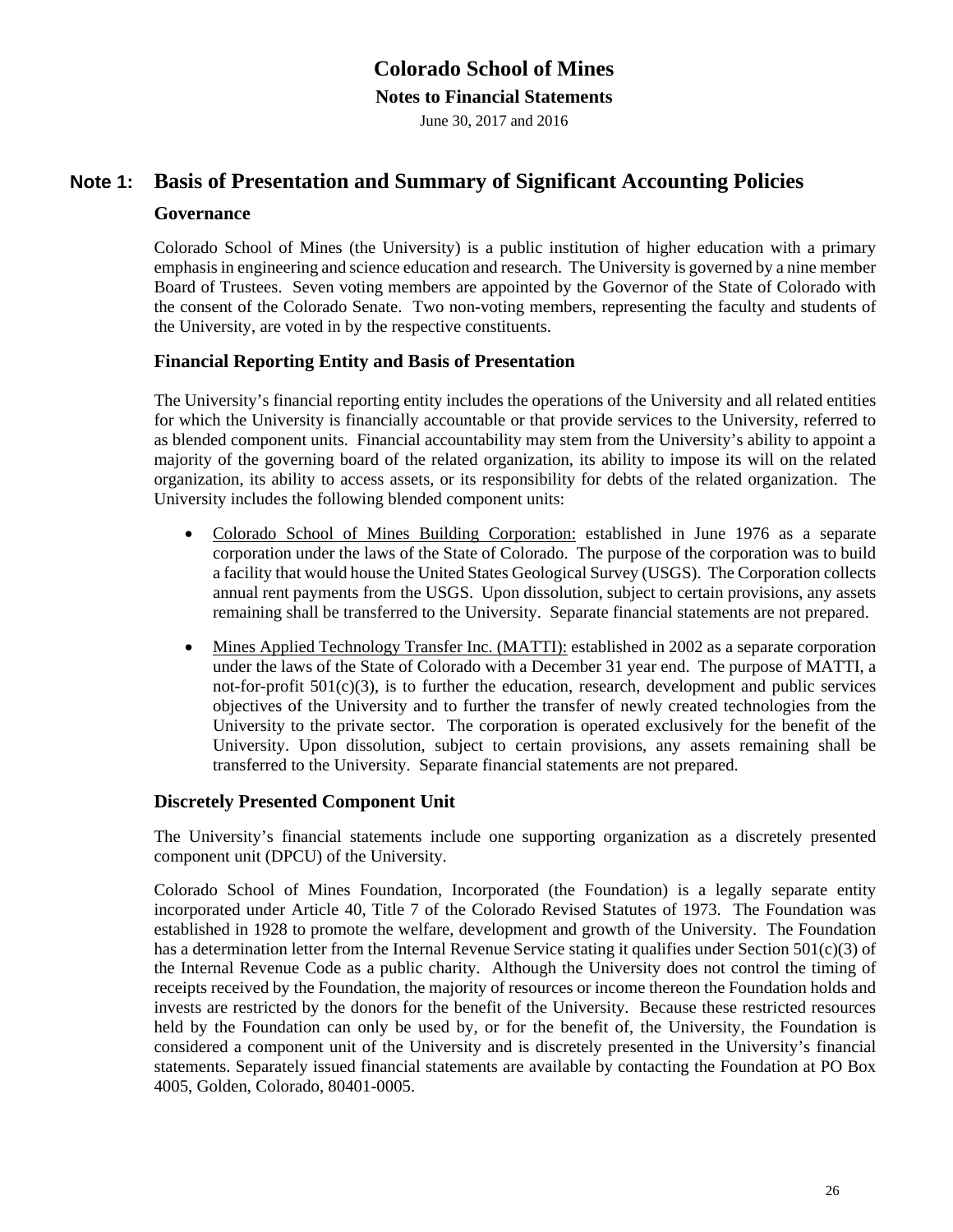# Colorado School of Mines

**Notes to Financial Statements**

June 30, 2017 and 2016

## Note 1: Basis of Presentation and Summary of Significant Accounting Policies

### Governance

Colorado School of Mines (the University) is a public institution of higher education with a primary emphasis in engineering and science education and research. The University is governed by a nine member Board of Trustees. Seven voting members are appointed by the Governor of the State of Colorado with the consent of the Colorado Senate. Two non-voting members, representing the faculty and students of the University, are voted in by the respective constituents.

### Financial Reporting Entity and Basis of Presentation

The University's financial reporting entity includes the operations of the University and all related entities for which the University is financially accountable or that provide services to the University, referred to as blended component units. Financial accountability may stem from the University's ability to appoint a majority of the governing board of the related organization, its ability to impose its will on the related organization, its ability to access assets, or its responsibility for debts of the related organization. The University includes the following blended component units:

- Colorado School of Mines Building Corporation: established in June 1976 as a separate corporation under the laws of the State of Colorado. The purpose of the corporation was to build a facility that would house the United States Geological Survey (USGS). The Corporation collects annual rent payments from the USGS. Upon dissolution, subject to certain provisions, any assets remaining shall be transferred to the University. Separate financial statements are not prepared.
- Mines Applied Technology Transfer Inc. (MATTI): established in 2002 as a separate corporation under the laws of the State of Colorado with a December 31 year end. The purpose of MATTI, a not-for-profit 501(c)(3), is to further the education, research, development and public services objectives of the University and to further the transfer of newly created technologies from the University to the private sector. The corporation is operated exclusively for the benefit of the University. Upon dissolution, subject to certain provisions, any assets remaining shall be transferred to the University. Separate financial statements are not prepared.

### Discretely Presented Component Unit

The University's financial statements include one supporting organization as a discretely presented component unit (DPCU) of the University.

Colorado School of Mines Foundation, Incorporated (the Foundation) is a legally separate entity incorporated under Article 40, Title 7 of the Colorado Revised Statutes of 1973. The Foundation was established in 1928 to promote the welfare, development and growth of the University. The Foundation has a determination letter from the Internal Revenue Service stating it qualifies under Section 501(c)(3) of the Internal Revenue Code as a public charity. Although the University does not control the timing of receipts received by the Foundation, the majority of resources or income thereon the Foundation holds and invests are restricted by the donors for the benefit of the University. Because these restricted resources held by the Foundation can only be used by, or for the benefit of, the University, the Foundation is considered a component unit of the University and is discretely presented in the University's financial statements. Separately issued financial statements are available by contacting the Foundation at PO Box 4005, Golden, Colorado, 80401-0005.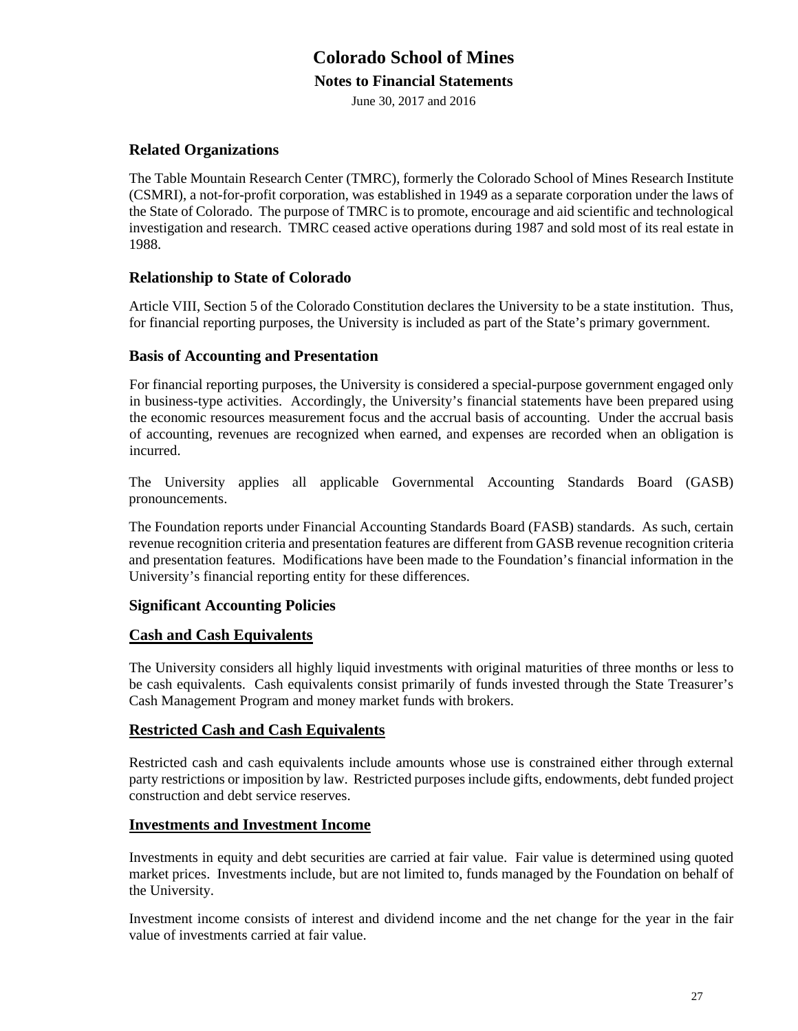## Related Organizations

The Table Mountain Research Center (TMRC), formerly the Colorado School of Mines Research Institute (CSMRI), a not-for-profit corporation, was established in 1949 as a separate corporation under the laws of the State of Colorado. The purpose of TMRC is to promote, encourage and aid scientific and technological investigation and research. TMRC ceased active operations during 1987 and sold most of its real estate in 1988.

## Relationship to State of Colorado

Article VIII, Section 5 of the Colorado Constitution declares the University to be a state institution. Thus, for financial reporting purposes, the University is included as part of the State's primary government.

## Basis of Accounting and Presentation

For financial reporting purposes, the University is considered a special-purpose government engaged only in business-type activities. Accordingly, the University's financial statements have been prepared using the economic resources measurement focus and the accrual basis of accounting. Under the accrual basis of accounting, revenues are recognized when earned, and expenses are recorded when an obligation is incurred.

The University applies all applicable Governmental Accounting Standards Board (GASB) pronouncements.

The Foundation reports under Financial Accounting Standards Board (FASB) standards. As such, certain revenue recognition criteria and presentation features are different from GASB revenue recognition criteria and presentation features. Modifications have been made to the Foundation's financial information in the University's financial reporting entity for these differences.

## Significant Accounting Policies

### Cash and Cash Equivalents

The University considers all highly liquid investments with original maturities of three months or less to be cash equivalents. Cash equivalents consist primarily of funds invested through the State Treasurer's Cash Management Program and money market funds with brokers.

### Restricted Cash and Cash Equivalents

Restricted cash and cash equivalents include amounts whose use is constrained either through external party restrictions or imposition by law. Restricted purposes include gifts, endowments, debt funded project construction and debt service reserves.

### Investments and Investment Income

Investments in equity and debt securities are carried at fair value. Fair value is determined using quoted market prices. Investments include, but are not limited to, funds managed by the Foundation on behalf of the University.

Investment income consists of interest and dividend income and the net change for the year in the fair value of investments carried at fair value.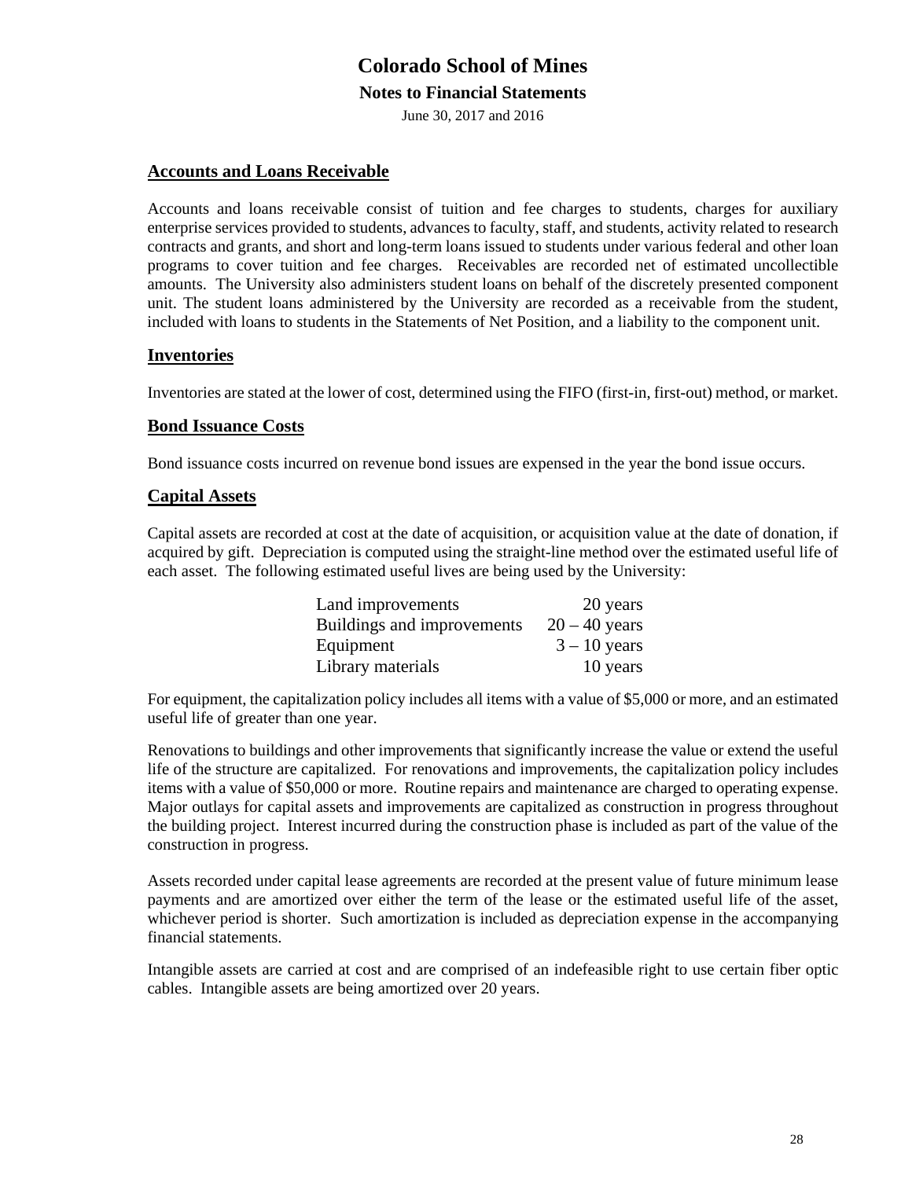## Accounts and Loans Receivable

Accounts and loans receivable consist of tuition and fee charges to students, charges for auxiliary enterprise services provided to students, advances to faculty, staff, and students, activity related to research contracts and grants, and short and long-term loans issued to students under various federal and other loan programs to cover tuition and fee charges. Receivables are recorded net of estimated uncollectible amounts. The University also administers student loans on behalf of the discretely presented component unit. The student loans administered by the University are recorded as a receivable from the student, included with loans to students in the Statements of Net Position, and a liability to the component unit.

## Inventories

Inventories are stated at the lower of cost, determined using the FIFO (first-in, first-out) method, or market.

## Bond Issuance Costs

Bond issuance costs incurred on revenue bond issues are expensed in the year the bond issue occurs.

## Capital Assets

Capital assets are recorded at cost at the date of acquisition, or acquisition value at the date of donation, if acquired by gift. Depreciation is computed using the straight-line method over the estimated useful life of each asset. The following estimated useful lives are being used by the University:

| | |
|---|---|
| Land improvements | 20 years |
| Buildings and improvements | 20 – 40 years |
| Equipment | 3 – 10 years |
| Library materials | 10 years |

For equipment, the capitalization policy includes all items with a value of $5,000 or more, and an estimated useful life of greater than one year.

Renovations to buildings and other improvements that significantly increase the value or extend the useful life of the structure are capitalized. For renovations and improvements, the capitalization policy includes items with a value of $50,000 or more. Routine repairs and maintenance are charged to operating expense. Major outlays for capital assets and improvements are capitalized as construction in progress throughout the building project. Interest incurred during the construction phase is included as part of the value of the construction in progress.

Assets recorded under capital lease agreements are recorded at the present value of future minimum lease payments and are amortized over either the term of the lease or the estimated useful life of the asset, whichever period is shorter. Such amortization is included as depreciation expense in the accompanying financial statements.

Intangible assets are carried at cost and are comprised of an indefeasible right to use certain fiber optic cables. Intangible assets are being amortized over 20 years.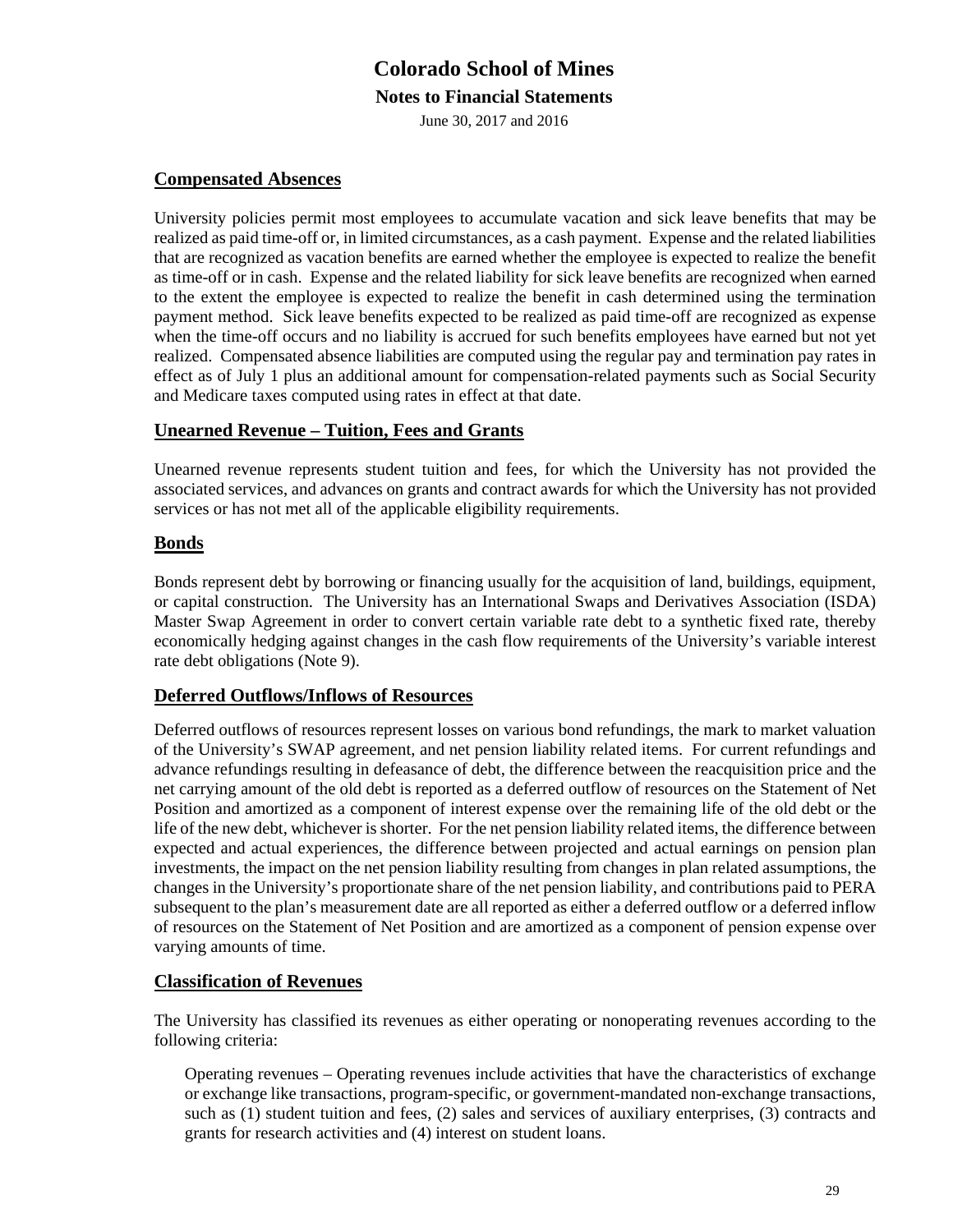## Compensated Absences

University policies permit most employees to accumulate vacation and sick leave benefits that may be realized as paid time-off or, in limited circumstances, as a cash payment. Expense and the related liabilities that are recognized as vacation benefits are earned whether the employee is expected to realize the benefit as time-off or in cash. Expense and the related liability for sick leave benefits are recognized when earned to the extent the employee is expected to realize the benefit in cash determined using the termination payment method. Sick leave benefits expected to be realized as paid time-off are recognized as expense when the time-off occurs and no liability is accrued for such benefits employees have earned but not yet realized. Compensated absence liabilities are computed using the regular pay and termination pay rates in effect as of July 1 plus an additional amount for compensation-related payments such as Social Security and Medicare taxes computed using rates in effect at that date.

## Unearned Revenue – Tuition, Fees and Grants

Unearned revenue represents student tuition and fees, for which the University has not provided the associated services, and advances on grants and contract awards for which the University has not provided services or has not met all of the applicable eligibility requirements.

## Bonds

Bonds represent debt by borrowing or financing usually for the acquisition of land, buildings, equipment, or capital construction. The University has an International Swaps and Derivatives Association (ISDA) Master Swap Agreement in order to convert certain variable rate debt to a synthetic fixed rate, thereby economically hedging against changes in the cash flow requirements of the University's variable interest rate debt obligations (Note 9).

## Deferred Outflows/Inflows of Resources

Deferred outflows of resources represent losses on various bond refundings, the mark to market valuation of the University's SWAP agreement, and net pension liability related items. For current refundings and advance refundings resulting in defeasance of debt, the difference between the reacquisition price and the net carrying amount of the old debt is reported as a deferred outflow of resources on the Statement of Net Position and amortized as a component of interest expense over the remaining life of the old debt or the life of the new debt, whichever is shorter. For the net pension liability related items, the difference between expected and actual experiences, the difference between projected and actual earnings on pension plan investments, the impact on the net pension liability resulting from changes in plan related assumptions, the changes in the University's proportionate share of the net pension liability, and contributions paid to PERA subsequent to the plan's measurement date are all reported as either a deferred outflow or a deferred inflow of resources on the Statement of Net Position and are amortized as a component of pension expense over varying amounts of time.

## Classification of Revenues

The University has classified its revenues as either operating or nonoperating revenues according to the following criteria:

Operating revenues – Operating revenues include activities that have the characteristics of exchange or exchange like transactions, program-specific, or government-mandated non-exchange transactions, such as (1) student tuition and fees, (2) sales and services of auxiliary enterprises, (3) contracts and grants for research activities and (4) interest on student loans.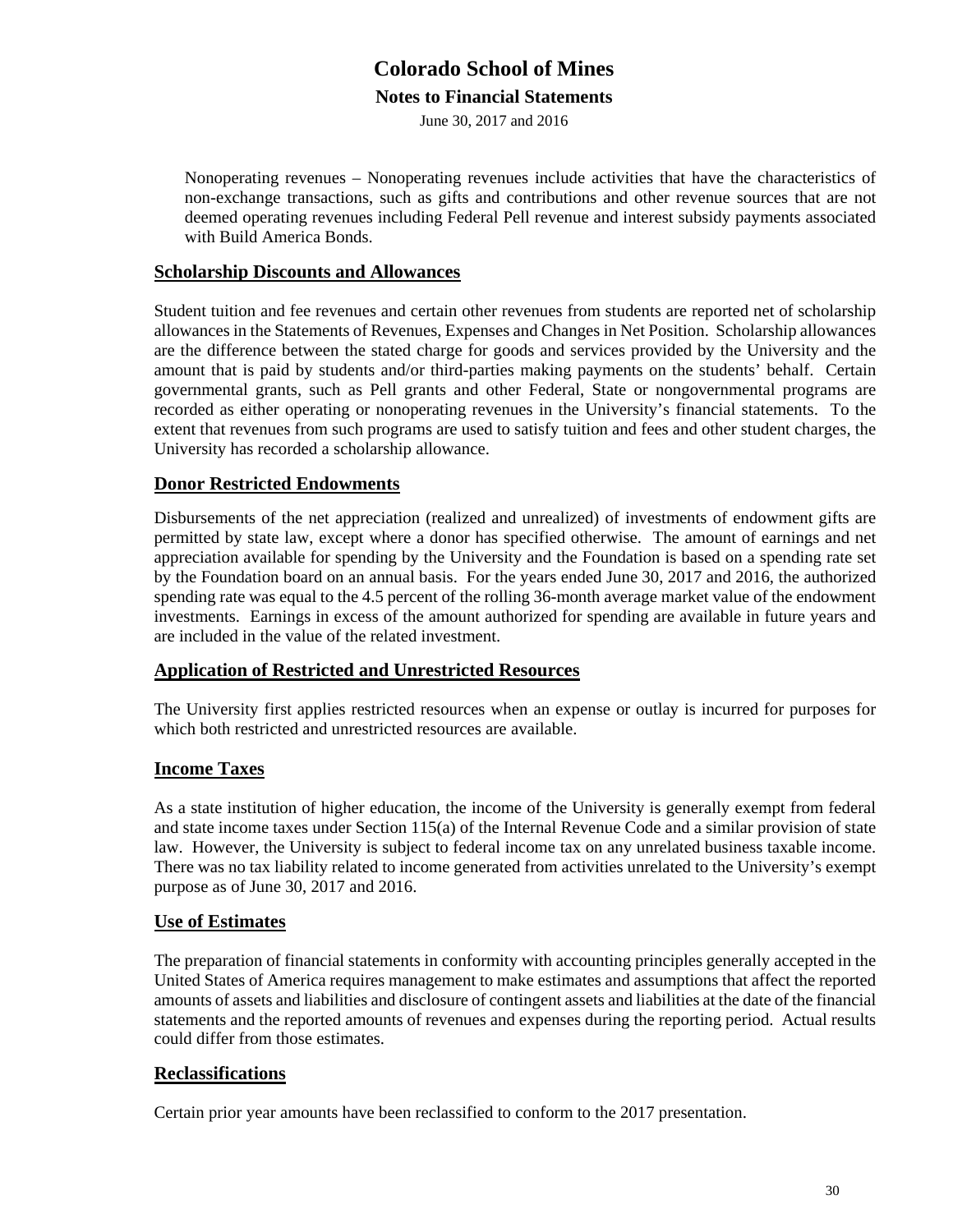Nonoperating revenues – Nonoperating revenues include activities that have the characteristics of non-exchange transactions, such as gifts and contributions and other revenue sources that are not deemed operating revenues including Federal Pell revenue and interest subsidy payments associated with Build America Bonds.

## Scholarship Discounts and Allowances

Student tuition and fee revenues and certain other revenues from students are reported net of scholarship allowances in the Statements of Revenues, Expenses and Changes in Net Position. Scholarship allowances are the difference between the stated charge for goods and services provided by the University and the amount that is paid by students and/or third-parties making payments on the students' behalf. Certain governmental grants, such as Pell grants and other Federal, State or nongovernmental programs are recorded as either operating or nonoperating revenues in the University's financial statements. To the extent that revenues from such programs are used to satisfy tuition and fees and other student charges, the University has recorded a scholarship allowance.

## Donor Restricted Endowments

Disbursements of the net appreciation (realized and unrealized) of investments of endowment gifts are permitted by state law, except where a donor has specified otherwise. The amount of earnings and net appreciation available for spending by the University and the Foundation is based on a spending rate set by the Foundation board on an annual basis. For the years ended June 30, 2017 and 2016, the authorized spending rate was equal to the 4.5 percent of the rolling 36-month average market value of the endowment investments. Earnings in excess of the amount authorized for spending are available in future years and are included in the value of the related investment.

## Application of Restricted and Unrestricted Resources

The University first applies restricted resources when an expense or outlay is incurred for purposes for which both restricted and unrestricted resources are available.

## Income Taxes

As a state institution of higher education, the income of the University is generally exempt from federal and state income taxes under Section 115(a) of the Internal Revenue Code and a similar provision of state law. However, the University is subject to federal income tax on any unrelated business taxable income. There was no tax liability related to income generated from activities unrelated to the University's exempt purpose as of June 30, 2017 and 2016.

## Use of Estimates

The preparation of financial statements in conformity with accounting principles generally accepted in the United States of America requires management to make estimates and assumptions that affect the reported amounts of assets and liabilities and disclosure of contingent assets and liabilities at the date of the financial statements and the reported amounts of revenues and expenses during the reporting period. Actual results could differ from those estimates.

## Reclassifications

Certain prior year amounts have been reclassified to conform to the 2017 presentation.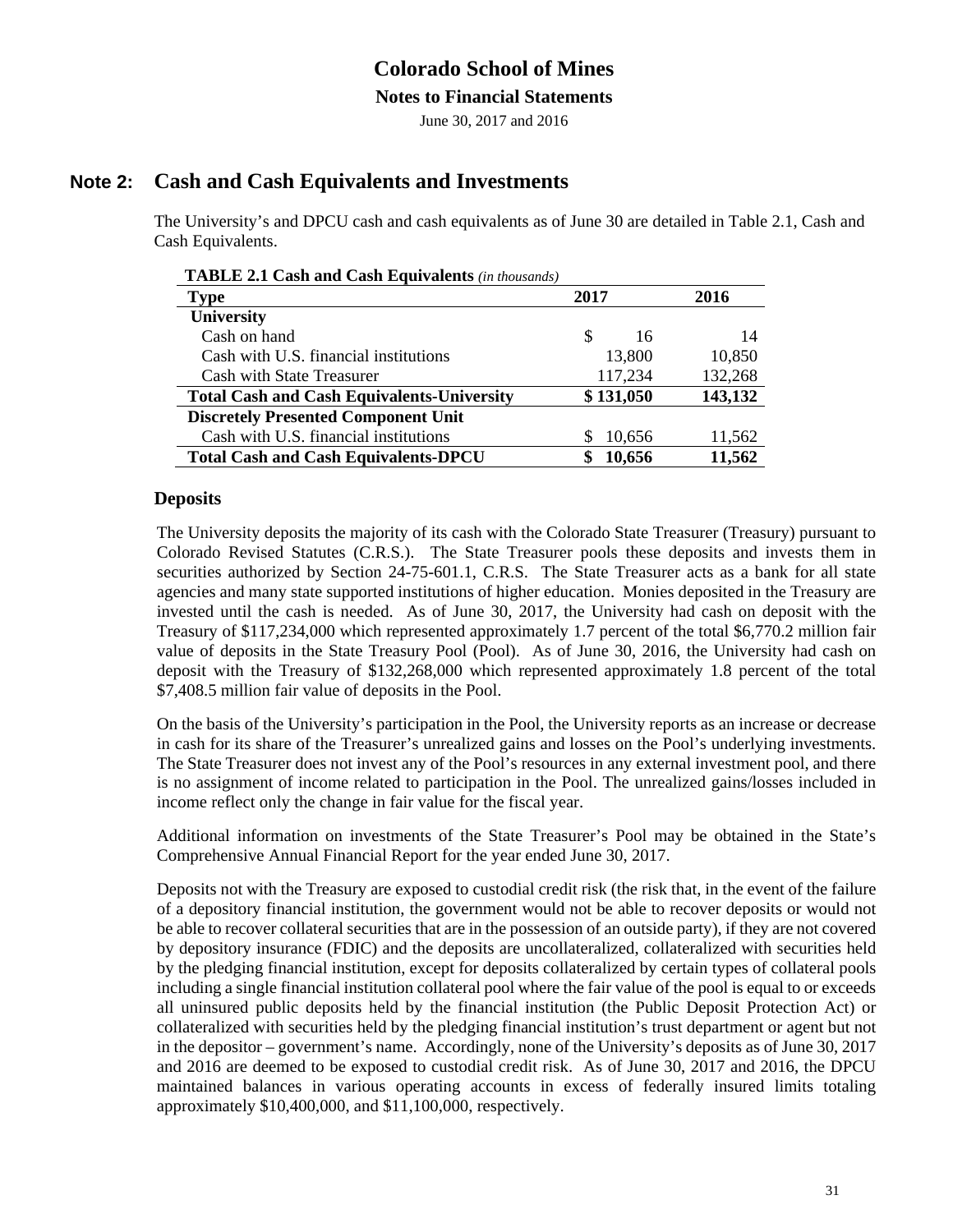## Note 2: Cash and Cash Equivalents and Investments

The University's and DPCU cash and cash equivalents as of June 30 are detailed in Table 2.1, Cash and Cash Equivalents.

**TABLE 2.1 Cash and Cash Equivalents** *(in thousands)*

| Type | 2017 | 2016 |
|---|---|---|
| **University** | | |
| Cash on hand | $ 16 | 14 |
| Cash with U.S. financial institutions | 13,800 | 10,850 |
| Cash with State Treasurer | 117,234 | 132,268 |
| **Total Cash and Cash Equivalents-University** | **$ 131,050** | **143,132** |
| **Discretely Presented Component Unit** | | |
| Cash with U.S. financial institutions | $ 10,656 | 11,562 |
| **Total Cash and Cash Equivalents-DPCU** | **$ 10,656** | **11,562** |

### Deposits

The University deposits the majority of its cash with the Colorado State Treasurer (Treasury) pursuant to Colorado Revised Statutes (C.R.S.). The State Treasurer pools these deposits and invests them in securities authorized by Section 24-75-601.1, C.R.S. The State Treasurer acts as a bank for all state agencies and many state supported institutions of higher education. Monies deposited in the Treasury are invested until the cash is needed. As of June 30, 2017, the University had cash on deposit with the Treasury of $117,234,000 which represented approximately 1.7 percent of the total $6,770.2 million fair value of deposits in the State Treasury Pool (Pool). As of June 30, 2016, the University had cash on deposit with the Treasury of $132,268,000 which represented approximately 1.8 percent of the total $7,408.5 million fair value of deposits in the Pool.

On the basis of the University's participation in the Pool, the University reports as an increase or decrease in cash for its share of the Treasurer's unrealized gains and losses on the Pool's underlying investments. The State Treasurer does not invest any of the Pool's resources in any external investment pool, and there is no assignment of income related to participation in the Pool. The unrealized gains/losses included in income reflect only the change in fair value for the fiscal year.

Additional information on investments of the State Treasurer's Pool may be obtained in the State's Comprehensive Annual Financial Report for the year ended June 30, 2017.

Deposits not with the Treasury are exposed to custodial credit risk (the risk that, in the event of the failure of a depository financial institution, the government would not be able to recover deposits or would not be able to recover collateral securities that are in the possession of an outside party), if they are not covered by depository insurance (FDIC) and the deposits are uncollateralized, collateralized with securities held by the pledging financial institution, except for deposits collateralized by certain types of collateral pools including a single financial institution collateral pool where the fair value of the pool is equal to or exceeds all uninsured public deposits held by the financial institution (the Public Deposit Protection Act) or collateralized with securities held by the pledging financial institution's trust department or agent but not in the depositor – government's name. Accordingly, none of the University's deposits as of June 30, 2017 and 2016 are deemed to be exposed to custodial credit risk. As of June 30, 2017 and 2016, the DPCU maintained balances in various operating accounts in excess of federally insured limits totaling approximately $10,400,000, and $11,100,000, respectively.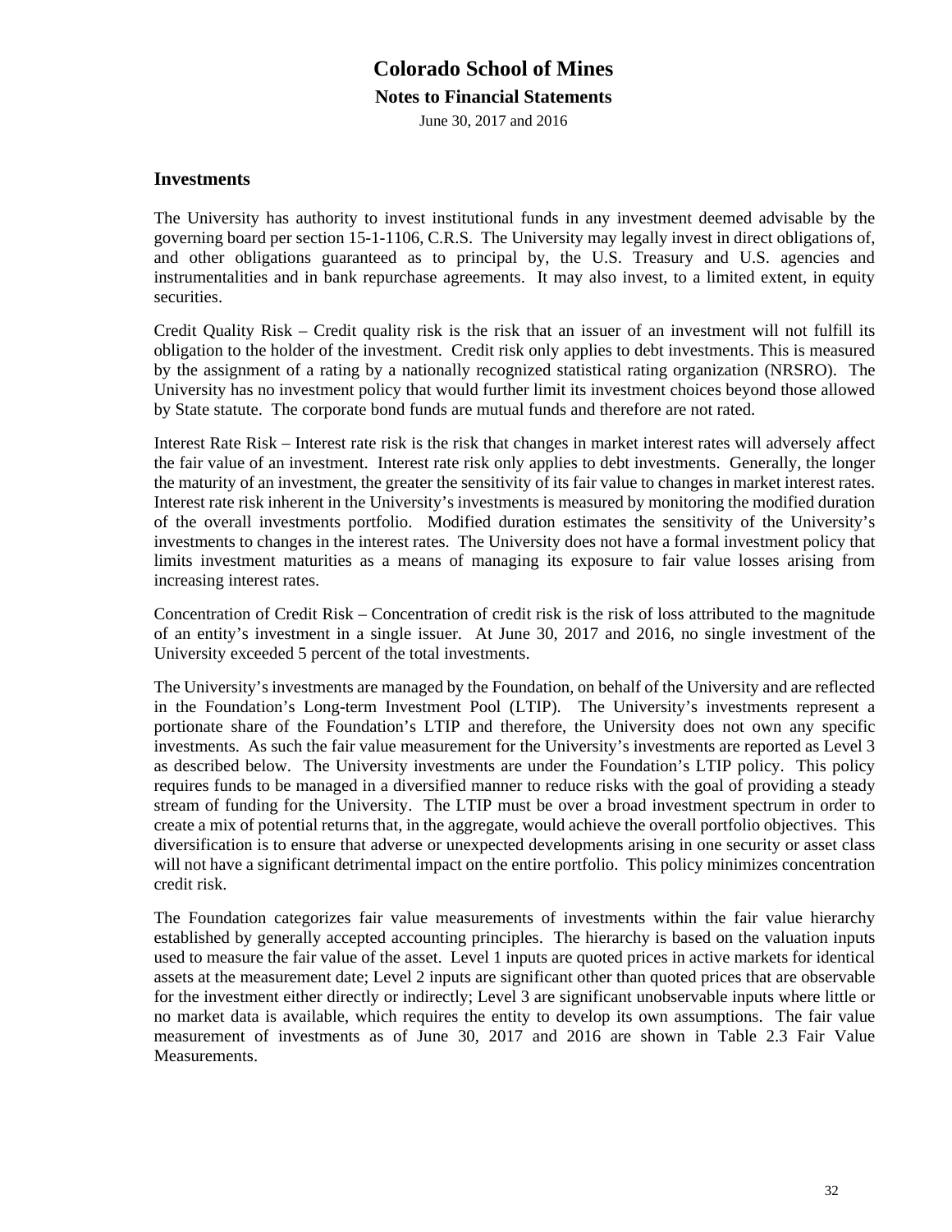## Investments

The University has authority to invest institutional funds in any investment deemed advisable by the governing board per section 15-1-1106, C.R.S. The University may legally invest in direct obligations of, and other obligations guaranteed as to principal by, the U.S. Treasury and U.S. agencies and instrumentalities and in bank repurchase agreements. It may also invest, to a limited extent, in equity securities.

Credit Quality Risk – Credit quality risk is the risk that an issuer of an investment will not fulfill its obligation to the holder of the investment. Credit risk only applies to debt investments. This is measured by the assignment of a rating by a nationally recognized statistical rating organization (NRSRO). The University has no investment policy that would further limit its investment choices beyond those allowed by State statute. The corporate bond funds are mutual funds and therefore are not rated.

Interest Rate Risk – Interest rate risk is the risk that changes in market interest rates will adversely affect the fair value of an investment. Interest rate risk only applies to debt investments. Generally, the longer the maturity of an investment, the greater the sensitivity of its fair value to changes in market interest rates. Interest rate risk inherent in the University's investments is measured by monitoring the modified duration of the overall investments portfolio. Modified duration estimates the sensitivity of the University's investments to changes in the interest rates. The University does not have a formal investment policy that limits investment maturities as a means of managing its exposure to fair value losses arising from increasing interest rates.

Concentration of Credit Risk – Concentration of credit risk is the risk of loss attributed to the magnitude of an entity's investment in a single issuer. At June 30, 2017 and 2016, no single investment of the University exceeded 5 percent of the total investments.

The University's investments are managed by the Foundation, on behalf of the University and are reflected in the Foundation's Long-term Investment Pool (LTIP). The University's investments represent a portionate share of the Foundation's LTIP and therefore, the University does not own any specific investments. As such the fair value measurement for the University's investments are reported as Level 3 as described below. The University investments are under the Foundation's LTIP policy. This policy requires funds to be managed in a diversified manner to reduce risks with the goal of providing a steady stream of funding for the University. The LTIP must be over a broad investment spectrum in order to create a mix of potential returns that, in the aggregate, would achieve the overall portfolio objectives. This diversification is to ensure that adverse or unexpected developments arising in one security or asset class will not have a significant detrimental impact on the entire portfolio. This policy minimizes concentration credit risk.

The Foundation categorizes fair value measurements of investments within the fair value hierarchy established by generally accepted accounting principles. The hierarchy is based on the valuation inputs used to measure the fair value of the asset. Level 1 inputs are quoted prices in active markets for identical assets at the measurement date; Level 2 inputs are significant other than quoted prices that are observable for the investment either directly or indirectly; Level 3 are significant unobservable inputs where little or no market data is available, which requires the entity to develop its own assumptions. The fair value measurement of investments as of June 30, 2017 and 2016 are shown in Table 2.3 Fair Value Measurements.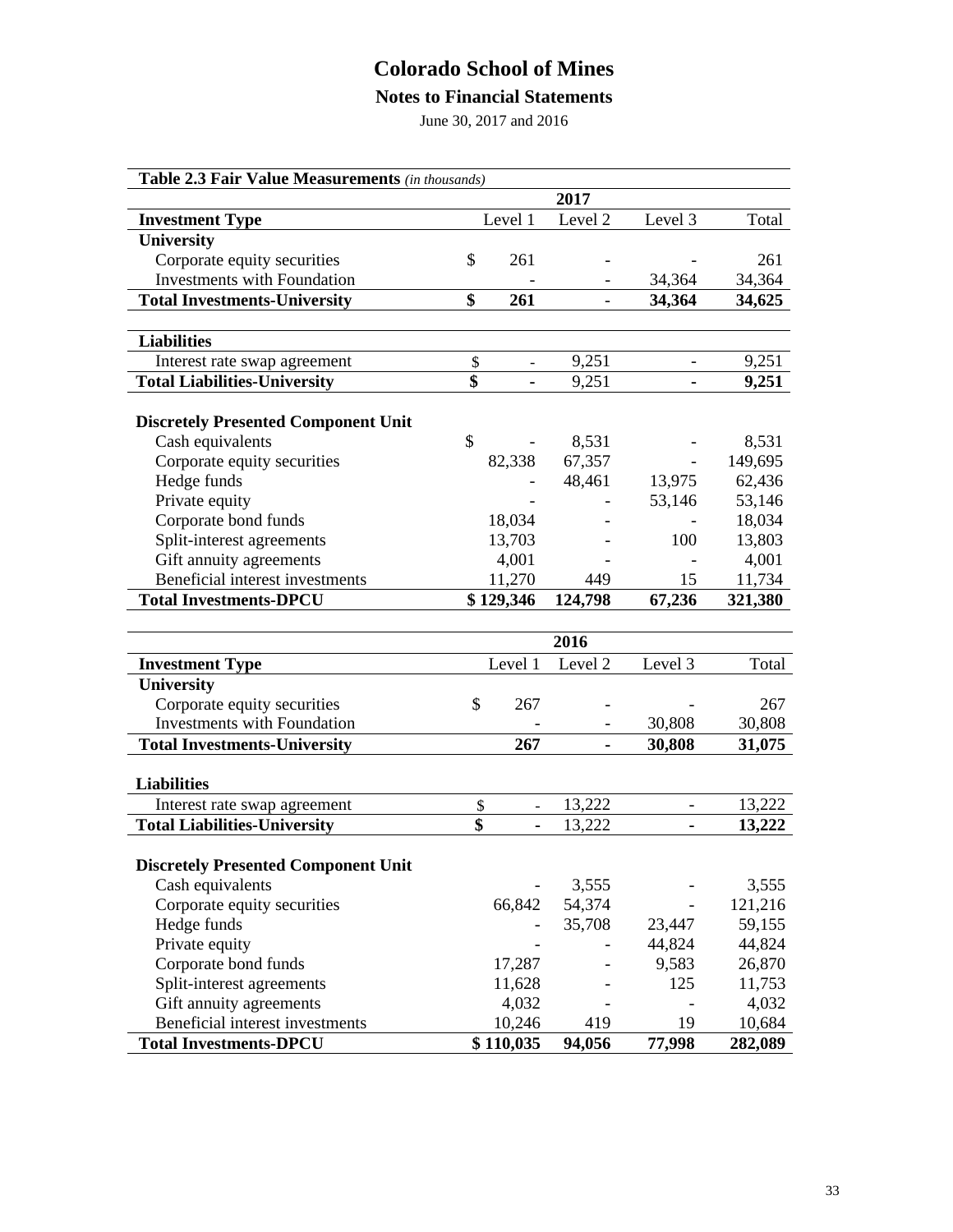# Colorado School of Mines

## Notes to Financial Statements

June 30, 2017 and 2016

**Table 2.3 Fair Value Measurements** *(in thousands)*

| | 2017 | | | |
|---|---|---|---|---|
| **Investment Type** | Level 1 | Level 2 | Level 3 | Total |
| **University** | | | | |
| Corporate equity securities | $ 261 | - | - | 261 |
| Investments with Foundation | - | - | 34,364 | 34,364 |
| **Total Investments-University** | **$ 261** | **-** | **34,364** | **34,625** |
| | | | | |
| **Liabilities** | | | | |
| Interest rate swap agreement | $ - | 9,251 | - | 9,251 |
| **Total Liabilities-University** | **$ -** | 9,251 | **-** | **9,251** |
| | | | | |
| **Discretely Presented Component Unit** | | | | |
| Cash equivalents | $ - | 8,531 | - | 8,531 |
| Corporate equity securities | 82,338 | 67,357 | - | 149,695 |
| Hedge funds | - | 48,461 | 13,975 | 62,436 |
| Private equity | - | - | 53,146 | 53,146 |
| Corporate bond funds | 18,034 | - | - | 18,034 |
| Split-interest agreements | 13,703 | - | 100 | 13,803 |
| Gift annuity agreements | 4,001 | - | - | 4,001 |
| Beneficial interest investments | 11,270 | 449 | 15 | 11,734 |
| **Total Investments-DPCU** | **$ 129,346** | **124,798** | **67,236** | **321,380** |

| | 2016 | | | |
|---|---|---|---|---|
| **Investment Type** | Level 1 | Level 2 | Level 3 | Total |
| **University** | | | | |
| Corporate equity securities | $ 267 | - | - | 267 |
| Investments with Foundation | - | - | 30,808 | 30,808 |
| **Total Investments-University** | **267** | **-** | **30,808** | **31,075** |
| | | | | |
| **Liabilities** | | | | |
| Interest rate swap agreement | $ - | 13,222 | - | 13,222 |
| **Total Liabilities-University** | **$ -** | 13,222 | **-** | **13,222** |
| | | | | |
| **Discretely Presented Component Unit** | | | | |
| Cash equivalents | - | 3,555 | - | 3,555 |
| Corporate equity securities | 66,842 | 54,374 | - | 121,216 |
| Hedge funds | - | 35,708 | 23,447 | 59,155 |
| Private equity | - | - | 44,824 | 44,824 |
| Corporate bond funds | 17,287 | - | 9,583 | 26,870 |
| Split-interest agreements | 11,628 | - | 125 | 11,753 |
| Gift annuity agreements | 4,032 | - | - | 4,032 |
| Beneficial interest investments | 10,246 | 419 | 19 | 10,684 |
| **Total Investments-DPCU** | **$ 110,035** | **94,056** | **77,998** | **282,089** |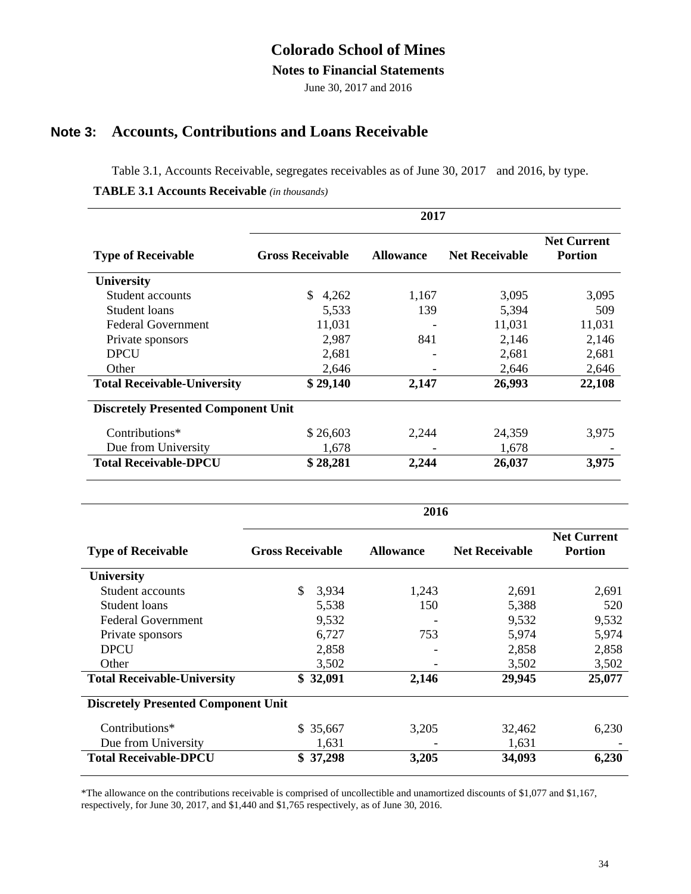# Colorado School of Mines

**Notes to Financial Statements**

June 30, 2017 and 2016

## Note 3: Accounts, Contributions and Loans Receivable

Table 3.1, Accounts Receivable, segregates receivables as of June 30, 2017 and 2016, by type.

**TABLE 3.1 Accounts Receivable** *(in thousands)*

| | 2017 | | | |
|---|---|---|---|---|
| **Type of Receivable** | **Gross Receivable** | **Allowance** | **Net Receivable** | **Net Current Portion** |
| **University** | | | | |
| Student accounts | $ 4,262 | 1,167 | 3,095 | 3,095 |
| Student loans | 5,533 | 139 | 5,394 | 509 |
| Federal Government | 11,031 | - | 11,031 | 11,031 |
| Private sponsors | 2,987 | 841 | 2,146 | 2,146 |
| DPCU | 2,681 | - | 2,681 | 2,681 |
| Other | 2,646 | - | 2,646 | 2,646 |
| **Total Receivable-University** | **$ 29,140** | **2,147** | **26,993** | **22,108** |
| **Discretely Presented Component Unit** | | | | |
| Contributions* | $ 26,603 | 2,244 | 24,359 | 3,975 |
| Due from University | 1,678 | - | 1,678 | - |
| **Total Receivable-DPCU** | **$ 28,281** | **2,244** | **26,037** | **3,975** |

| | 2016 | | | |
|---|---|---|---|---|
| **Type of Receivable** | **Gross Receivable** | **Allowance** | **Net Receivable** | **Net Current Portion** |
| **University** | | | | |
| Student accounts | $ 3,934 | 1,243 | 2,691 | 2,691 |
| Student loans | 5,538 | 150 | 5,388 | 520 |
| Federal Government | 9,532 | - | 9,532 | 9,532 |
| Private sponsors | 6,727 | 753 | 5,974 | 5,974 |
| DPCU | 2,858 | - | 2,858 | 2,858 |
| Other | 3,502 | - | 3,502 | 3,502 |
| **Total Receivable-University** | **$ 32,091** | **2,146** | **29,945** | **25,077** |
| **Discretely Presented Component Unit** | | | | |
| Contributions* | $ 35,667 | 3,205 | 32,462 | 6,230 |
| Due from University | 1,631 | - | 1,631 | - |
| **Total Receivable-DPCU** | **$ 37,298** | **3,205** | **34,093** | **6,230** |

*The allowance on the contributions receivable is comprised of uncollectible and unamortized discounts of $1,077 and $1,167, respectively, for June 30, 2017, and $1,440 and $1,765 respectively, as of June 30, 2016.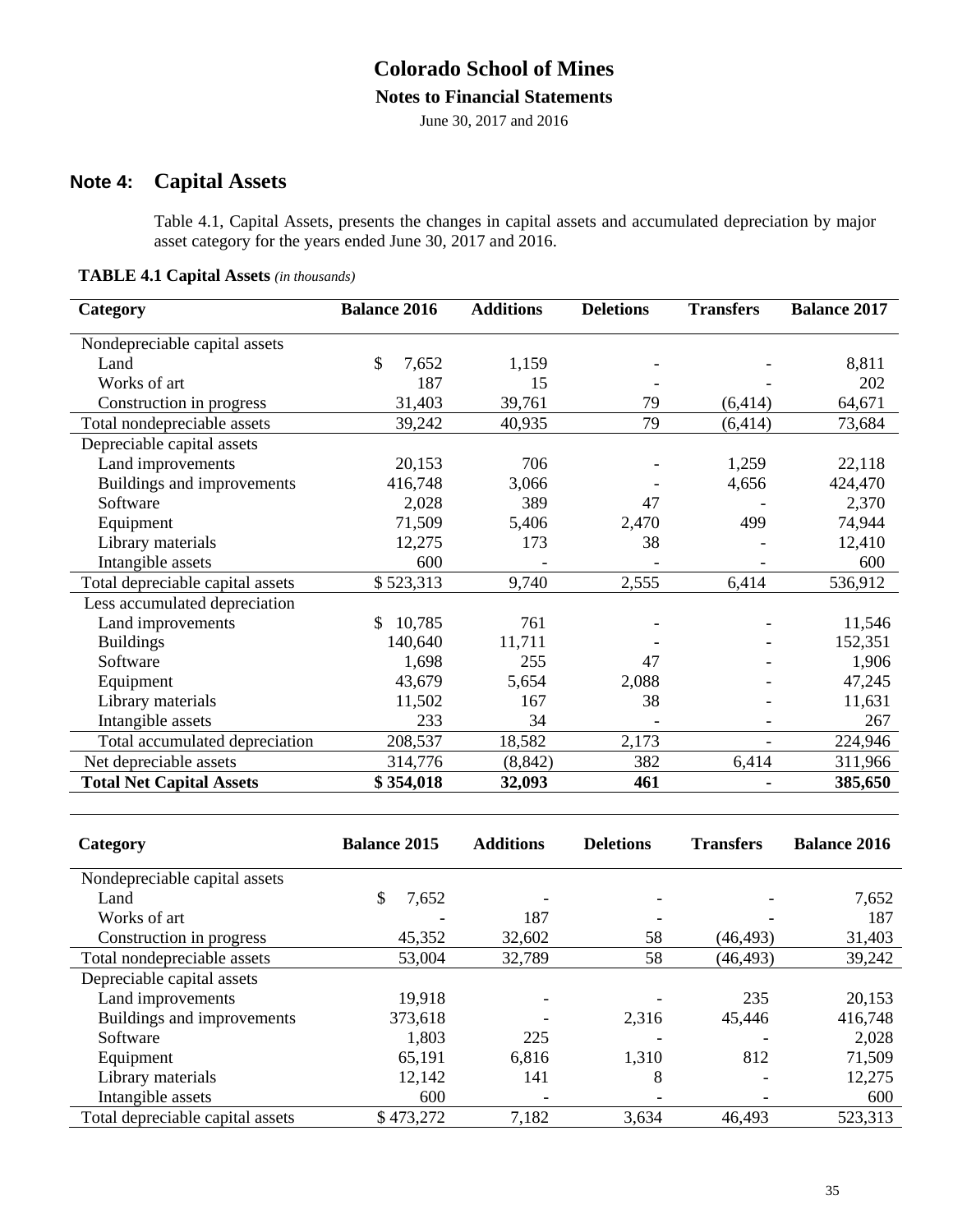# Colorado School of Mines

## Notes to Financial Statements

June 30, 2017 and 2016

## Note 4: Capital Assets

Table 4.1, Capital Assets, presents the changes in capital assets and accumulated depreciation by major asset category for the years ended June 30, 2017 and 2016.

**TABLE 4.1 Capital Assets** *(in thousands)*

| Category | Balance 2016 | Additions | Deletions | Transfers | Balance 2017 |
|---|---|---|---|---|---|
| Nondepreciable capital assets | | | | | |
| Land | $ 7,652 | 1,159 | - | - | 8,811 |
| Works of art | 187 | 15 | - | - | 202 |
| Construction in progress | 31,403 | 39,761 | 79 | (6,414) | 64,671 |
| Total nondepreciable assets | 39,242 | 40,935 | 79 | (6,414) | 73,684 |
| Depreciable capital assets | | | | | |
| Land improvements | 20,153 | 706 | - | 1,259 | 22,118 |
| Buildings and improvements | 416,748 | 3,066 | - | 4,656 | 424,470 |
| Software | 2,028 | 389 | 47 | - | 2,370 |
| Equipment | 71,509 | 5,406 | 2,470 | 499 | 74,944 |
| Library materials | 12,275 | 173 | 38 | - | 12,410 |
| Intangible assets | 600 | - | - | - | 600 |
| Total depreciable capital assets | $ 523,313 | 9,740 | 2,555 | 6,414 | 536,912 |
| Less accumulated depreciation | | | | | |
| Land improvements | $ 10,785 | 761 | - | - | 11,546 |
| Buildings | 140,640 | 11,711 | - | - | 152,351 |
| Software | 1,698 | 255 | 47 | - | 1,906 |
| Equipment | 43,679 | 5,654 | 2,088 | - | 47,245 |
| Library materials | 11,502 | 167 | 38 | - | 11,631 |
| Intangible assets | 233 | 34 | - | - | 267 |
| Total accumulated depreciation | 208,537 | 18,582 | 2,173 | - | 224,946 |
| Net depreciable assets | 314,776 | (8,842) | 382 | 6,414 | 311,966 |
| **Total Net Capital Assets** | **$ 354,018** | **32,093** | **461** | **-** | **385,650** |

| Category | Balance 2015 | Additions | Deletions | Transfers | Balance 2016 |
|---|---|---|---|---|---|
| Nondepreciable capital assets | | | | | |
| Land | $ 7,652 | - | - | - | 7,652 |
| Works of art | - | 187 | - | - | 187 |
| Construction in progress | 45,352 | 32,602 | 58 | (46,493) | 31,403 |
| Total nondepreciable assets | 53,004 | 32,789 | 58 | (46,493) | 39,242 |
| Depreciable capital assets | | | | | |
| Land improvements | 19,918 | - | - | 235 | 20,153 |
| Buildings and improvements | 373,618 | - | 2,316 | 45,446 | 416,748 |
| Software | 1,803 | 225 | - | - | 2,028 |
| Equipment | 65,191 | 6,816 | 1,310 | 812 | 71,509 |
| Library materials | 12,142 | 141 | 8 | - | 12,275 |
| Intangible assets | 600 | - | - | - | 600 |
| Total depreciable capital assets | $ 473,272 | 7,182 | 3,634 | 46,493 | 523,313 |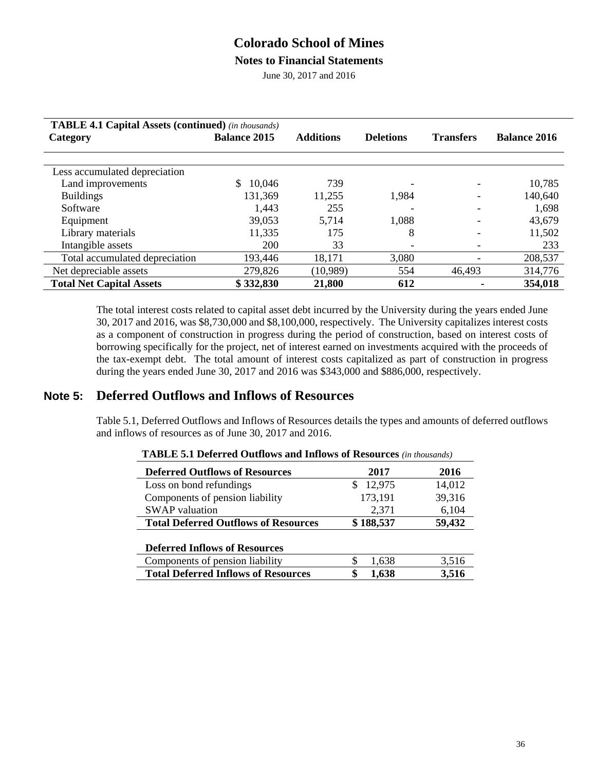**TABLE 4.1 Capital Assets (continued)** *(in thousands)*

| Category | Balance 2015 | Additions | Deletions | Transfers | Balance 2016 |
|---|---|---|---|---|---|
| Less accumulated depreciation | | | | | |
| Land improvements | $ 10,046 | 739 | - | - | 10,785 |
| Buildings | 131,369 | 11,255 | 1,984 | - | 140,640 |
| Software | 1,443 | 255 | - | - | 1,698 |
| Equipment | 39,053 | 5,714 | 1,088 | - | 43,679 |
| Library materials | 11,335 | 175 | 8 | - | 11,502 |
| Intangible assets | 200 | 33 | - | - | 233 |
| Total accumulated depreciation | 193,446 | 18,171 | 3,080 | - | 208,537 |
| Net depreciable assets | 279,826 | (10,989) | 554 | 46,493 | 314,776 |
| **Total Net Capital Assets** | **$ 332,830** | **21,800** | **612** | **-** | **354,018** |

The total interest costs related to capital asset debt incurred by the University during the years ended June 30, 2017 and 2016, was $8,730,000 and $8,100,000, respectively. The University capitalizes interest costs as a component of construction in progress during the period of construction, based on interest costs of borrowing specifically for the project, net of interest earned on investments acquired with the proceeds of the tax-exempt debt. The total amount of interest costs capitalized as part of construction in progress during the years ended June 30, 2017 and 2016 was $343,000 and $886,000, respectively.

## Note 5: Deferred Outflows and Inflows of Resources

Table 5.1, Deferred Outflows and Inflows of Resources details the types and amounts of deferred outflows and inflows of resources as of June 30, 2017 and 2016.

**TABLE 5.1 Deferred Outflows and Inflows of Resources** *(in thousands)*

| Deferred Outflows of Resources | 2017 | 2016 |
|---|---|---|
| Loss on bond refundings | $ 12,975 | 14,012 |
| Components of pension liability | 173,191 | 39,316 |
| SWAP valuation | 2,371 | 6,104 |
| **Total Deferred Outflows of Resources** | **$ 188,537** | **59,432** |
| | | |
| **Deferred Inflows of Resources** | | |
| Components of pension liability | $ 1,638 | 3,516 |
| **Total Deferred Inflows of Resources** | **$ 1,638** | **3,516** |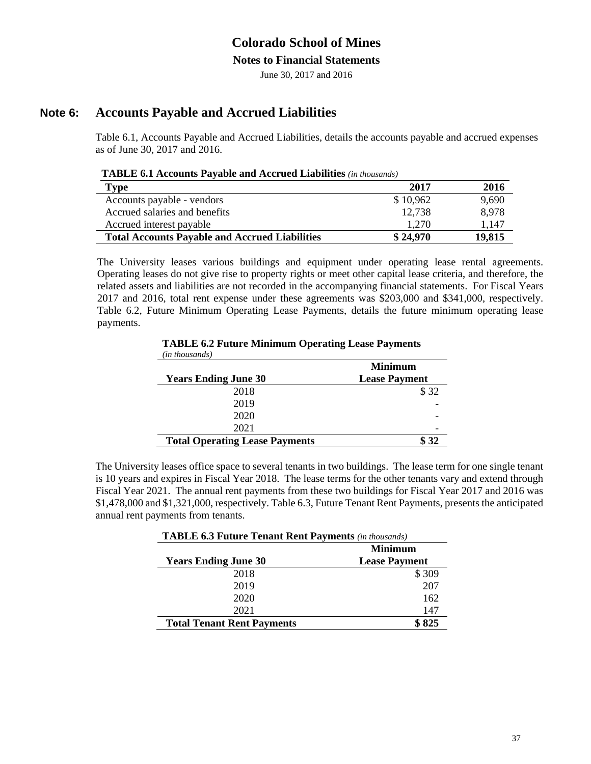# Colorado School of Mines

**Notes to Financial Statements**

June 30, 2017 and 2016

## Note 6: Accounts Payable and Accrued Liabilities

Table 6.1, Accounts Payable and Accrued Liabilities, details the accounts payable and accrued expenses as of June 30, 2017 and 2016.

**TABLE 6.1 Accounts Payable and Accrued Liabilities** *(in thousands)*

| Type | 2017 | 2016 |
|---|---|---|
| Accounts payable - vendors | $ 10,962 | 9,690 |
| Accrued salaries and benefits | 12,738 | 8,978 |
| Accrued interest payable | 1,270 | 1,147 |
| **Total Accounts Payable and Accrued Liabilities** | **$ 24,970** | **19,815** |

The University leases various buildings and equipment under operating lease rental agreements. Operating leases do not give rise to property rights or meet other capital lease criteria, and therefore, the related assets and liabilities are not recorded in the accompanying financial statements. For Fiscal Years 2017 and 2016, total rent expense under these agreements was $203,000 and $341,000, respectively. Table 6.2, Future Minimum Operating Lease Payments, details the future minimum operating lease payments.

**TABLE 6.2 Future Minimum Operating Lease Payments**
*(in thousands)*

| Years Ending June 30 | Minimum Lease Payment |
|---|---|
| 2018 | $ 32 |
| 2019 | - |
| 2020 | - |
| 2021 | - |
| **Total Operating Lease Payments** | **$ 32** |

The University leases office space to several tenants in two buildings. The lease term for one single tenant is 10 years and expires in Fiscal Year 2018. The lease terms for the other tenants vary and extend through Fiscal Year 2021. The annual rent payments from these two buildings for Fiscal Year 2017 and 2016 was $1,478,000 and $1,321,000, respectively. Table 6.3, Future Tenant Rent Payments, presents the anticipated annual rent payments from tenants.

**TABLE 6.3 Future Tenant Rent Payments** *(in thousands)*

| Years Ending June 30 | Minimum Lease Payment |
|---|---|
| 2018 | $ 309 |
| 2019 | 207 |
| 2020 | 162 |
| 2021 | 147 |
| **Total Tenant Rent Payments** | **$ 825** |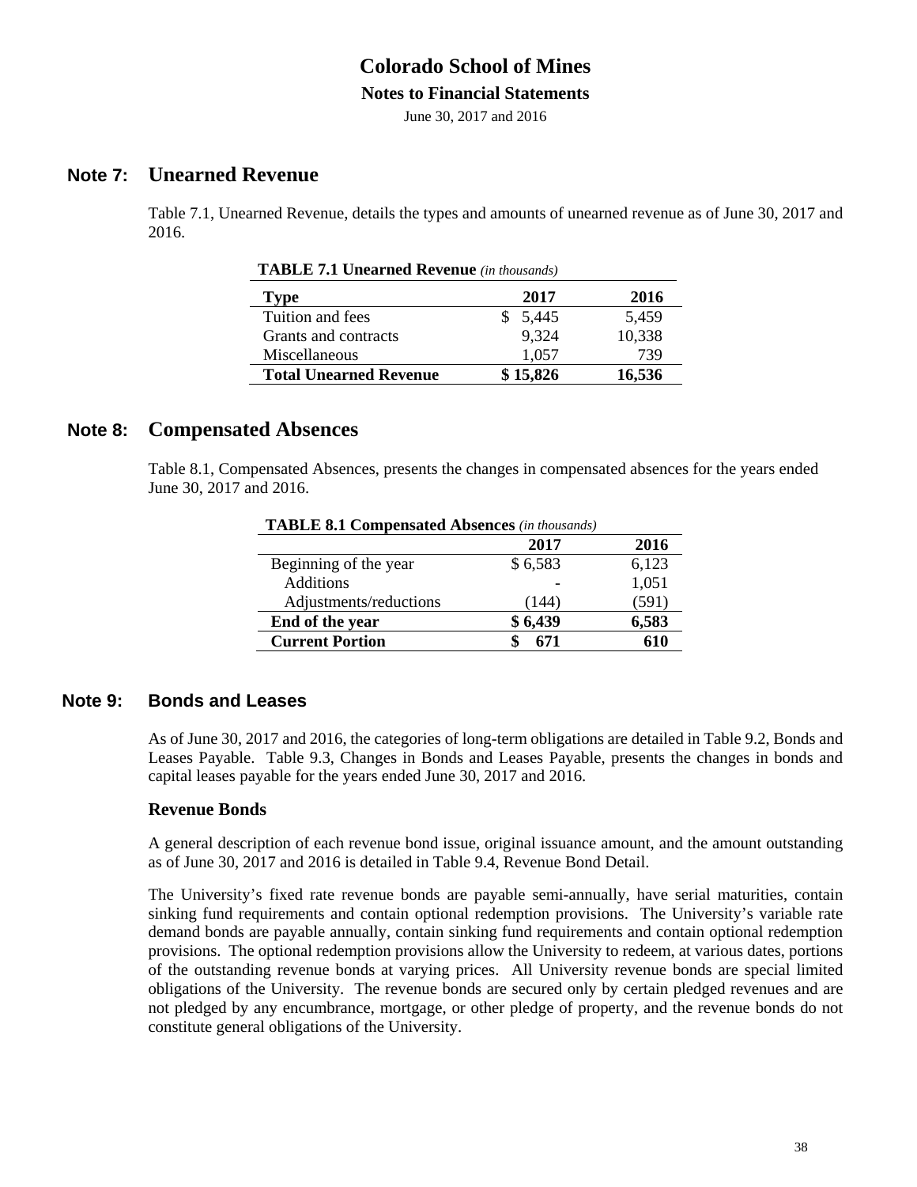## Note 7: Unearned Revenue

Table 7.1, Unearned Revenue, details the types and amounts of unearned revenue as of June 30, 2017 and 2016.

**TABLE 7.1 Unearned Revenue** *(in thousands)*

| Type | 2017 | 2016 |
|---|---|---|
| Tuition and fees | $ 5,445 | 5,459 |
| Grants and contracts | 9,324 | 10,338 |
| Miscellaneous | 1,057 | 739 |
| **Total Unearned Revenue** | **$ 15,826** | **16,536** |

## Note 8: Compensated Absences

Table 8.1, Compensated Absences, presents the changes in compensated absences for the years ended June 30, 2017 and 2016.

**TABLE 8.1 Compensated Absences** *(in thousands)*

| | 2017 | 2016 |
|---|---|---|
| Beginning of the year | $ 6,583 | 6,123 |
| Additions | - | 1,051 |
| Adjustments/reductions | (144) | (591) |
| **End of the year** | **$ 6,439** | **6,583** |
| **Current Portion** | **$ 671** | **610** |

## Note 9: Bonds and Leases

As of June 30, 2017 and 2016, the categories of long-term obligations are detailed in Table 9.2, Bonds and Leases Payable. Table 9.3, Changes in Bonds and Leases Payable, presents the changes in bonds and capital leases payable for the years ended June 30, 2017 and 2016.

### Revenue Bonds

A general description of each revenue bond issue, original issuance amount, and the amount outstanding as of June 30, 2017 and 2016 is detailed in Table 9.4, Revenue Bond Detail.

The University's fixed rate revenue bonds are payable semi-annually, have serial maturities, contain sinking fund requirements and contain optional redemption provisions. The University's variable rate demand bonds are payable annually, contain sinking fund requirements and contain optional redemption provisions. The optional redemption provisions allow the University to redeem, at various dates, portions of the outstanding revenue bonds at varying prices. All University revenue bonds are special limited obligations of the University. The revenue bonds are secured only by certain pledged revenues and are not pledged by any encumbrance, mortgage, or other pledge of property, and the revenue bonds do not constitute general obligations of the University.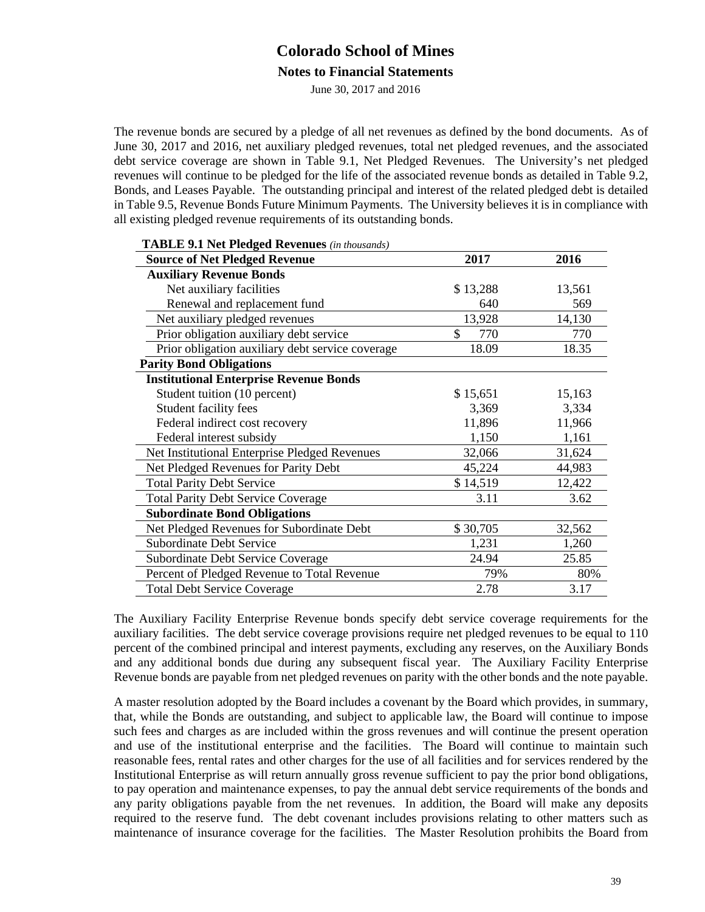The revenue bonds are secured by a pledge of all net revenues as defined by the bond documents. As of June 30, 2017 and 2016, net auxiliary pledged revenues, total net pledged revenues, and the associated debt service coverage are shown in Table 9.1, Net Pledged Revenues. The University's net pledged revenues will continue to be pledged for the life of the associated revenue bonds as detailed in Table 9.2, Bonds, and Leases Payable. The outstanding principal and interest of the related pledged debt is detailed in Table 9.5, Revenue Bonds Future Minimum Payments. The University believes it is in compliance with all existing pledged revenue requirements of its outstanding bonds.

**TABLE 9.1 Net Pledged Revenues** *(in thousands)*

| Source of Net Pledged Revenue | 2017 | 2016 |
|---|---|---|
| **Auxiliary Revenue Bonds** | | |
| Net auxiliary facilities | $ 13,288 | 13,561 |
| Renewal and replacement fund | 640 | 569 |
| Net auxiliary pledged revenues | 13,928 | 14,130 |
| Prior obligation auxiliary debt service | $ 770 | 770 |
| Prior obligation auxiliary debt service coverage | 18.09 | 18.35 |
| **Parity Bond Obligations** | | |
| **Institutional Enterprise Revenue Bonds** | | |
| Student tuition (10 percent) | $ 15,651 | 15,163 |
| Student facility fees | 3,369 | 3,334 |
| Federal indirect cost recovery | 11,896 | 11,966 |
| Federal interest subsidy | 1,150 | 1,161 |
| Net Institutional Enterprise Pledged Revenues | 32,066 | 31,624 |
| Net Pledged Revenues for Parity Debt | 45,224 | 44,983 |
| Total Parity Debt Service | $ 14,519 | 12,422 |
| Total Parity Debt Service Coverage | 3.11 | 3.62 |
| **Subordinate Bond Obligations** | | |
| Net Pledged Revenues for Subordinate Debt | $ 30,705 | 32,562 |
| Subordinate Debt Service | 1,231 | 1,260 |
| Subordinate Debt Service Coverage | 24.94 | 25.85 |
| Percent of Pledged Revenue to Total Revenue | 79% | 80% |
| Total Debt Service Coverage | 2.78 | 3.17 |

The Auxiliary Facility Enterprise Revenue bonds specify debt service coverage requirements for the auxiliary facilities. The debt service coverage provisions require net pledged revenues to be equal to 110 percent of the combined principal and interest payments, excluding any reserves, on the Auxiliary Bonds and any additional bonds due during any subsequent fiscal year. The Auxiliary Facility Enterprise Revenue bonds are payable from net pledged revenues on parity with the other bonds and the note payable.

A master resolution adopted by the Board includes a covenant by the Board which provides, in summary, that, while the Bonds are outstanding, and subject to applicable law, the Board will continue to impose such fees and charges as are included within the gross revenues and will continue the present operation and use of the institutional enterprise and the facilities. The Board will continue to maintain such reasonable fees, rental rates and other charges for the use of all facilities and for services rendered by the Institutional Enterprise as will return annually gross revenue sufficient to pay the prior bond obligations, to pay operation and maintenance expenses, to pay the annual debt service requirements of the bonds and any parity obligations payable from the net revenues. In addition, the Board will make any deposits required to the reserve fund. The debt covenant includes provisions relating to other matters such as maintenance of insurance coverage for the facilities. The Master Resolution prohibits the Board from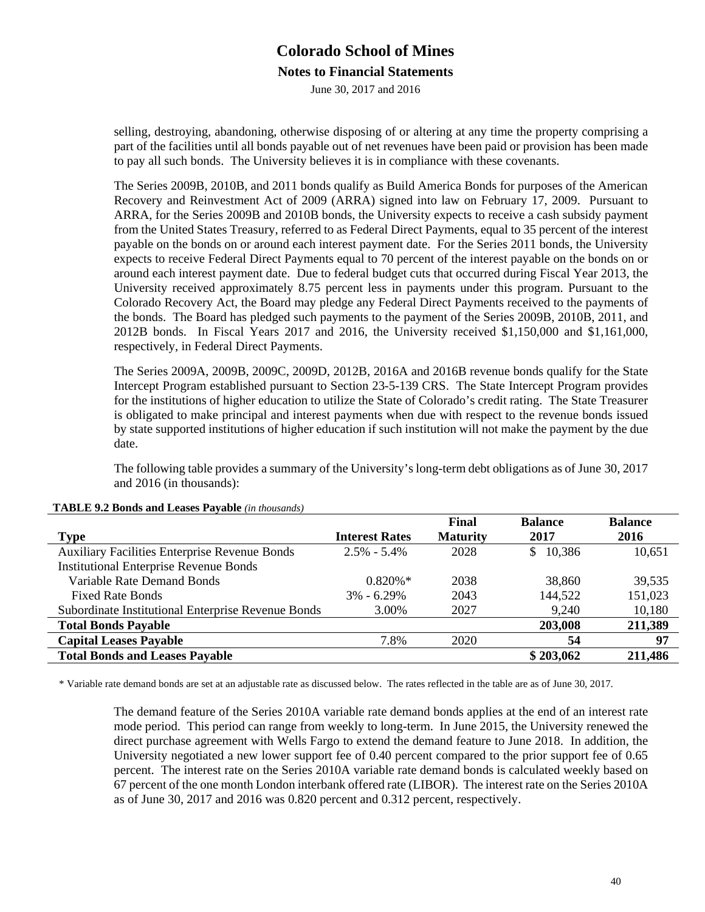selling, destroying, abandoning, otherwise disposing of or altering at any time the property comprising a part of the facilities until all bonds payable out of net revenues have been paid or provision has been made to pay all such bonds. The University believes it is in compliance with these covenants.

The Series 2009B, 2010B, and 2011 bonds qualify as Build America Bonds for purposes of the American Recovery and Reinvestment Act of 2009 (ARRA) signed into law on February 17, 2009. Pursuant to ARRA, for the Series 2009B and 2010B bonds, the University expects to receive a cash subsidy payment from the United States Treasury, referred to as Federal Direct Payments, equal to 35 percent of the interest payable on the bonds on or around each interest payment date. For the Series 2011 bonds, the University expects to receive Federal Direct Payments equal to 70 percent of the interest payable on the bonds on or around each interest payment date. Due to federal budget cuts that occurred during Fiscal Year 2013, the University received approximately 8.75 percent less in payments under this program. Pursuant to the Colorado Recovery Act, the Board may pledge any Federal Direct Payments received to the payments of the bonds. The Board has pledged such payments to the payment of the Series 2009B, 2010B, 2011, and 2012B bonds. In Fiscal Years 2017 and 2016, the University received $1,150,000 and $1,161,000, respectively, in Federal Direct Payments.

The Series 2009A, 2009B, 2009C, 2009D, 2012B, 2016A and 2016B revenue bonds qualify for the State Intercept Program established pursuant to Section 23-5-139 CRS. The State Intercept Program provides for the institutions of higher education to utilize the State of Colorado's credit rating. The State Treasurer is obligated to make principal and interest payments when due with respect to the revenue bonds issued by state supported institutions of higher education if such institution will not make the payment by the due date.

The following table provides a summary of the University's long-term debt obligations as of June 30, 2017 and 2016 (in thousands):

**TABLE 9.2 Bonds and Leases Payable** *(in thousands)*

| Type | Interest Rates | Final Maturity | Balance 2017 | Balance 2016 |
|---|---|---|---|---|
| Auxiliary Facilities Enterprise Revenue Bonds | 2.5% - 5.4% | 2028 | $ 10,386 | 10,651 |
| Institutional Enterprise Revenue Bonds | | | | |
| Variable Rate Demand Bonds | 0.820%* | 2038 | 38,860 | 39,535 |
| Fixed Rate Bonds | 3% - 6.29% | 2043 | 144,522 | 151,023 |
| Subordinate Institutional Enterprise Revenue Bonds | 3.00% | 2027 | 9,240 | 10,180 |
| **Total Bonds Payable** | | | **203,008** | **211,389** |
| **Capital Leases Payable** | 7.8% | 2020 | **54** | **97** |
| **Total Bonds and Leases Payable** | | | **$ 203,062** | **211,486** |

\* Variable rate demand bonds are set at an adjustable rate as discussed below. The rates reflected in the table are as of June 30, 2017.

The demand feature of the Series 2010A variable rate demand bonds applies at the end of an interest rate mode period. This period can range from weekly to long-term. In June 2015, the University renewed the direct purchase agreement with Wells Fargo to extend the demand feature to June 2018. In addition, the University negotiated a new lower support fee of 0.40 percent compared to the prior support fee of 0.65 percent. The interest rate on the Series 2010A variable rate demand bonds is calculated weekly based on 67 percent of the one month London interbank offered rate (LIBOR). The interest rate on the Series 2010A as of June 30, 2017 and 2016 was 0.820 percent and 0.312 percent, respectively.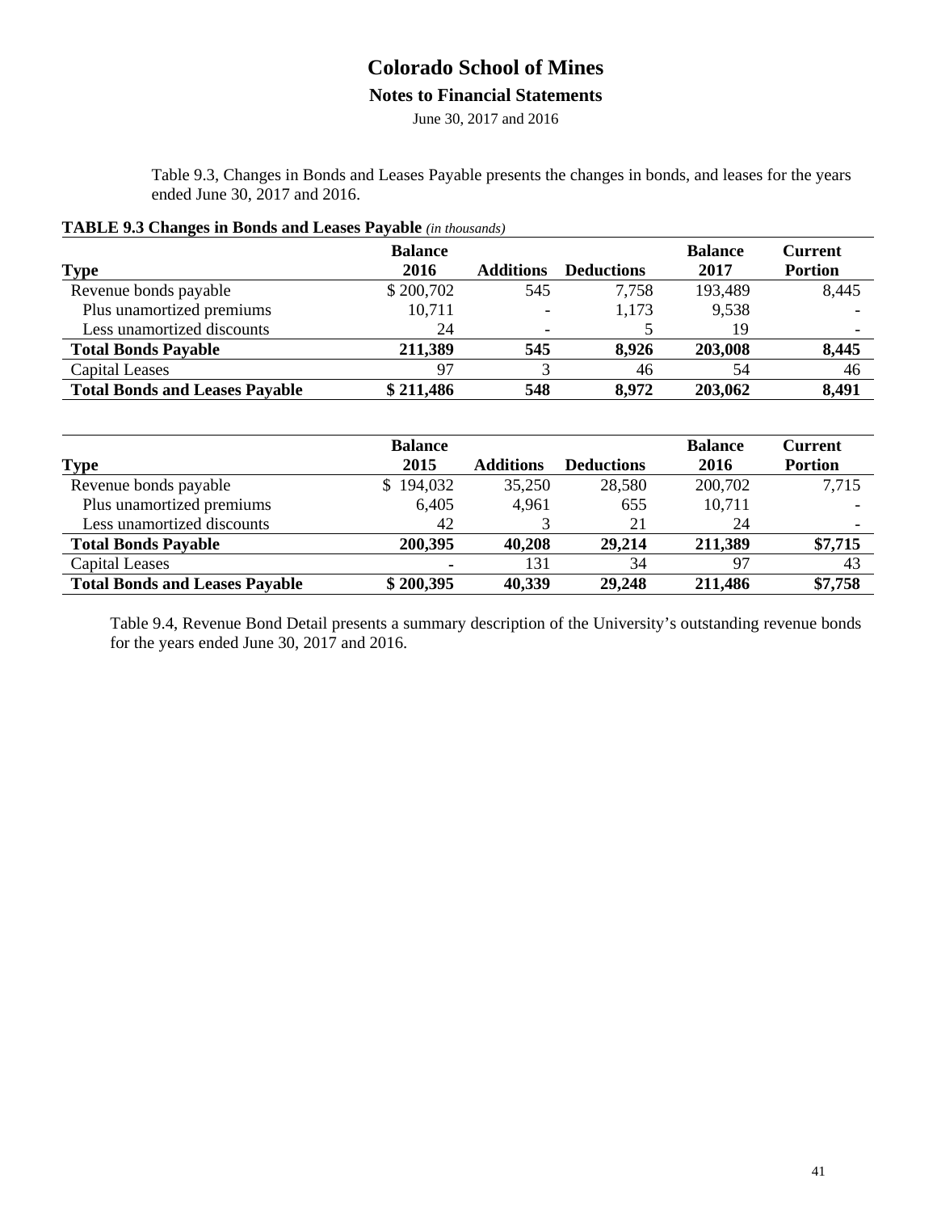Table 9.3, Changes in Bonds and Leases Payable presents the changes in bonds, and leases for the years ended June 30, 2017 and 2016.

**TABLE 9.3 Changes in Bonds and Leases Payable** *(in thousands)*

| Type | Balance 2016 | Additions | Deductions | Balance 2017 | Current Portion |
|---|---|---|---|---|---|
| Revenue bonds payable | $ 200,702 | 545 | 7,758 | 193,489 | 8,445 |
| Plus unamortized premiums | 10,711 | - | 1,173 | 9,538 | - |
| Less unamortized discounts | 24 | - | 5 | 19 | - |
| **Total Bonds Payable** | **211,389** | **545** | **8,926** | **203,008** | **8,445** |
| Capital Leases | 97 | 3 | 46 | 54 | 46 |
| **Total Bonds and Leases Payable** | **$ 211,486** | **548** | **8,972** | **203,062** | **8,491** |

| Type | Balance 2015 | Additions | Deductions | Balance 2016 | Current Portion |
|---|---|---|---|---|---|
| Revenue bonds payable | $ 194,032 | 35,250 | 28,580 | 200,702 | 7,715 |
| Plus unamortized premiums | 6,405 | 4,961 | 655 | 10,711 | - |
| Less unamortized discounts | 42 | 3 | 21 | 24 | - |
| **Total Bonds Payable** | **200,395** | **40,208** | **29,214** | **211,389** | **$7,715** |
| Capital Leases | - | 131 | 34 | 97 | 43 |
| **Total Bonds and Leases Payable** | **$ 200,395** | **40,339** | **29,248** | **211,486** | **$7,758** |

Table 9.4, Revenue Bond Detail presents a summary description of the University's outstanding revenue bonds for the years ended June 30, 2017 and 2016.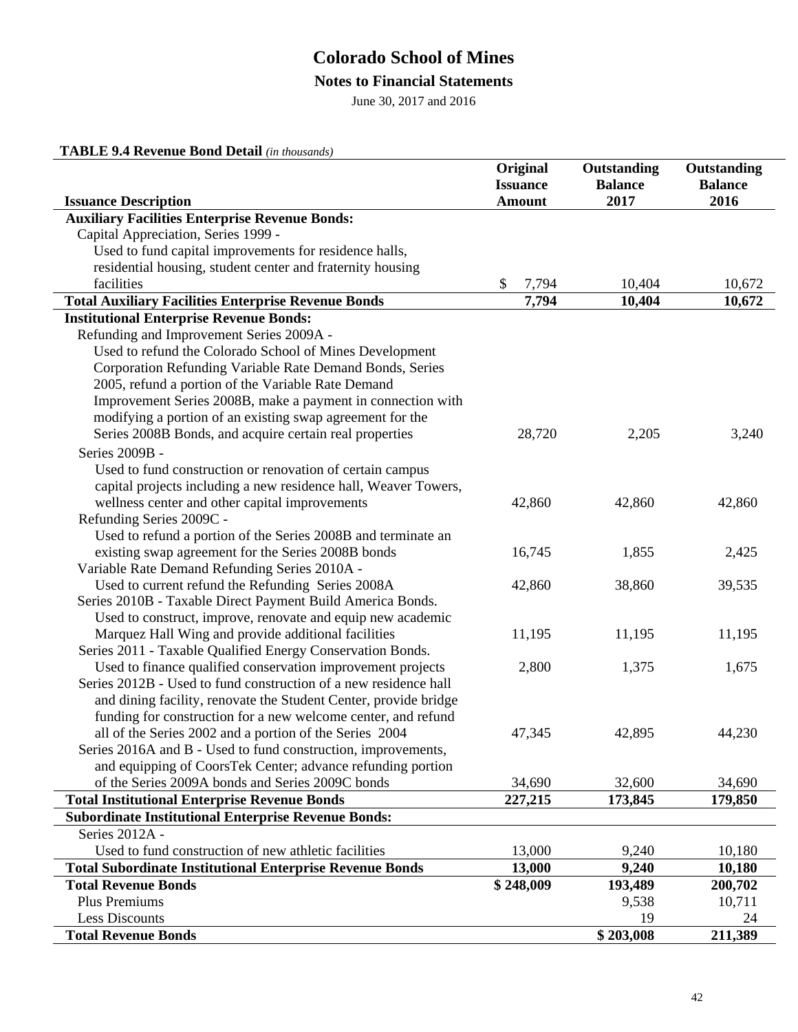# Colorado School of Mines

## Notes to Financial Statements

June 30, 2017 and 2016

**TABLE 9.4 Revenue Bond Detail** *(in thousands)*

| Issuance Description | Original Issuance Amount | Outstanding Balance 2017 | Outstanding Balance 2016 |
|---|---|---|---|
| **Auxiliary Facilities Enterprise Revenue Bonds:** | | | |
| Capital Appreciation, Series 1999 - Used to fund capital improvements for residence halls, residential housing, student center and fraternity housing facilities | $ 7,794 | 10,404 | 10,672 |
| **Total Auxiliary Facilities Enterprise Revenue Bonds** | **7,794** | **10,404** | **10,672** |
| **Institutional Enterprise Revenue Bonds:** | | | |
| Refunding and Improvement Series 2009A - Used to refund the Colorado School of Mines Development Corporation Refunding Variable Rate Demand Bonds, Series 2005, refund a portion of the Variable Rate Demand Improvement Series 2008B, make a payment in connection with modifying a portion of an existing swap agreement for the Series 2008B Bonds, and acquire certain real properties | 28,720 | 2,205 | 3,240 |
| Series 2009B - Used to fund construction or renovation of certain campus capital projects including a new residence hall, Weaver Towers, wellness center and other capital improvements | 42,860 | 42,860 | 42,860 |
| Refunding Series 2009C - Used to refund a portion of the Series 2008B and terminate an existing swap agreement for the Series 2008B bonds | 16,745 | 1,855 | 2,425 |
| Variable Rate Demand Refunding Series 2010A - Used to current refund the Refunding Series 2008A | 42,860 | 38,860 | 39,535 |
| Series 2010B - Taxable Direct Payment Build America Bonds. Used to construct, improve, renovate and equip new academic Marquez Hall Wing and provide additional facilities | 11,195 | 11,195 | 11,195 |
| Series 2011 - Taxable Qualified Energy Conservation Bonds. Used to finance qualified conservation improvement projects | 2,800 | 1,375 | 1,675 |
| Series 2012B - Used to fund construction of a new residence hall and dining facility, renovate the Student Center, provide bridge funding for construction for a new welcome center, and refund all of the Series 2002 and a portion of the Series 2004 | 47,345 | 42,895 | 44,230 |
| Series 2016A and B - Used to fund construction, improvements, and equipping of CoorsTek Center; advance refunding portion of the Series 2009A bonds and Series 2009C bonds | 34,690 | 32,600 | 34,690 |
| **Total Institutional Enterprise Revenue Bonds** | **227,215** | **173,845** | **179,850** |
| **Subordinate Institutional Enterprise Revenue Bonds:** | | | |
| Series 2012A - Used to fund construction of new athletic facilities | 13,000 | 9,240 | 10,180 |
| **Total Subordinate Institutional Enterprise Revenue Bonds** | **13,000** | **9,240** | **10,180** |
| **Total Revenue Bonds** | **$ 248,009** | **193,489** | **200,702** |
| Plus Premiums | | 9,538 | 10,711 |
| Less Discounts | | 19 | 24 |
| **Total Revenue Bonds** | | **$ 203,008** | **211,389** |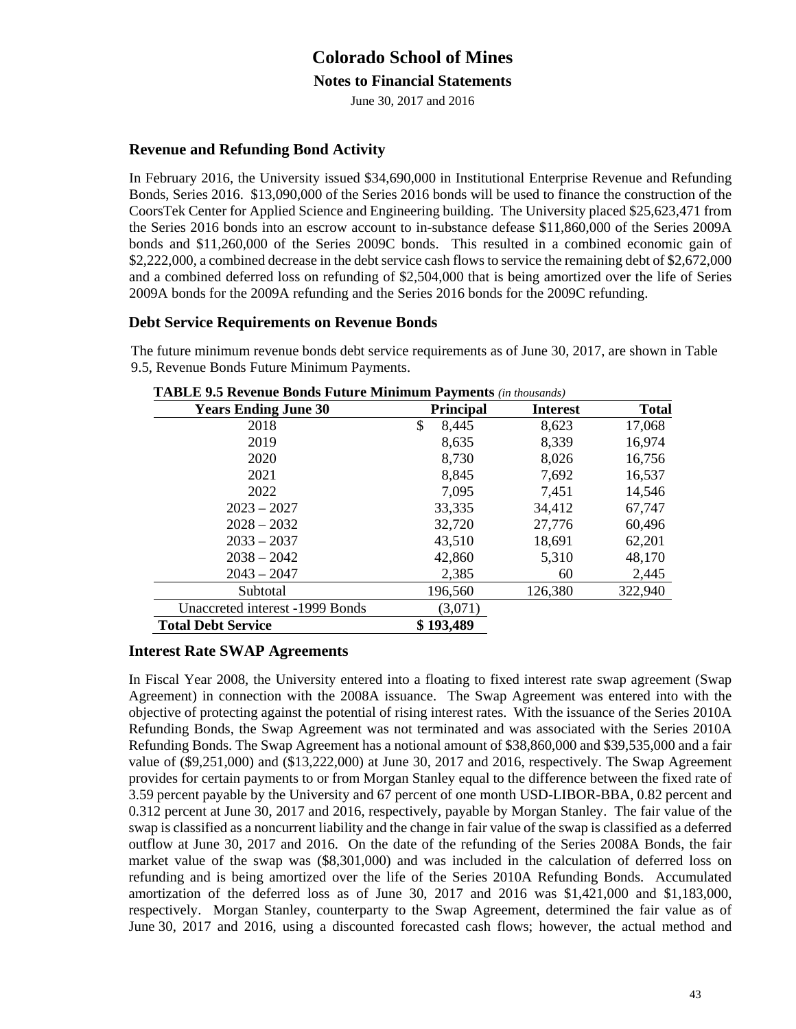### Revenue and Refunding Bond Activity

In February 2016, the University issued $34,690,000 in Institutional Enterprise Revenue and Refunding Bonds, Series 2016. $13,090,000 of the Series 2016 bonds will be used to finance the construction of the CoorsTek Center for Applied Science and Engineering building. The University placed $25,623,471 from the Series 2016 bonds into an escrow account to in-substance defease $11,860,000 of the Series 2009A bonds and $11,260,000 of the Series 2009C bonds. This resulted in a combined economic gain of $2,222,000, a combined decrease in the debt service cash flows to service the remaining debt of $2,672,000 and a combined deferred loss on refunding of $2,504,000 that is being amortized over the life of Series 2009A bonds for the 2009A refunding and the Series 2016 bonds for the 2009C refunding.

### Debt Service Requirements on Revenue Bonds

The future minimum revenue bonds debt service requirements as of June 30, 2017, are shown in Table 9.5, Revenue Bonds Future Minimum Payments.

**TABLE 9.5 Revenue Bonds Future Minimum Payments** *(in thousands)*

| Years Ending June 30 | Principal | Interest | Total |
|---|---|---|---|
| 2018 | $ 8,445 | 8,623 | 17,068 |
| 2019 | 8,635 | 8,339 | 16,974 |
| 2020 | 8,730 | 8,026 | 16,756 |
| 2021 | 8,845 | 7,692 | 16,537 |
| 2022 | 7,095 | 7,451 | 14,546 |
| 2023 – 2027 | 33,335 | 34,412 | 67,747 |
| 2028 – 2032 | 32,720 | 27,776 | 60,496 |
| 2033 – 2037 | 43,510 | 18,691 | 62,201 |
| 2038 – 2042 | 42,860 | 5,310 | 48,170 |
| 2043 – 2047 | 2,385 | 60 | 2,445 |
| Subtotal | 196,560 | 126,380 | 322,940 |
| Unaccreted interest -1999 Bonds | (3,071) | | |
| **Total Debt Service** | **$ 193,489** | | |

### Interest Rate SWAP Agreements

In Fiscal Year 2008, the University entered into a floating to fixed interest rate swap agreement (Swap Agreement) in connection with the 2008A issuance. The Swap Agreement was entered into with the objective of protecting against the potential of rising interest rates. With the issuance of the Series 2010A Refunding Bonds, the Swap Agreement was not terminated and was associated with the Series 2010A Refunding Bonds. The Swap Agreement has a notional amount of $38,860,000 and $39,535,000 and a fair value of ($9,251,000) and ($13,222,000) at June 30, 2017 and 2016, respectively. The Swap Agreement provides for certain payments to or from Morgan Stanley equal to the difference between the fixed rate of 3.59 percent payable by the University and 67 percent of one month USD-LIBOR-BBA, 0.82 percent and 0.312 percent at June 30, 2017 and 2016, respectively, payable by Morgan Stanley. The fair value of the swap is classified as a noncurrent liability and the change in fair value of the swap is classified as a deferred outflow at June 30, 2017 and 2016. On the date of the refunding of the Series 2008A Bonds, the fair market value of the swap was ($8,301,000) and was included in the calculation of deferred loss on refunding and is being amortized over the life of the Series 2010A Refunding Bonds. Accumulated amortization of the deferred loss as of June 30, 2017 and 2016 was $1,421,000 and $1,183,000, respectively. Morgan Stanley, counterparty to the Swap Agreement, determined the fair value as of June 30, 2017 and 2016, using a discounted forecasted cash flows; however, the actual method and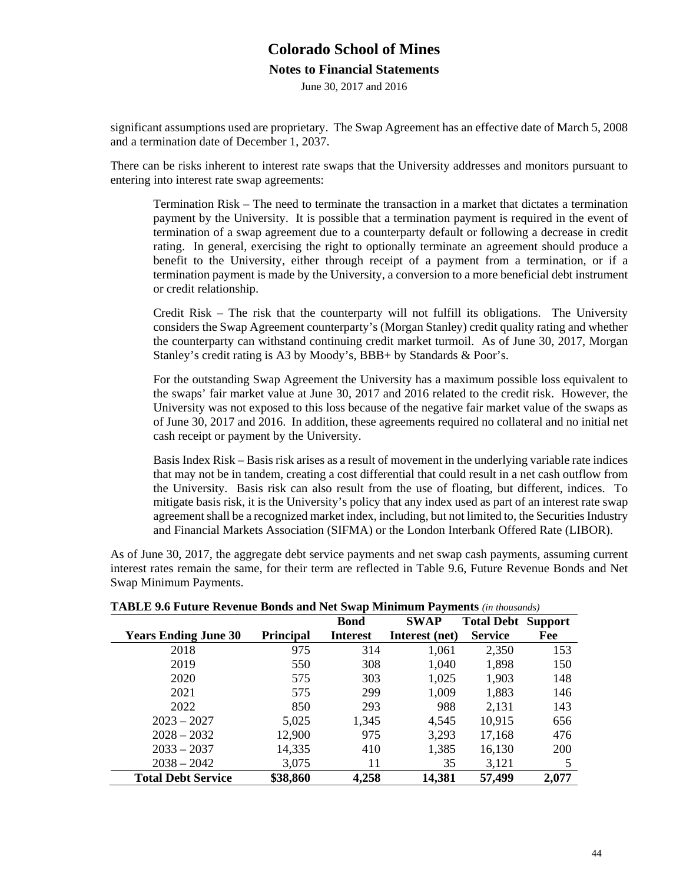significant assumptions used are proprietary. The Swap Agreement has an effective date of March 5, 2008 and a termination date of December 1, 2037.

There can be risks inherent to interest rate swaps that the University addresses and monitors pursuant to entering into interest rate swap agreements:

Termination Risk – The need to terminate the transaction in a market that dictates a termination payment by the University. It is possible that a termination payment is required in the event of termination of a swap agreement due to a counterparty default or following a decrease in credit rating. In general, exercising the right to optionally terminate an agreement should produce a benefit to the University, either through receipt of a payment from a termination, or if a termination payment is made by the University, a conversion to a more beneficial debt instrument or credit relationship.

Credit Risk – The risk that the counterparty will not fulfill its obligations. The University considers the Swap Agreement counterparty's (Morgan Stanley) credit quality rating and whether the counterparty can withstand continuing credit market turmoil. As of June 30, 2017, Morgan Stanley's credit rating is A3 by Moody's, BBB+ by Standards & Poor's.

For the outstanding Swap Agreement the University has a maximum possible loss equivalent to the swaps' fair market value at June 30, 2017 and 2016 related to the credit risk. However, the University was not exposed to this loss because of the negative fair market value of the swaps as of June 30, 2017 and 2016. In addition, these agreements required no collateral and no initial net cash receipt or payment by the University.

Basis Index Risk – Basis risk arises as a result of movement in the underlying variable rate indices that may not be in tandem, creating a cost differential that could result in a net cash outflow from the University. Basis risk can also result from the use of floating, but different, indices. To mitigate basis risk, it is the University's policy that any index used as part of an interest rate swap agreement shall be a recognized market index, including, but not limited to, the Securities Industry and Financial Markets Association (SIFMA) or the London Interbank Offered Rate (LIBOR).

As of June 30, 2017, the aggregate debt service payments and net swap cash payments, assuming current interest rates remain the same, for their term are reflected in Table 9.6, Future Revenue Bonds and Net Swap Minimum Payments.

**TABLE 9.6 Future Revenue Bonds and Net Swap Minimum Payments** *(in thousands)*

| Years Ending June 30 | Principal | Bond Interest | SWAP Interest (net) | Total Debt Service | Support Fee |
|---|---|---|---|---|---|
| 2018 | 975 | 314 | 1,061 | 2,350 | 153 |
| 2019 | 550 | 308 | 1,040 | 1,898 | 150 |
| 2020 | 575 | 303 | 1,025 | 1,903 | 148 |
| 2021 | 575 | 299 | 1,009 | 1,883 | 146 |
| 2022 | 850 | 293 | 988 | 2,131 | 143 |
| 2023 – 2027 | 5,025 | 1,345 | 4,545 | 10,915 | 656 |
| 2028 – 2032 | 12,900 | 975 | 3,293 | 17,168 | 476 |
| 2033 – 2037 | 14,335 | 410 | 1,385 | 16,130 | 200 |
| 2038 – 2042 | 3,075 | 11 | 35 | 3,121 | 5 |
| **Total Debt Service** | **$38,860** | **4,258** | **14,381** | **57,499** | **2,077** |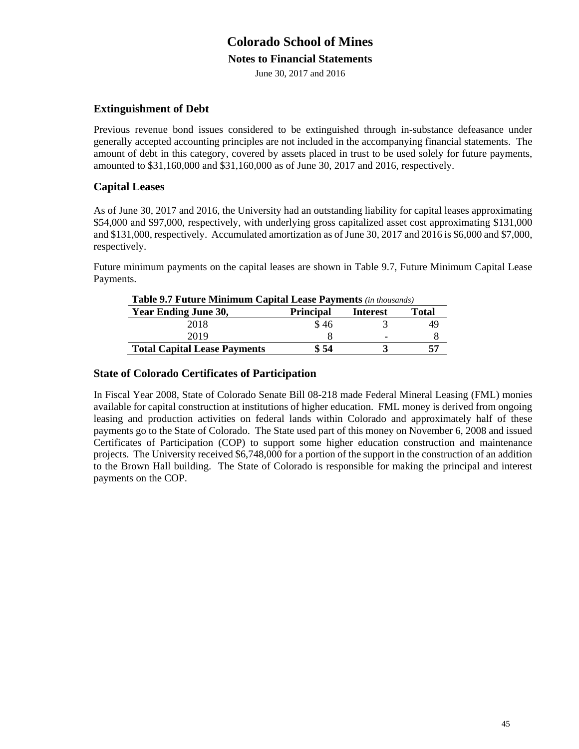## Extinguishment of Debt

Previous revenue bond issues considered to be extinguished through in-substance defeasance under generally accepted accounting principles are not included in the accompanying financial statements. The amount of debt in this category, covered by assets placed in trust to be used solely for future payments, amounted to $31,160,000 and $31,160,000 as of June 30, 2017 and 2016, respectively.

## Capital Leases

As of June 30, 2017 and 2016, the University had an outstanding liability for capital leases approximating $54,000 and $97,000, respectively, with underlying gross capitalized asset cost approximating $131,000 and $131,000, respectively. Accumulated amortization as of June 30, 2017 and 2016 is $6,000 and $7,000, respectively.

Future minimum payments on the capital leases are shown in Table 9.7, Future Minimum Capital Lease Payments.

**Table 9.7 Future Minimum Capital Lease Payments** *(in thousands)*

| Year Ending June 30, | Principal | Interest | Total |
|---|---|---|---|
| 2018 | $ 46 | 3 | 49 |
| 2019 | 8 | - | 8 |
| **Total Capital Lease Payments** | **$ 54** | **3** | **57** |

## State of Colorado Certificates of Participation

In Fiscal Year 2008, State of Colorado Senate Bill 08-218 made Federal Mineral Leasing (FML) monies available for capital construction at institutions of higher education. FML money is derived from ongoing leasing and production activities on federal lands within Colorado and approximately half of these payments go to the State of Colorado. The State used part of this money on November 6, 2008 and issued Certificates of Participation (COP) to support some higher education construction and maintenance projects. The University received $6,748,000 for a portion of the support in the construction of an addition to the Brown Hall building. The State of Colorado is responsible for making the principal and interest payments on the COP.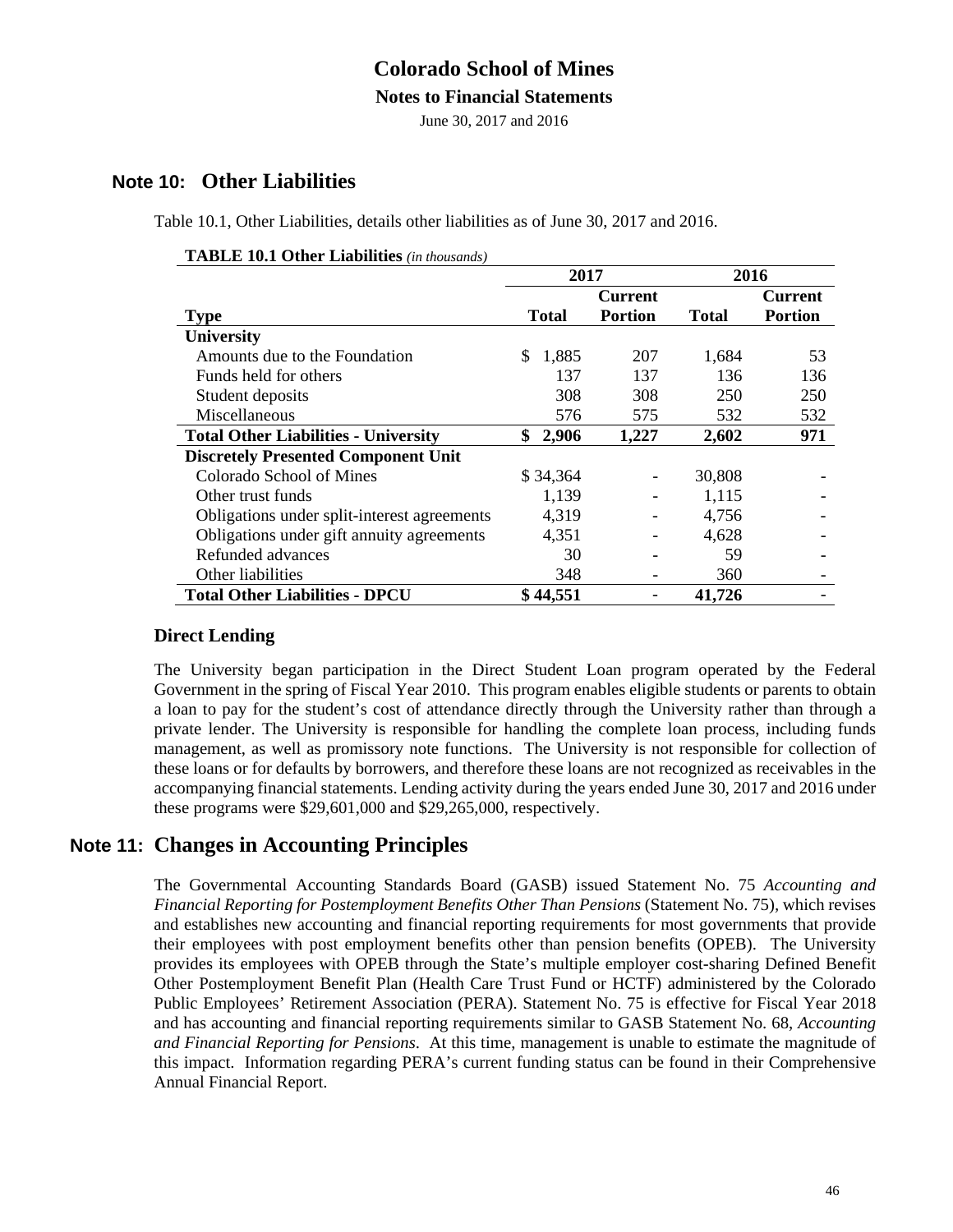## Note 10: Other Liabilities

Table 10.1, Other Liabilities, details other liabilities as of June 30, 2017 and 2016.

**TABLE 10.1 Other Liabilities** *(in thousands)*

| | 2017 | | 2016 | |
|---|---|---|---|---|
| **Type** | **Total** | **Current Portion** | **Total** | **Current Portion** |
| **University** | | | | |
| Amounts due to the Foundation | $ 1,885 | 207 | 1,684 | 53 |
| Funds held for others | 137 | 137 | 136 | 136 |
| Student deposits | 308 | 308 | 250 | 250 |
| Miscellaneous | 576 | 575 | 532 | 532 |
| **Total Other Liabilities - University** | **$ 2,906** | **1,227** | **2,602** | **971** |
| **Discretely Presented Component Unit** | | | | |
| Colorado School of Mines | $ 34,364 | - | 30,808 | - |
| Other trust funds | 1,139 | - | 1,115 | - |
| Obligations under split-interest agreements | 4,319 | - | 4,756 | - |
| Obligations under gift annuity agreements | 4,351 | - | 4,628 | - |
| Refunded advances | 30 | - | 59 | - |
| Other liabilities | 348 | - | 360 | - |
| **Total Other Liabilities - DPCU** | **$ 44,551** | **-** | **41,726** | **-** |

### Direct Lending

The University began participation in the Direct Student Loan program operated by the Federal Government in the spring of Fiscal Year 2010. This program enables eligible students or parents to obtain a loan to pay for the student's cost of attendance directly through the University rather than through a private lender. The University is responsible for handling the complete loan process, including funds management, as well as promissory note functions. The University is not responsible for collection of these loans or for defaults by borrowers, and therefore these loans are not recognized as receivables in the accompanying financial statements. Lending activity during the years ended June 30, 2017 and 2016 under these programs were $29,601,000 and $29,265,000, respectively.

## Note 11: Changes in Accounting Principles

The Governmental Accounting Standards Board (GASB) issued Statement No. 75 *Accounting and Financial Reporting for Postemployment Benefits Other Than Pensions* (Statement No. 75), which revises and establishes new accounting and financial reporting requirements for most governments that provide their employees with post employment benefits other than pension benefits (OPEB). The University provides its employees with OPEB through the State's multiple employer cost-sharing Defined Benefit Other Postemployment Benefit Plan (Health Care Trust Fund or HCTF) administered by the Colorado Public Employees' Retirement Association (PERA). Statement No. 75 is effective for Fiscal Year 2018 and has accounting and financial reporting requirements similar to GASB Statement No. 68, *Accounting and Financial Reporting for Pensions*. At this time, management is unable to estimate the magnitude of this impact. Information regarding PERA's current funding status can be found in their Comprehensive Annual Financial Report.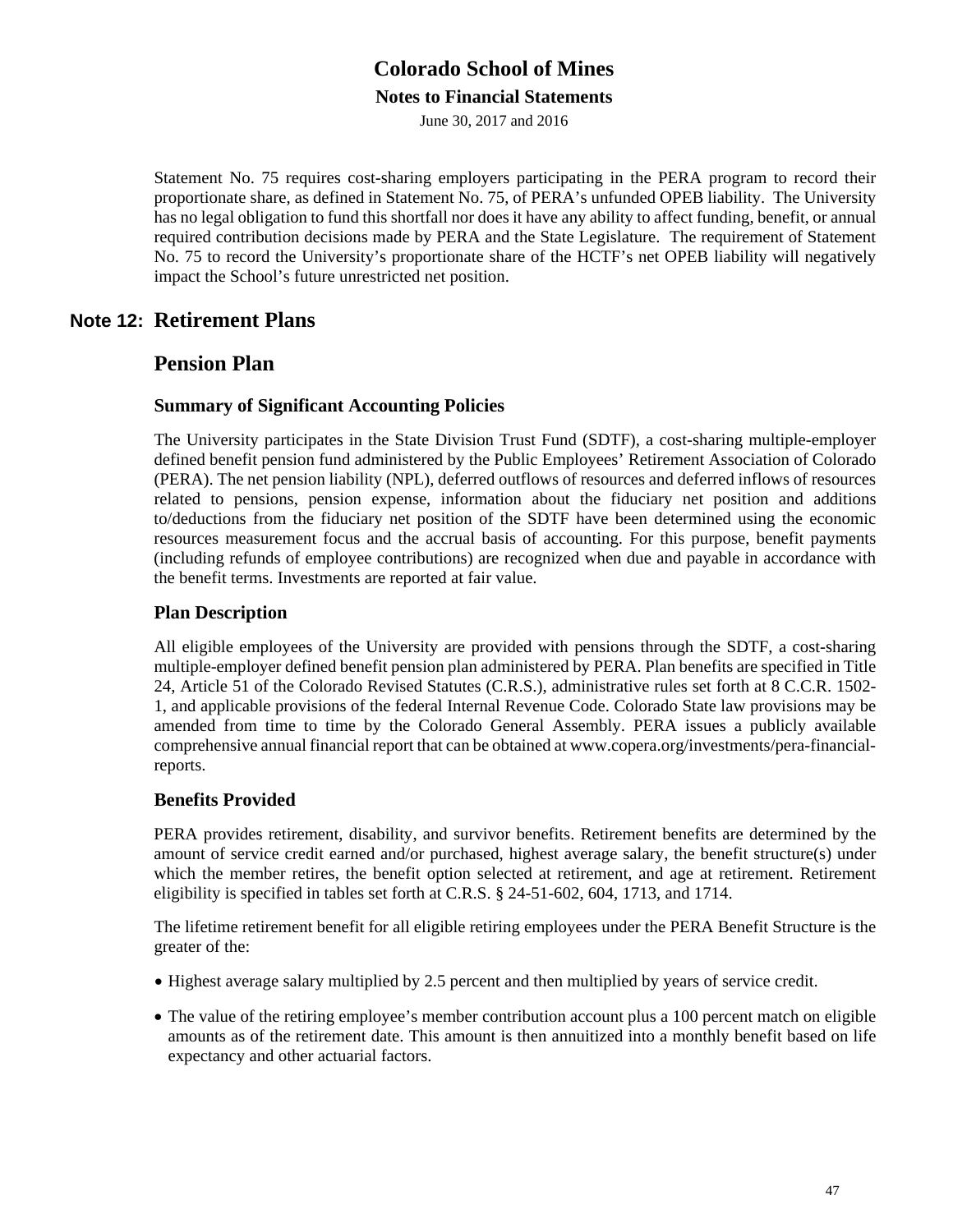Statement No. 75 requires cost-sharing employers participating in the PERA program to record their proportionate share, as defined in Statement No. 75, of PERA's unfunded OPEB liability. The University has no legal obligation to fund this shortfall nor does it have any ability to affect funding, benefit, or annual required contribution decisions made by PERA and the State Legislature. The requirement of Statement No. 75 to record the University's proportionate share of the HCTF's net OPEB liability will negatively impact the School's future unrestricted net position.

## Note 12: Retirement Plans

## Pension Plan

### Summary of Significant Accounting Policies

The University participates in the State Division Trust Fund (SDTF), a cost-sharing multiple-employer defined benefit pension fund administered by the Public Employees' Retirement Association of Colorado (PERA). The net pension liability (NPL), deferred outflows of resources and deferred inflows of resources related to pensions, pension expense, information about the fiduciary net position and additions to/deductions from the fiduciary net position of the SDTF have been determined using the economic resources measurement focus and the accrual basis of accounting. For this purpose, benefit payments (including refunds of employee contributions) are recognized when due and payable in accordance with the benefit terms. Investments are reported at fair value.

### Plan Description

All eligible employees of the University are provided with pensions through the SDTF, a cost-sharing multiple-employer defined benefit pension plan administered by PERA. Plan benefits are specified in Title 24, Article 51 of the Colorado Revised Statutes (C.R.S.), administrative rules set forth at 8 C.C.R. 1502-1, and applicable provisions of the federal Internal Revenue Code. Colorado State law provisions may be amended from time to time by the Colorado General Assembly. PERA issues a publicly available comprehensive annual financial report that can be obtained at www.copera.org/investments/pera-financial-reports.

### Benefits Provided

PERA provides retirement, disability, and survivor benefits. Retirement benefits are determined by the amount of service credit earned and/or purchased, highest average salary, the benefit structure(s) under which the member retires, the benefit option selected at retirement, and age at retirement. Retirement eligibility is specified in tables set forth at C.R.S. § 24-51-602, 604, 1713, and 1714.

The lifetime retirement benefit for all eligible retiring employees under the PERA Benefit Structure is the greater of the:

- Highest average salary multiplied by 2.5 percent and then multiplied by years of service credit.
- The value of the retiring employee's member contribution account plus a 100 percent match on eligible amounts as of the retirement date. This amount is then annuitized into a monthly benefit based on life expectancy and other actuarial factors.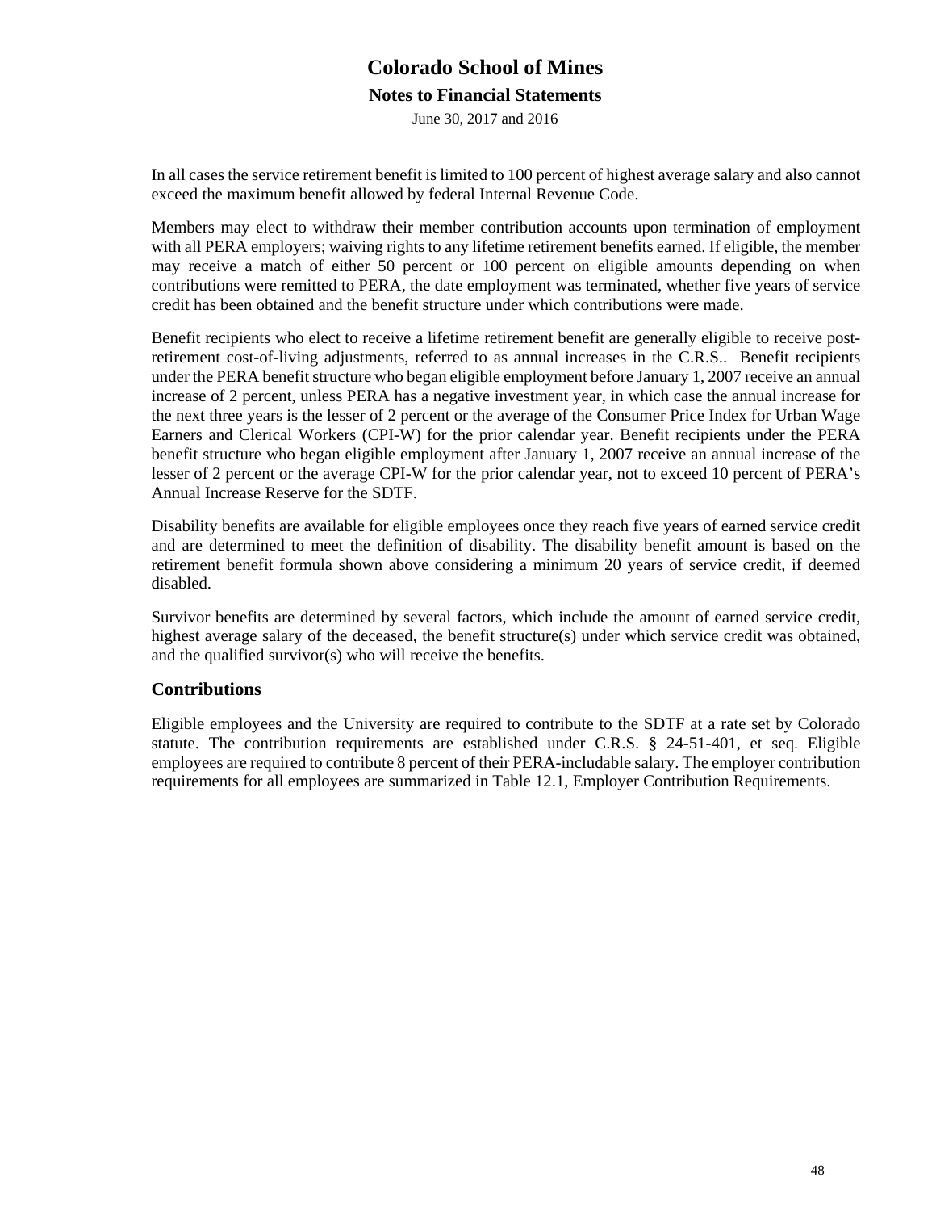In all cases the service retirement benefit is limited to 100 percent of highest average salary and also cannot exceed the maximum benefit allowed by federal Internal Revenue Code.

Members may elect to withdraw their member contribution accounts upon termination of employment with all PERA employers; waiving rights to any lifetime retirement benefits earned. If eligible, the member may receive a match of either 50 percent or 100 percent on eligible amounts depending on when contributions were remitted to PERA, the date employment was terminated, whether five years of service credit has been obtained and the benefit structure under which contributions were made.

Benefit recipients who elect to receive a lifetime retirement benefit are generally eligible to receive post-retirement cost-of-living adjustments, referred to as annual increases in the C.R.S.. Benefit recipients under the PERA benefit structure who began eligible employment before January 1, 2007 receive an annual increase of 2 percent, unless PERA has a negative investment year, in which case the annual increase for the next three years is the lesser of 2 percent or the average of the Consumer Price Index for Urban Wage Earners and Clerical Workers (CPI-W) for the prior calendar year. Benefit recipients under the PERA benefit structure who began eligible employment after January 1, 2007 receive an annual increase of the lesser of 2 percent or the average CPI-W for the prior calendar year, not to exceed 10 percent of PERA's Annual Increase Reserve for the SDTF.

Disability benefits are available for eligible employees once they reach five years of earned service credit and are determined to meet the definition of disability. The disability benefit amount is based on the retirement benefit formula shown above considering a minimum 20 years of service credit, if deemed disabled.

Survivor benefits are determined by several factors, which include the amount of earned service credit, highest average salary of the deceased, the benefit structure(s) under which service credit was obtained, and the qualified survivor(s) who will receive the benefits.

## Contributions

Eligible employees and the University are required to contribute to the SDTF at a rate set by Colorado statute. The contribution requirements are established under C.R.S. § 24-51-401, et seq. Eligible employees are required to contribute 8 percent of their PERA-includable salary. The employer contribution requirements for all employees are summarized in Table 12.1, Employer Contribution Requirements.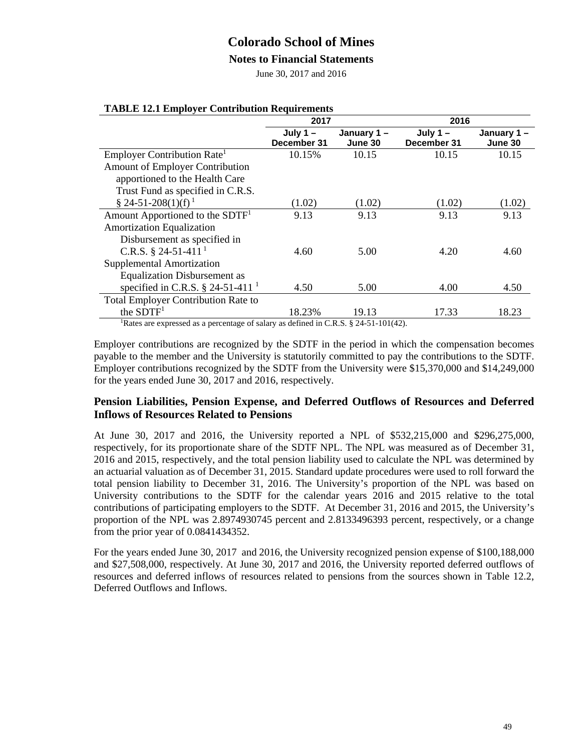**TABLE 12.1 Employer Contribution Requirements**

| | 2017 | | 2016 | |
|---|---|---|---|---|
| | July 1 – December 31 | January 1 – June 30 | July 1 – December 31 | January 1 – June 30 |
| Employer Contribution Rate[1] | 10.15% | 10.15 | 10.15 | 10.15 |
| Amount of Employer Contribution apportioned to the Health Care Trust Fund as specified in C.R.S. § 24-51-208(1)(f) [1] | (1.02) | (1.02) | (1.02) | (1.02) |
| Amount Apportioned to the SDTF[1] | 9.13 | 9.13 | 9.13 | 9.13 |
| Amortization Equalization Disbursement as specified in C.R.S. § 24-51-411 [1] | 4.60 | 5.00 | 4.20 | 4.60 |
| Supplemental Amortization Equalization Disbursement as specified in C.R.S. § 24-51-411 [1] | 4.50 | 5.00 | 4.00 | 4.50 |
| Total Employer Contribution Rate to the SDTF[1] | 18.23% | 19.13 | 17.33 | 18.23 |

[1]Rates are expressed as a percentage of salary as defined in C.R.S. § 24-51-101(42).

Employer contributions are recognized by the SDTF in the period in which the compensation becomes payable to the member and the University is statutorily committed to pay the contributions to the SDTF. Employer contributions recognized by the SDTF from the University were $15,370,000 and $14,249,000 for the years ended June 30, 2017 and 2016, respectively.

## Pension Liabilities, Pension Expense, and Deferred Outflows of Resources and Deferred Inflows of Resources Related to Pensions

At June 30, 2017 and 2016, the University reported a NPL of $532,215,000 and $296,275,000, respectively, for its proportionate share of the SDTF NPL. The NPL was measured as of December 31, 2016 and 2015, respectively, and the total pension liability used to calculate the NPL was determined by an actuarial valuation as of December 31, 2015. Standard update procedures were used to roll forward the total pension liability to December 31, 2016. The University's proportion of the NPL was based on University contributions to the SDTF for the calendar years 2016 and 2015 relative to the total contributions of participating employers to the SDTF. At December 31, 2016 and 2015, the University's proportion of the NPL was 2.8974930745 percent and 2.8133496393 percent, respectively, or a change from the prior year of 0.0841434352.

For the years ended June 30, 2017 and 2016, the University recognized pension expense of $100,188,000 and $27,508,000, respectively. At June 30, 2017 and 2016, the University reported deferred outflows of resources and deferred inflows of resources related to pensions from the sources shown in Table 12.2, Deferred Outflows and Inflows.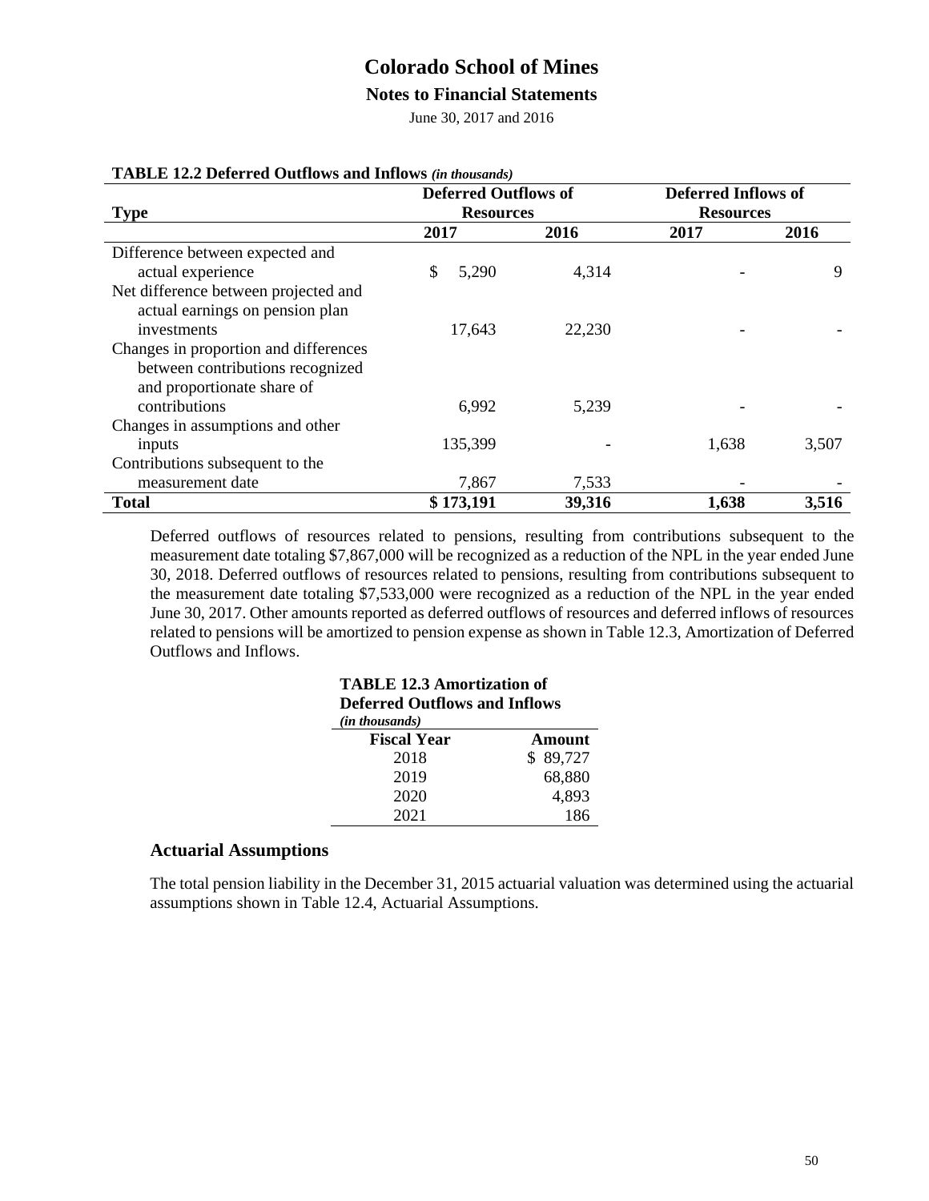# Colorado School of Mines

## Notes to Financial Statements

June 30, 2017 and 2016

**TABLE 12.2 Deferred Outflows and Inflows** *(in thousands)*

| Type | Deferred Outflows of Resources | | Deferred Inflows of Resources | |
|---|---|---|---|---|
| | **2017** | **2016** | **2017** | **2016** |
| Difference between expected and actual experience | $ 5,290 | 4,314 | - | 9 |
| Net difference between projected and actual earnings on pension plan investments | 17,643 | 22,230 | - | - |
| Changes in proportion and differences between contributions recognized and proportionate share of contributions | 6,992 | 5,239 | - | - |
| Changes in assumptions and other inputs | 135,399 | - | 1,638 | 3,507 |
| Contributions subsequent to the measurement date | 7,867 | 7,533 | - | - |
| **Total** | **$ 173,191** | **39,316** | **1,638** | **3,516** |

Deferred outflows of resources related to pensions, resulting from contributions subsequent to the measurement date totaling $7,867,000 will be recognized as a reduction of the NPL in the year ended June 30, 2018. Deferred outflows of resources related to pensions, resulting from contributions subsequent to the measurement date totaling $7,533,000 were recognized as a reduction of the NPL in the year ended June 30, 2017. Other amounts reported as deferred outflows of resources and deferred inflows of resources related to pensions will be amortized to pension expense as shown in Table 12.3, Amortization of Deferred Outflows and Inflows.

**TABLE 12.3 Amortization of Deferred Outflows and Inflows**
*(in thousands)*

| Fiscal Year | Amount |
|---|---|
| 2018 | $ 89,727 |
| 2019 | 68,880 |
| 2020 | 4,893 |
| 2021 | 186 |

### Actuarial Assumptions

The total pension liability in the December 31, 2015 actuarial valuation was determined using the actuarial assumptions shown in Table 12.4, Actuarial Assumptions.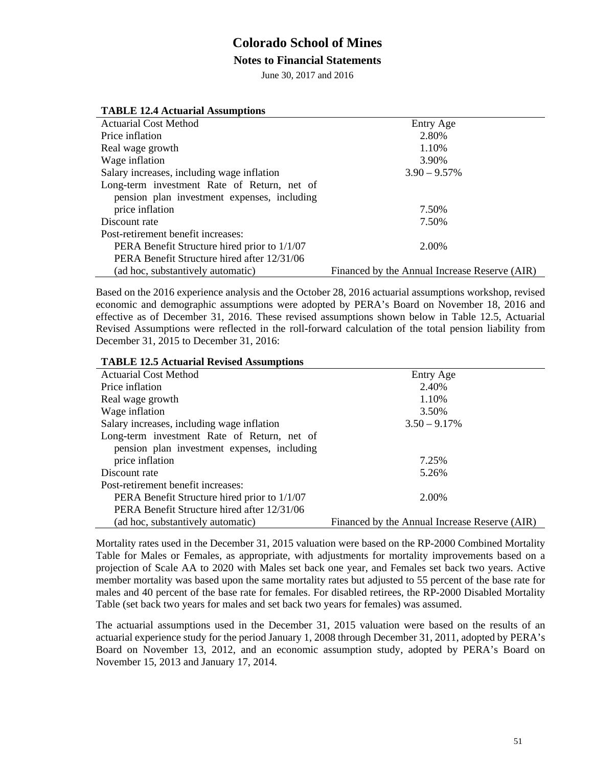**TABLE 12.4 Actuarial Assumptions**

| | |
|---|---|
| Actuarial Cost Method | Entry Age |
| Price inflation | 2.80% |
| Real wage growth | 1.10% |
| Wage inflation | 3.90% |
| Salary increases, including wage inflation | 3.90 – 9.57% |
| Long-term investment Rate of Return, net of pension plan investment expenses, including price inflation | 7.50% |
| Discount rate | 7.50% |
| Post-retirement benefit increases: | |
| PERA Benefit Structure hired prior to 1/1/07 | 2.00% |
| PERA Benefit Structure hired after 12/31/06 (ad hoc, substantively automatic) | Financed by the Annual Increase Reserve (AIR) |

Based on the 2016 experience analysis and the October 28, 2016 actuarial assumptions workshop, revised economic and demographic assumptions were adopted by PERA's Board on November 18, 2016 and effective as of December 31, 2016. These revised assumptions shown below in Table 12.5, Actuarial Revised Assumptions were reflected in the roll-forward calculation of the total pension liability from December 31, 2015 to December 31, 2016:

**TABLE 12.5 Actuarial Revised Assumptions**

| | |
|---|---|
| Actuarial Cost Method | Entry Age |
| Price inflation | 2.40% |
| Real wage growth | 1.10% |
| Wage inflation | 3.50% |
| Salary increases, including wage inflation | 3.50 – 9.17% |
| Long-term investment Rate of Return, net of pension plan investment expenses, including price inflation | 7.25% |
| Discount rate | 5.26% |
| Post-retirement benefit increases: | |
| PERA Benefit Structure hired prior to 1/1/07 | 2.00% |
| PERA Benefit Structure hired after 12/31/06 (ad hoc, substantively automatic) | Financed by the Annual Increase Reserve (AIR) |

Mortality rates used in the December 31, 2015 valuation were based on the RP-2000 Combined Mortality Table for Males or Females, as appropriate, with adjustments for mortality improvements based on a projection of Scale AA to 2020 with Males set back one year, and Females set back two years. Active member mortality was based upon the same mortality rates but adjusted to 55 percent of the base rate for males and 40 percent of the base rate for females. For disabled retirees, the RP-2000 Disabled Mortality Table (set back two years for males and set back two years for females) was assumed.

The actuarial assumptions used in the December 31, 2015 valuation were based on the results of an actuarial experience study for the period January 1, 2008 through December 31, 2011, adopted by PERA's Board on November 13, 2012, and an economic assumption study, adopted by PERA's Board on November 15, 2013 and January 17, 2014.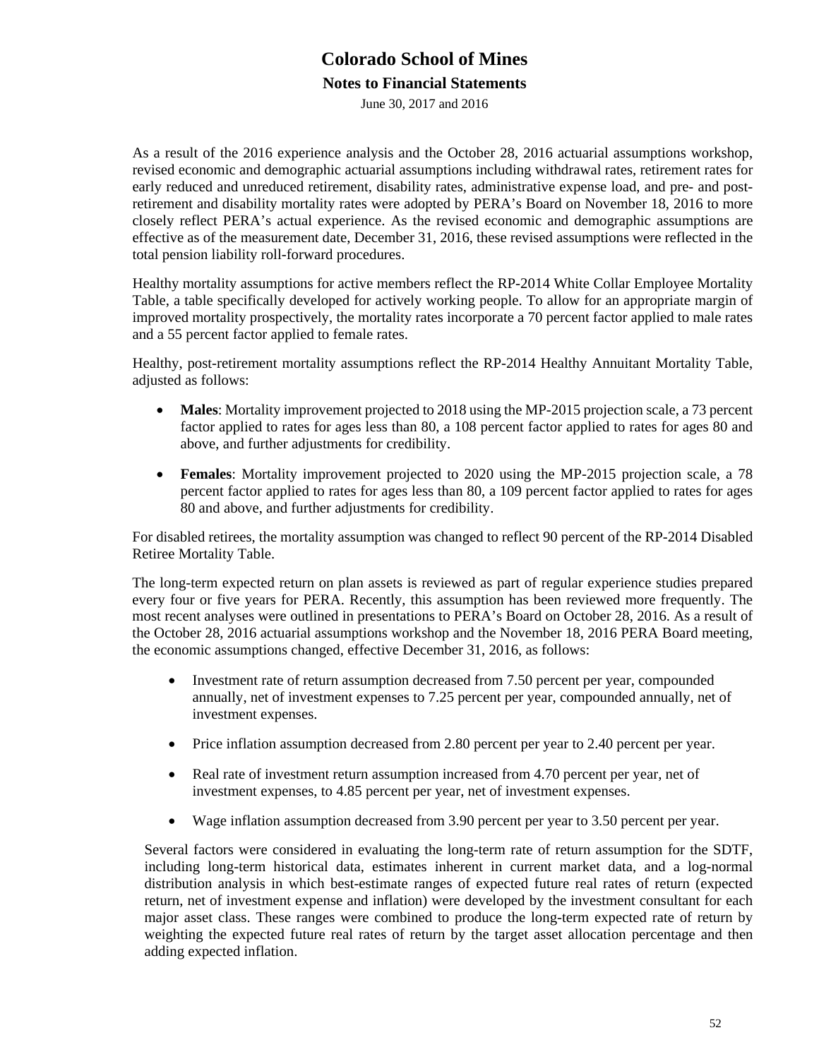As a result of the 2016 experience analysis and the October 28, 2016 actuarial assumptions workshop, revised economic and demographic actuarial assumptions including withdrawal rates, retirement rates for early reduced and unreduced retirement, disability rates, administrative expense load, and pre- and post-retirement and disability mortality rates were adopted by PERA's Board on November 18, 2016 to more closely reflect PERA's actual experience. As the revised economic and demographic assumptions are effective as of the measurement date, December 31, 2016, these revised assumptions were reflected in the total pension liability roll-forward procedures.

Healthy mortality assumptions for active members reflect the RP-2014 White Collar Employee Mortality Table, a table specifically developed for actively working people. To allow for an appropriate margin of improved mortality prospectively, the mortality rates incorporate a 70 percent factor applied to male rates and a 55 percent factor applied to female rates.

Healthy, post-retirement mortality assumptions reflect the RP-2014 Healthy Annuitant Mortality Table, adjusted as follows:

- **Males**: Mortality improvement projected to 2018 using the MP-2015 projection scale, a 73 percent factor applied to rates for ages less than 80, a 108 percent factor applied to rates for ages 80 and above, and further adjustments for credibility.
- **Females**: Mortality improvement projected to 2020 using the MP-2015 projection scale, a 78 percent factor applied to rates for ages less than 80, a 109 percent factor applied to rates for ages 80 and above, and further adjustments for credibility.

For disabled retirees, the mortality assumption was changed to reflect 90 percent of the RP-2014 Disabled Retiree Mortality Table.

The long-term expected return on plan assets is reviewed as part of regular experience studies prepared every four or five years for PERA. Recently, this assumption has been reviewed more frequently. The most recent analyses were outlined in presentations to PERA's Board on October 28, 2016. As a result of the October 28, 2016 actuarial assumptions workshop and the November 18, 2016 PERA Board meeting, the economic assumptions changed, effective December 31, 2016, as follows:

- Investment rate of return assumption decreased from 7.50 percent per year, compounded annually, net of investment expenses to 7.25 percent per year, compounded annually, net of investment expenses.
- Price inflation assumption decreased from 2.80 percent per year to 2.40 percent per year.
- Real rate of investment return assumption increased from 4.70 percent per year, net of investment expenses, to 4.85 percent per year, net of investment expenses.
- Wage inflation assumption decreased from 3.90 percent per year to 3.50 percent per year.

Several factors were considered in evaluating the long-term rate of return assumption for the SDTF, including long-term historical data, estimates inherent in current market data, and a log-normal distribution analysis in which best-estimate ranges of expected future real rates of return (expected return, net of investment expense and inflation) were developed by the investment consultant for each major asset class. These ranges were combined to produce the long-term expected rate of return by weighting the expected future real rates of return by the target asset allocation percentage and then adding expected inflation.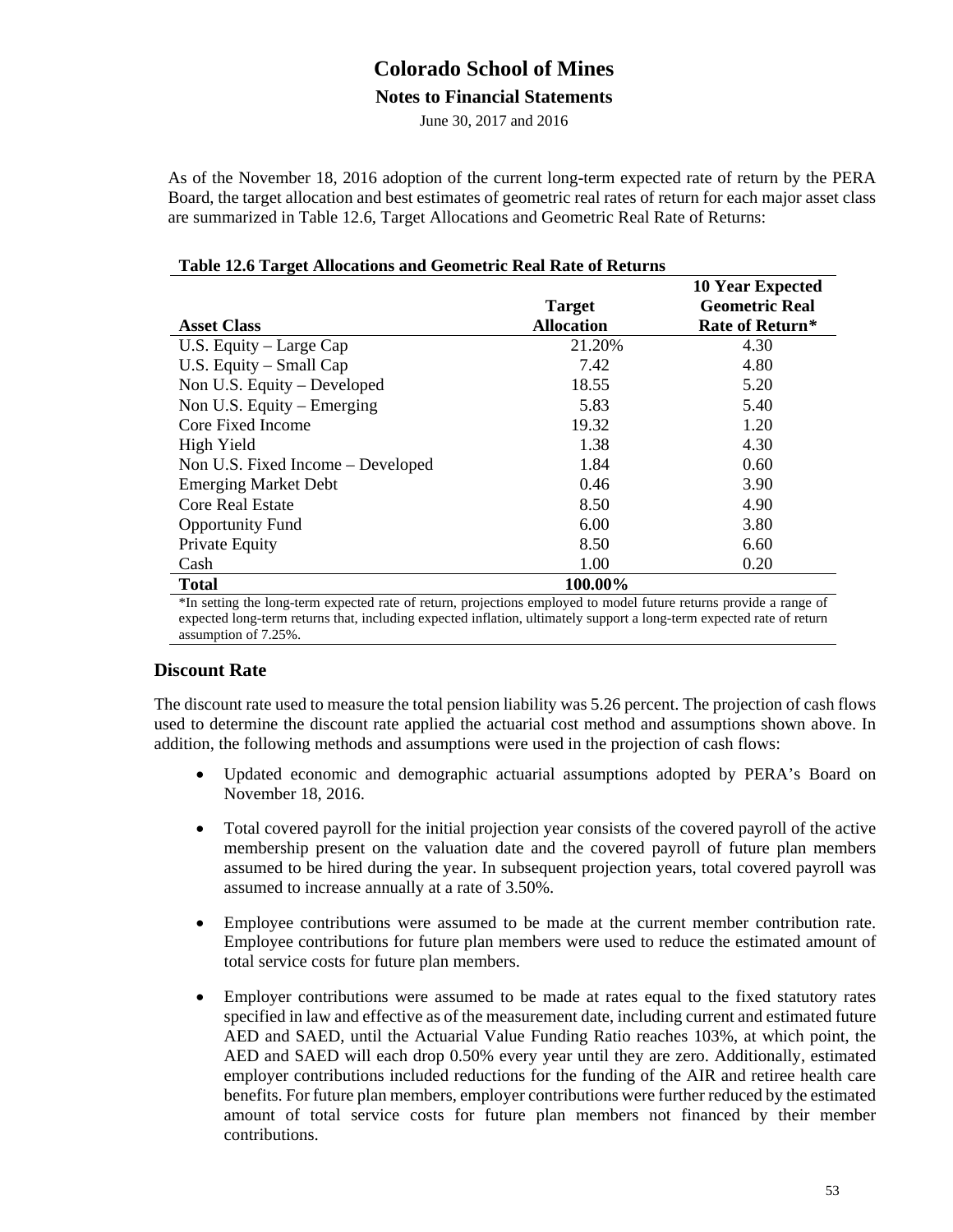As of the November 18, 2016 adoption of the current long-term expected rate of return by the PERA Board, the target allocation and best estimates of geometric real rates of return for each major asset class are summarized in Table 12.6, Target Allocations and Geometric Real Rate of Returns:

**Table 12.6 Target Allocations and Geometric Real Rate of Returns**

| Asset Class | Target Allocation | 10 Year Expected Geometric Real Rate of Return* |
|---|---|---|
| U.S. Equity – Large Cap | 21.20% | 4.30 |
| U.S. Equity – Small Cap | 7.42 | 4.80 |
| Non U.S. Equity – Developed | 18.55 | 5.20 |
| Non U.S. Equity – Emerging | 5.83 | 5.40 |
| Core Fixed Income | 19.32 | 1.20 |
| High Yield | 1.38 | 4.30 |
| Non U.S. Fixed Income – Developed | 1.84 | 0.60 |
| Emerging Market Debt | 0.46 | 3.90 |
| Core Real Estate | 8.50 | 4.90 |
| Opportunity Fund | 6.00 | 3.80 |
| Private Equity | 8.50 | 6.60 |
| Cash | 1.00 | 0.20 |
| **Total** | **100.00%** | |

*In setting the long-term expected rate of return, projections employed to model future returns provide a range of expected long-term returns that, including expected inflation, ultimately support a long-term expected rate of return assumption of 7.25%.

## Discount Rate

The discount rate used to measure the total pension liability was 5.26 percent. The projection of cash flows used to determine the discount rate applied the actuarial cost method and assumptions shown above. In addition, the following methods and assumptions were used in the projection of cash flows:

- Updated economic and demographic actuarial assumptions adopted by PERA's Board on November 18, 2016.
- Total covered payroll for the initial projection year consists of the covered payroll of the active membership present on the valuation date and the covered payroll of future plan members assumed to be hired during the year. In subsequent projection years, total covered payroll was assumed to increase annually at a rate of 3.50%.
- Employee contributions were assumed to be made at the current member contribution rate. Employee contributions for future plan members were used to reduce the estimated amount of total service costs for future plan members.
- Employer contributions were assumed to be made at rates equal to the fixed statutory rates specified in law and effective as of the measurement date, including current and estimated future AED and SAED, until the Actuarial Value Funding Ratio reaches 103%, at which point, the AED and SAED will each drop 0.50% every year until they are zero. Additionally, estimated employer contributions included reductions for the funding of the AIR and retiree health care benefits. For future plan members, employer contributions were further reduced by the estimated amount of total service costs for future plan members not financed by their member contributions.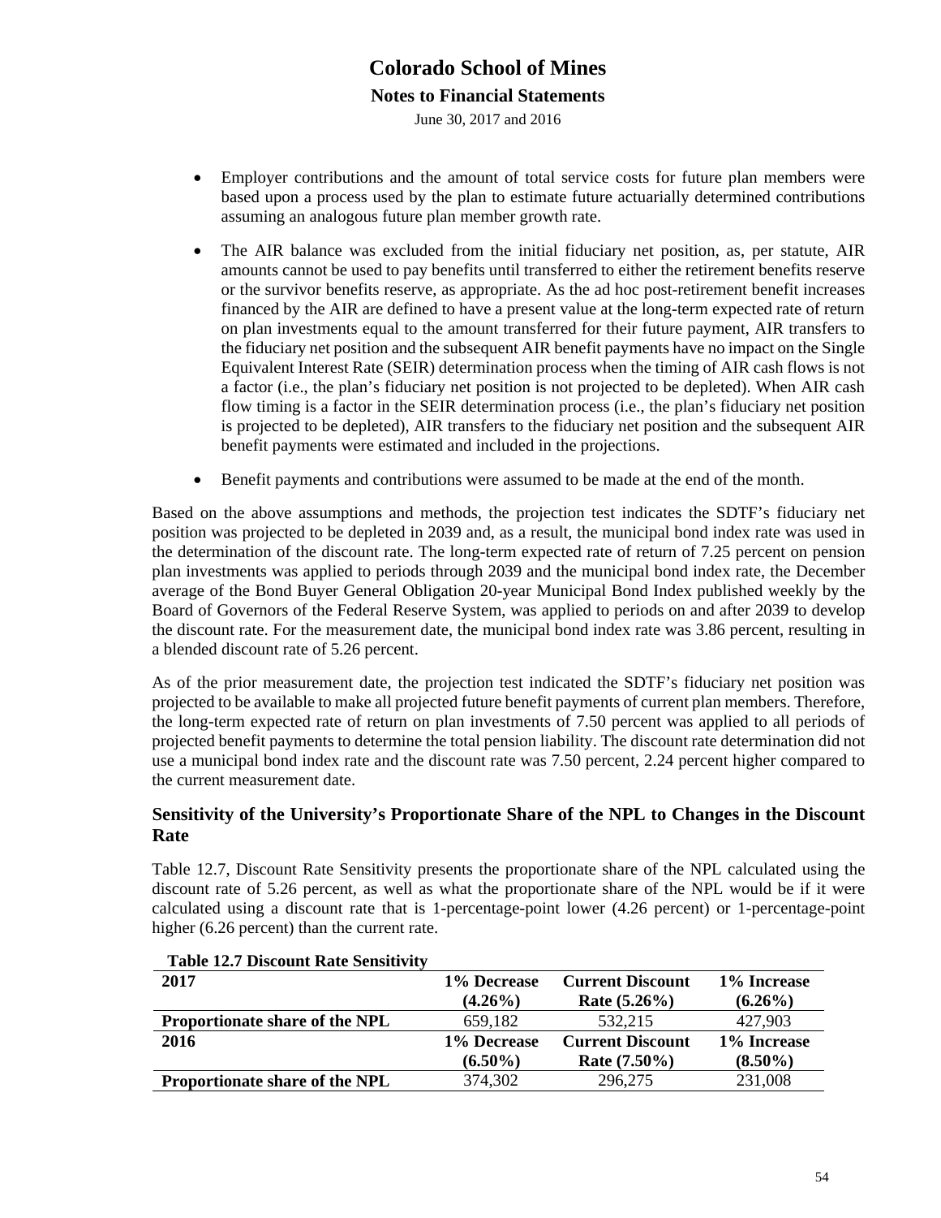- Employer contributions and the amount of total service costs for future plan members were based upon a process used by the plan to estimate future actuarially determined contributions assuming an analogous future plan member growth rate.

- The AIR balance was excluded from the initial fiduciary net position, as, per statute, AIR amounts cannot be used to pay benefits until transferred to either the retirement benefits reserve or the survivor benefits reserve, as appropriate. As the ad hoc post-retirement benefit increases financed by the AIR are defined to have a present value at the long-term expected rate of return on plan investments equal to the amount transferred for their future payment, AIR transfers to the fiduciary net position and the subsequent AIR benefit payments have no impact on the Single Equivalent Interest Rate (SEIR) determination process when the timing of AIR cash flows is not a factor (i.e., the plan's fiduciary net position is not projected to be depleted). When AIR cash flow timing is a factor in the SEIR determination process (i.e., the plan's fiduciary net position is projected to be depleted), AIR transfers to the fiduciary net position and the subsequent AIR benefit payments were estimated and included in the projections.

- Benefit payments and contributions were assumed to be made at the end of the month.

Based on the above assumptions and methods, the projection test indicates the SDTF's fiduciary net position was projected to be depleted in 2039 and, as a result, the municipal bond index rate was used in the determination of the discount rate. The long-term expected rate of return of 7.25 percent on pension plan investments was applied to periods through 2039 and the municipal bond index rate, the December average of the Bond Buyer General Obligation 20-year Municipal Bond Index published weekly by the Board of Governors of the Federal Reserve System, was applied to periods on and after 2039 to develop the discount rate. For the measurement date, the municipal bond index rate was 3.86 percent, resulting in a blended discount rate of 5.26 percent.

As of the prior measurement date, the projection test indicated the SDTF's fiduciary net position was projected to be available to make all projected future benefit payments of current plan members. Therefore, the long-term expected rate of return on plan investments of 7.50 percent was applied to all periods of projected benefit payments to determine the total pension liability. The discount rate determination did not use a municipal bond index rate and the discount rate was 7.50 percent, 2.24 percent higher compared to the current measurement date.

## Sensitivity of the University's Proportionate Share of the NPL to Changes in the Discount Rate

Table 12.7, Discount Rate Sensitivity presents the proportionate share of the NPL calculated using the discount rate of 5.26 percent, as well as what the proportionate share of the NPL would be if it were calculated using a discount rate that is 1-percentage-point lower (4.26 percent) or 1-percentage-point higher (6.26 percent) than the current rate.

**Table 12.7 Discount Rate Sensitivity**

| **2017** | **1% Decrease (4.26%)** | **Current Discount Rate (5.26%)** | **1% Increase (6.26%)** |
|---|---|---|---|
| **Proportionate share of the NPL** | 659,182 | 532,215 | 427,903 |
| **2016** | **1% Decrease (6.50%)** | **Current Discount Rate (7.50%)** | **1% Increase (8.50%)** |
| **Proportionate share of the NPL** | 374,302 | 296,275 | 231,008 |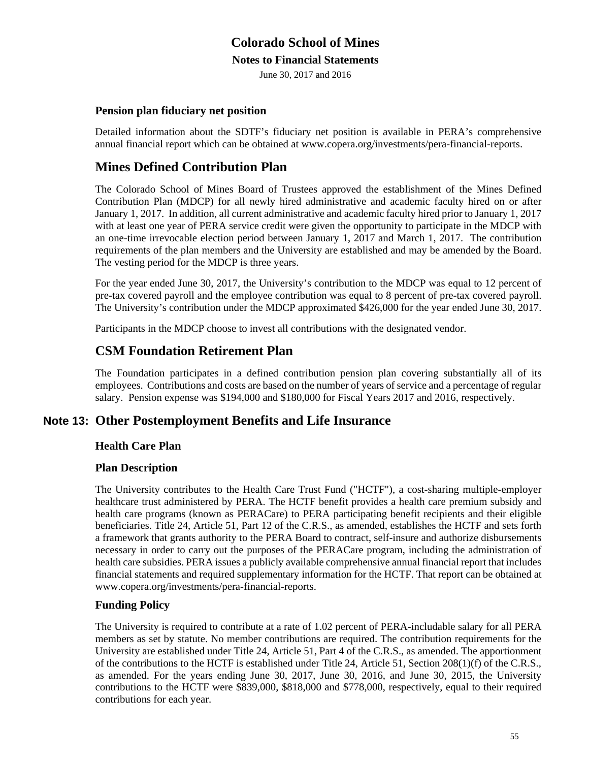### Pension plan fiduciary net position

Detailed information about the SDTF's fiduciary net position is available in PERA's comprehensive annual financial report which can be obtained at www.copera.org/investments/pera-financial-reports.

## Mines Defined Contribution Plan

The Colorado School of Mines Board of Trustees approved the establishment of the Mines Defined Contribution Plan (MDCP) for all newly hired administrative and academic faculty hired on or after January 1, 2017. In addition, all current administrative and academic faculty hired prior to January 1, 2017 with at least one year of PERA service credit were given the opportunity to participate in the MDCP with an one-time irrevocable election period between January 1, 2017 and March 1, 2017. The contribution requirements of the plan members and the University are established and may be amended by the Board. The vesting period for the MDCP is three years.

For the year ended June 30, 2017, the University's contribution to the MDCP was equal to 12 percent of pre-tax covered payroll and the employee contribution was equal to 8 percent of pre-tax covered payroll. The University's contribution under the MDCP approximated $426,000 for the year ended June 30, 2017.

Participants in the MDCP choose to invest all contributions with the designated vendor.

## CSM Foundation Retirement Plan

The Foundation participates in a defined contribution pension plan covering substantially all of its employees. Contributions and costs are based on the number of years of service and a percentage of regular salary. Pension expense was $194,000 and $180,000 for Fiscal Years 2017 and 2016, respectively.

## Note 13: Other Postemployment Benefits and Life Insurance

### Health Care Plan

### Plan Description

The University contributes to the Health Care Trust Fund ("HCTF"), a cost-sharing multiple-employer healthcare trust administered by PERA. The HCTF benefit provides a health care premium subsidy and health care programs (known as PERACare) to PERA participating benefit recipients and their eligible beneficiaries. Title 24, Article 51, Part 12 of the C.R.S., as amended, establishes the HCTF and sets forth a framework that grants authority to the PERA Board to contract, self-insure and authorize disbursements necessary in order to carry out the purposes of the PERACare program, including the administration of health care subsidies. PERA issues a publicly available comprehensive annual financial report that includes financial statements and required supplementary information for the HCTF. That report can be obtained at www.copera.org/investments/pera-financial-reports.

### Funding Policy

The University is required to contribute at a rate of 1.02 percent of PERA-includable salary for all PERA members as set by statute. No member contributions are required. The contribution requirements for the University are established under Title 24, Article 51, Part 4 of the C.R.S., as amended. The apportionment of the contributions to the HCTF is established under Title 24, Article 51, Section 208(1)(f) of the C.R.S., as amended. For the years ending June 30, 2017, June 30, 2016, and June 30, 2015, the University contributions to the HCTF were $839,000, $818,000 and $778,000, respectively, equal to their required contributions for each year.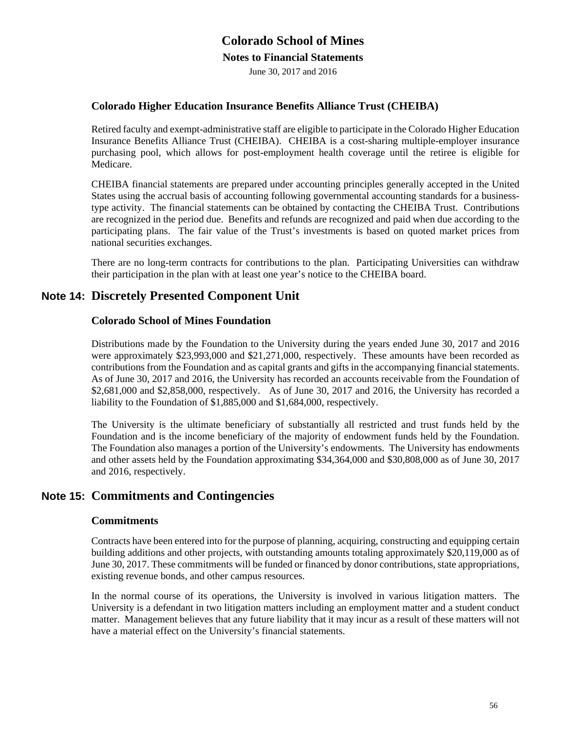### Colorado Higher Education Insurance Benefits Alliance Trust (CHEIBA)

Retired faculty and exempt-administrative staff are eligible to participate in the Colorado Higher Education Insurance Benefits Alliance Trust (CHEIBA). CHEIBA is a cost-sharing multiple-employer insurance purchasing pool, which allows for post-employment health coverage until the retiree is eligible for Medicare.

CHEIBA financial statements are prepared under accounting principles generally accepted in the United States using the accrual basis of accounting following governmental accounting standards for a business-type activity. The financial statements can be obtained by contacting the CHEIBA Trust. Contributions are recognized in the period due. Benefits and refunds are recognized and paid when due according to the participating plans. The fair value of the Trust's investments is based on quoted market prices from national securities exchanges.

There are no long-term contracts for contributions to the plan. Participating Universities can withdraw their participation in the plan with at least one year's notice to the CHEIBA board.

## Note 14: Discretely Presented Component Unit

### Colorado School of Mines Foundation

Distributions made by the Foundation to the University during the years ended June 30, 2017 and 2016 were approximately $23,993,000 and $21,271,000, respectively. These amounts have been recorded as contributions from the Foundation and as capital grants and gifts in the accompanying financial statements. As of June 30, 2017 and 2016, the University has recorded an accounts receivable from the Foundation of $2,681,000 and $2,858,000, respectively. As of June 30, 2017 and 2016, the University has recorded a liability to the Foundation of $1,885,000 and $1,684,000, respectively.

The University is the ultimate beneficiary of substantially all restricted and trust funds held by the Foundation and is the income beneficiary of the majority of endowment funds held by the Foundation. The Foundation also manages a portion of the University's endowments. The University has endowments and other assets held by the Foundation approximating $34,364,000 and $30,808,000 as of June 30, 2017 and 2016, respectively.

## Note 15: Commitments and Contingencies

### Commitments

Contracts have been entered into for the purpose of planning, acquiring, constructing and equipping certain building additions and other projects, with outstanding amounts totaling approximately $20,119,000 as of June 30, 2017. These commitments will be funded or financed by donor contributions, state appropriations, existing revenue bonds, and other campus resources.

In the normal course of its operations, the University is involved in various litigation matters. The University is a defendant in two litigation matters including an employment matter and a student conduct matter. Management believes that any future liability that it may incur as a result of these matters will not have a material effect on the University's financial statements.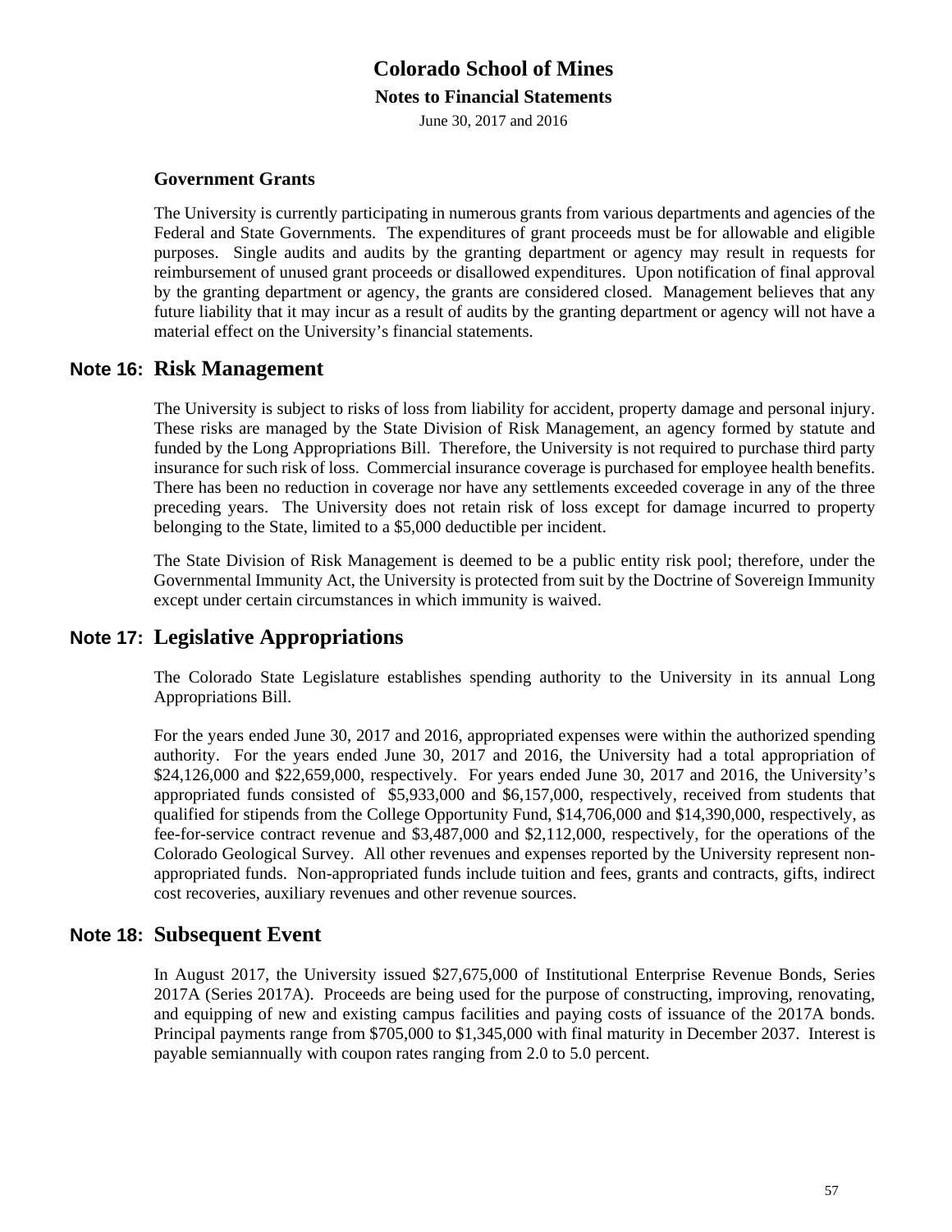### Government Grants

The University is currently participating in numerous grants from various departments and agencies of the Federal and State Governments. The expenditures of grant proceeds must be for allowable and eligible purposes. Single audits and audits by the granting department or agency may result in requests for reimbursement of unused grant proceeds or disallowed expenditures. Upon notification of final approval by the granting department or agency, the grants are considered closed. Management believes that any future liability that it may incur as a result of audits by the granting department or agency will not have a material effect on the University's financial statements.

## Note 16: Risk Management

The University is subject to risks of loss from liability for accident, property damage and personal injury. These risks are managed by the State Division of Risk Management, an agency formed by statute and funded by the Long Appropriations Bill. Therefore, the University is not required to purchase third party insurance for such risk of loss. Commercial insurance coverage is purchased for employee health benefits. There has been no reduction in coverage nor have any settlements exceeded coverage in any of the three preceding years. The University does not retain risk of loss except for damage incurred to property belonging to the State, limited to a $5,000 deductible per incident.

The State Division of Risk Management is deemed to be a public entity risk pool; therefore, under the Governmental Immunity Act, the University is protected from suit by the Doctrine of Sovereign Immunity except under certain circumstances in which immunity is waived.

## Note 17: Legislative Appropriations

The Colorado State Legislature establishes spending authority to the University in its annual Long Appropriations Bill.

For the years ended June 30, 2017 and 2016, appropriated expenses were within the authorized spending authority. For the years ended June 30, 2017 and 2016, the University had a total appropriation of $24,126,000 and $22,659,000, respectively. For years ended June 30, 2017 and 2016, the University's appropriated funds consisted of $5,933,000 and $6,157,000, respectively, received from students that qualified for stipends from the College Opportunity Fund, $14,706,000 and $14,390,000, respectively, as fee-for-service contract revenue and $3,487,000 and $2,112,000, respectively, for the operations of the Colorado Geological Survey. All other revenues and expenses reported by the University represent non-appropriated funds. Non-appropriated funds include tuition and fees, grants and contracts, gifts, indirect cost recoveries, auxiliary revenues and other revenue sources.

## Note 18: Subsequent Event

In August 2017, the University issued $27,675,000 of Institutional Enterprise Revenue Bonds, Series 2017A (Series 2017A). Proceeds are being used for the purpose of constructing, improving, renovating, and equipping of new and existing campus facilities and paying costs of issuance of the 2017A bonds. Principal payments range from $705,000 to $1,345,000 with final maturity in December 2037. Interest is payable semiannually with coupon rates ranging from 2.0 to 5.0 percent.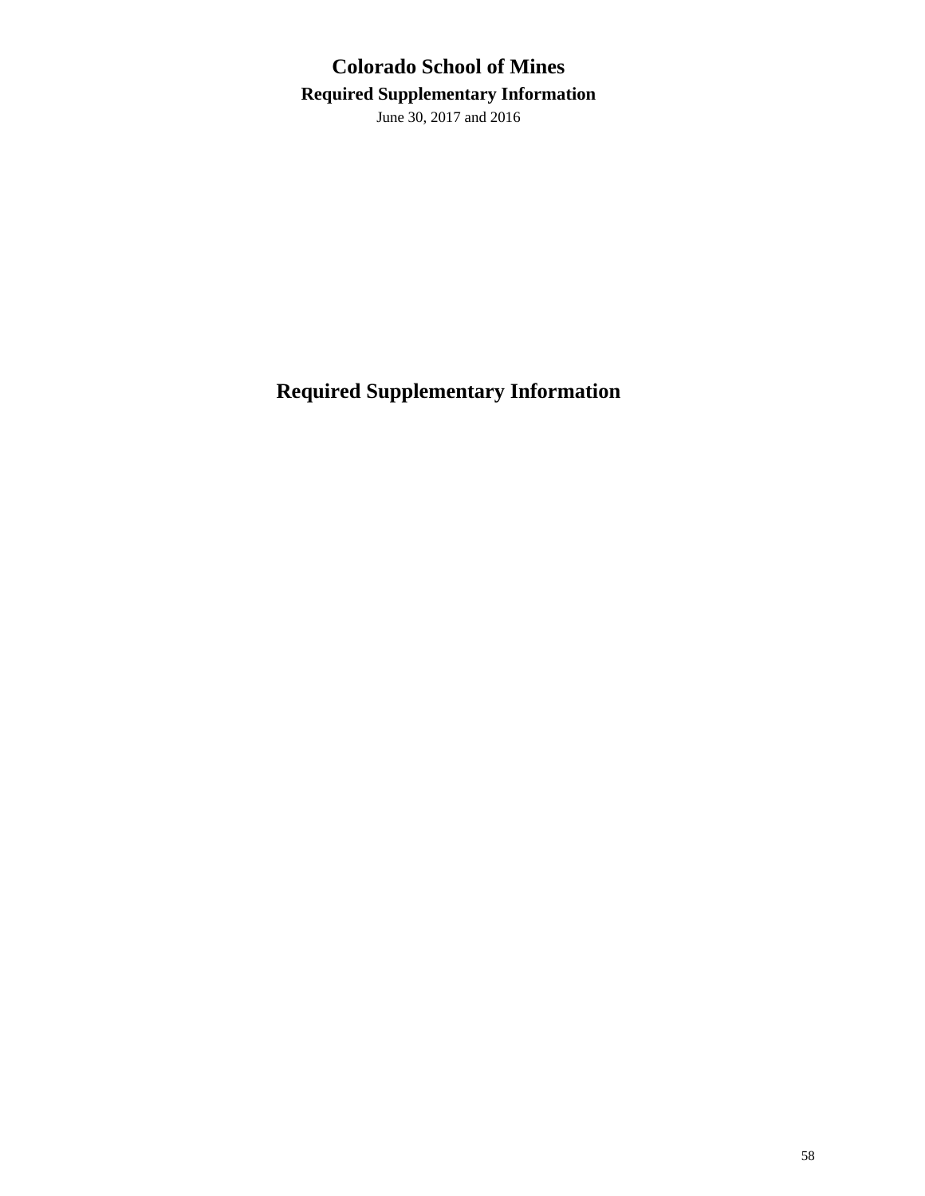# Required Supplementary Information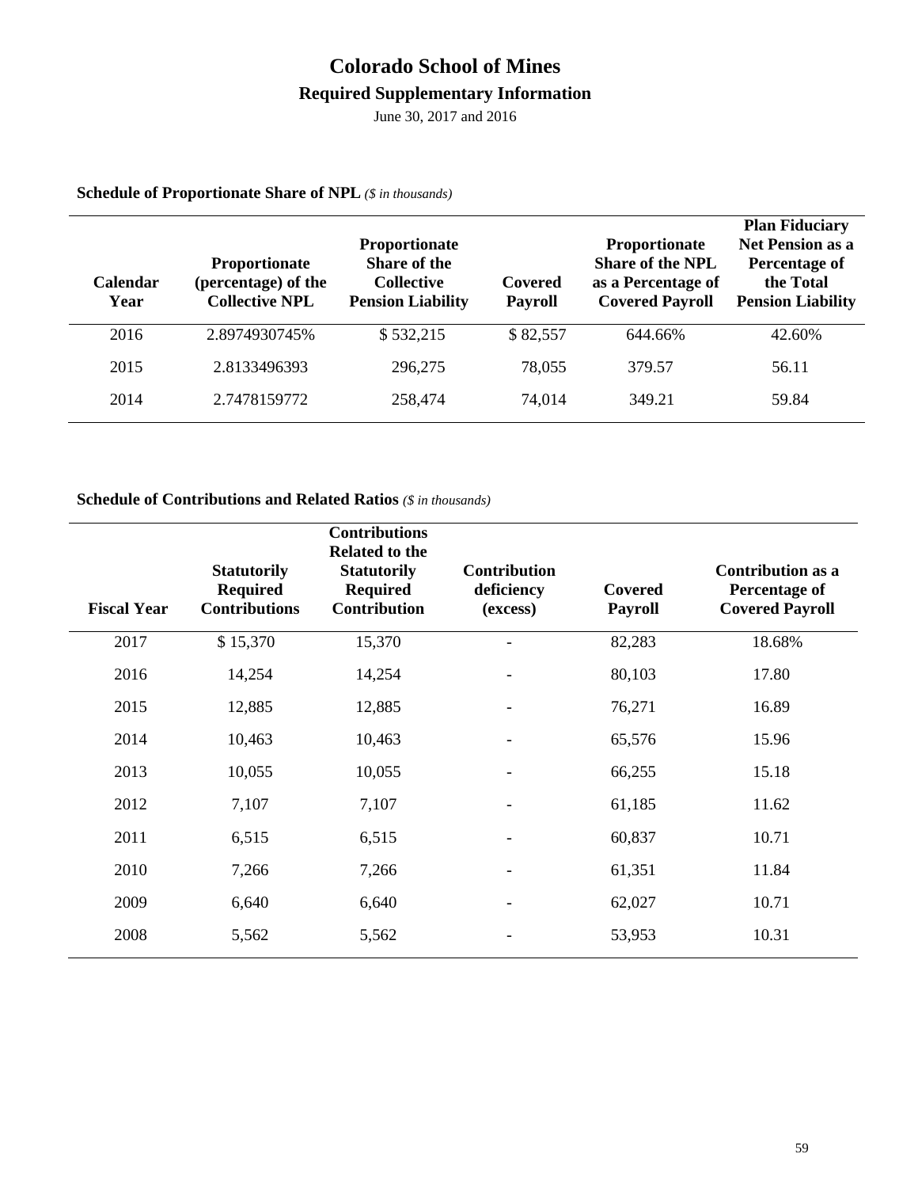# Colorado School of Mines

## Required Supplementary Information

June 30, 2017 and 2016

**Schedule of Proportionate Share of NPL** *($ in thousands)*

| Calendar Year | Proportionate (percentage) of the Collective NPL | Proportionate Share of the Collective Pension Liability | Covered Payroll | Proportionate Share of the NPL as a Percentage of Covered Payroll | Plan Fiduciary Net Pension as a Percentage of the Total Pension Liability |
|---|---|---|---|---|---|
| 2016 | 2.8974930745% | $ 532,215 | $ 82,557 | 644.66% | 42.60% |
| 2015 | 2.8133496393 | 296,275 | 78,055 | 379.57 | 56.11 |
| 2014 | 2.7478159772 | 258,474 | 74,014 | 349.21 | 59.84 |

**Schedule of Contributions and Related Ratios** *($ in thousands)*

| Fiscal Year | Statutorily Required Contributions | Contributions Related to the Statutorily Required Contribution | Contribution deficiency (excess) | Covered Payroll | Contribution as a Percentage of Covered Payroll |
|---|---|---|---|---|---|
| 2017 | $ 15,370 | 15,370 | - | 82,283 | 18.68% |
| 2016 | 14,254 | 14,254 | - | 80,103 | 17.80 |
| 2015 | 12,885 | 12,885 | - | 76,271 | 16.89 |
| 2014 | 10,463 | 10,463 | - | 65,576 | 15.96 |
| 2013 | 10,055 | 10,055 | - | 66,255 | 15.18 |
| 2012 | 7,107 | 7,107 | - | 61,185 | 11.62 |
| 2011 | 6,515 | 6,515 | - | 60,837 | 10.71 |
| 2010 | 7,266 | 7,266 | - | 61,351 | 11.84 |
| 2009 | 6,640 | 6,640 | - | 62,027 | 10.71 |
| 2008 | 5,562 | 5,562 | - | 53,953 | 10.31 |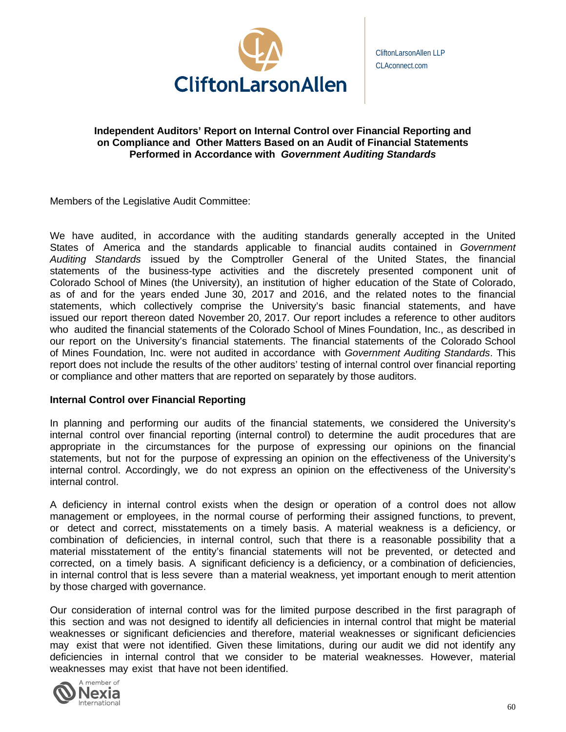CliftonLarsonAllen LLP
CLAconnect.com

## Independent Auditors' Report on Internal Control over Financial Reporting and on Compliance and Other Matters Based on an Audit of Financial Statements Performed in Accordance with *Government Auditing Standards*

Members of the Legislative Audit Committee:

We have audited, in accordance with the auditing standards generally accepted in the United States of America and the standards applicable to financial audits contained in *Government Auditing Standards* issued by the Comptroller General of the United States, the financial statements of the business-type activities and the discretely presented component unit of Colorado School of Mines (the University), an institution of higher education of the State of Colorado, as of and for the years ended June 30, 2017 and 2016, and the related notes to the financial statements, which collectively comprise the University's basic financial statements, and have issued our report thereon dated November 20, 2017. Our report includes a reference to other auditors who audited the financial statements of the Colorado School of Mines Foundation, Inc., as described in our report on the University's financial statements. The financial statements of the Colorado School of Mines Foundation, Inc. were not audited in accordance with *Government Auditing Standards*. This report does not include the results of the other auditors' testing of internal control over financial reporting or compliance and other matters that are reported on separately by those auditors.

### Internal Control over Financial Reporting

In planning and performing our audits of the financial statements, we considered the University's internal control over financial reporting (internal control) to determine the audit procedures that are appropriate in the circumstances for the purpose of expressing our opinions on the financial statements, but not for the purpose of expressing an opinion on the effectiveness of the University's internal control. Accordingly, we do not express an opinion on the effectiveness of the University's internal control.

A deficiency in internal control exists when the design or operation of a control does not allow management or employees, in the normal course of performing their assigned functions, to prevent, or detect and correct, misstatements on a timely basis. A material weakness is a deficiency, or combination of deficiencies, in internal control, such that there is a reasonable possibility that a material misstatement of the entity's financial statements will not be prevented, or detected and corrected, on a timely basis. A significant deficiency is a deficiency, or a combination of deficiencies, in internal control that is less severe than a material weakness, yet important enough to merit attention by those charged with governance.

Our consideration of internal control was for the limited purpose described in the first paragraph of this section and was not designed to identify all deficiencies in internal control that might be material weaknesses or significant deficiencies and therefore, material weaknesses or significant deficiencies may exist that were not identified. Given these limitations, during our audit we did not identify any deficiencies in internal control that we consider to be material weaknesses. However, material weaknesses may exist that have not been identified.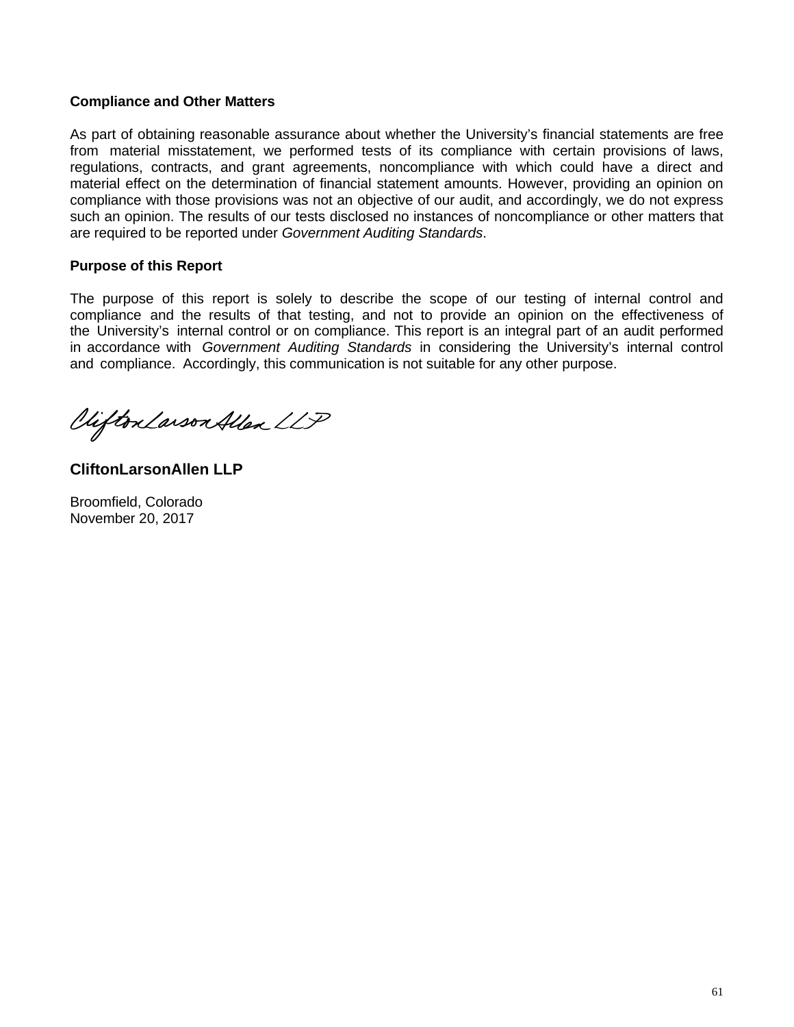**Compliance and Other Matters**

As part of obtaining reasonable assurance about whether the University's financial statements are free from material misstatement, we performed tests of its compliance with certain provisions of laws, regulations, contracts, and grant agreements, noncompliance with which could have a direct and material effect on the determination of financial statement amounts. However, providing an opinion on compliance with those provisions was not an objective of our audit, and accordingly, we do not express such an opinion. The results of our tests disclosed no instances of noncompliance or other matters that are required to be reported under *Government Auditing Standards*.

**Purpose of this Report**

The purpose of this report is solely to describe the scope of our testing of internal control and compliance and the results of that testing, and not to provide an opinion on the effectiveness of the University's internal control or on compliance. This report is an integral part of an audit performed in accordance with *Government Auditing Standards* in considering the University's internal control and compliance. Accordingly, this communication is not suitable for any other purpose.

CliftonLarsonAllen LLP

**CliftonLarsonAllen LLP**

Broomfield, Colorado
November 20, 2017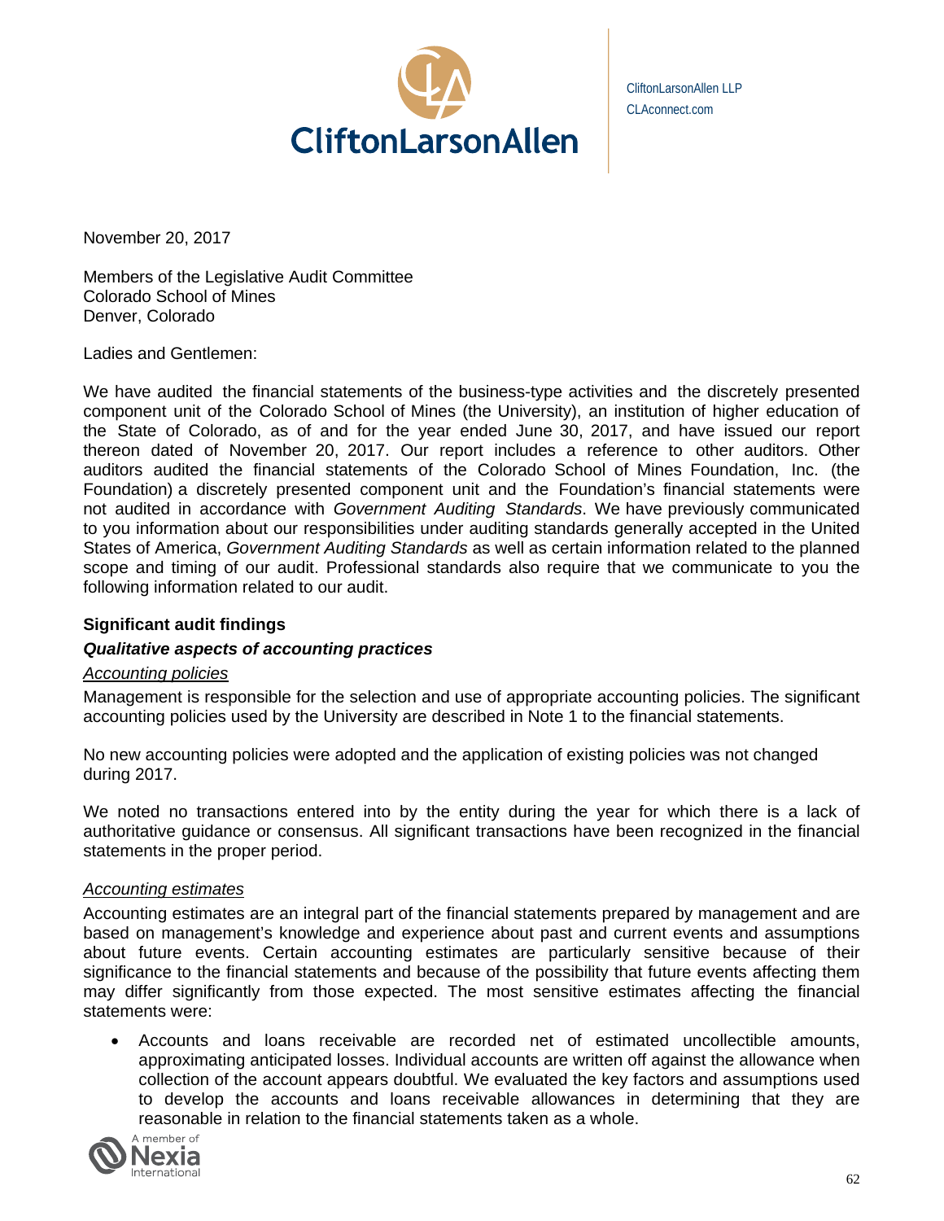CliftonLarsonAllen LLP
CLAconnect.com

November 20, 2017

Members of the Legislative Audit Committee
Colorado School of Mines
Denver, Colorado

Ladies and Gentlemen:

We have audited the financial statements of the business-type activities and the discretely presented component unit of the Colorado School of Mines (the University), an institution of higher education of the State of Colorado, as of and for the year ended June 30, 2017, and have issued our report thereon dated of November 20, 2017. Our report includes a reference to other auditors. Other auditors audited the financial statements of the Colorado School of Mines Foundation, Inc. (the Foundation) a discretely presented component unit and the Foundation's financial statements were not audited in accordance with *Government Auditing Standards*. We have previously communicated to you information about our responsibilities under auditing standards generally accepted in the United States of America, *Government Auditing Standards* as well as certain information related to the planned scope and timing of our audit. Professional standards also require that we communicate to you the following information related to our audit.

## Significant audit findings

### *Qualitative aspects of accounting practices*

<u>Accounting policies</u>

Management is responsible for the selection and use of appropriate accounting policies. The significant accounting policies used by the University are described in Note 1 to the financial statements.

No new accounting policies were adopted and the application of existing policies was not changed during 2017.

We noted no transactions entered into by the entity during the year for which there is a lack of authoritative guidance or consensus. All significant transactions have been recognized in the financial statements in the proper period.

<u>Accounting estimates</u>

Accounting estimates are an integral part of the financial statements prepared by management and are based on management's knowledge and experience about past and current events and assumptions about future events. Certain accounting estimates are particularly sensitive because of their significance to the financial statements and because of the possibility that future events affecting them may differ significantly from those expected. The most sensitive estimates affecting the financial statements were:

- Accounts and loans receivable are recorded net of estimated uncollectible amounts, approximating anticipated losses. Individual accounts are written off against the allowance when collection of the account appears doubtful. We evaluated the key factors and assumptions used to develop the accounts and loans receivable allowances in determining that they are reasonable in relation to the financial statements taken as a whole.

A member of Nexia International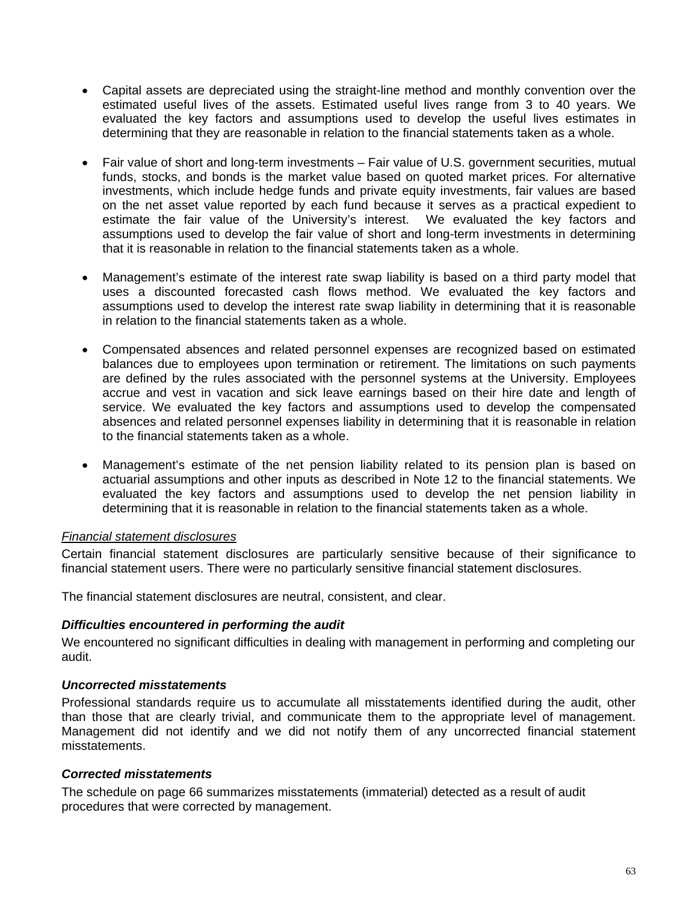- Capital assets are depreciated using the straight-line method and monthly convention over the estimated useful lives of the assets. Estimated useful lives range from 3 to 40 years. We evaluated the key factors and assumptions used to develop the useful lives estimates in determining that they are reasonable in relation to the financial statements taken as a whole.

- Fair value of short and long-term investments – Fair value of U.S. government securities, mutual funds, stocks, and bonds is the market value based on quoted market prices. For alternative investments, which include hedge funds and private equity investments, fair values are based on the net asset value reported by each fund because it serves as a practical expedient to estimate the fair value of the University's interest. We evaluated the key factors and assumptions used to develop the fair value of short and long-term investments in determining that it is reasonable in relation to the financial statements taken as a whole.

- Management's estimate of the interest rate swap liability is based on a third party model that uses a discounted forecasted cash flows method. We evaluated the key factors and assumptions used to develop the interest rate swap liability in determining that it is reasonable in relation to the financial statements taken as a whole.

- Compensated absences and related personnel expenses are recognized based on estimated balances due to employees upon termination or retirement. The limitations on such payments are defined by the rules associated with the personnel systems at the University. Employees accrue and vest in vacation and sick leave earnings based on their hire date and length of service. We evaluated the key factors and assumptions used to develop the compensated absences and related personnel expenses liability in determining that it is reasonable in relation to the financial statements taken as a whole.

- Management's estimate of the net pension liability related to its pension plan is based on actuarial assumptions and other inputs as described in Note 12 to the financial statements. We evaluated the key factors and assumptions used to develop the net pension liability in determining that it is reasonable in relation to the financial statements taken as a whole.

*Financial statement disclosures*

Certain financial statement disclosures are particularly sensitive because of their significance to financial statement users. There were no particularly sensitive financial statement disclosures.

The financial statement disclosures are neutral, consistent, and clear.

### *Difficulties encountered in performing the audit*

We encountered no significant difficulties in dealing with management in performing and completing our audit.

### *Uncorrected misstatements*

Professional standards require us to accumulate all misstatements identified during the audit, other than those that are clearly trivial, and communicate them to the appropriate level of management. Management did not identify and we did not notify them of any uncorrected financial statement misstatements.

### *Corrected misstatements*

The schedule on page 66 summarizes misstatements (immaterial) detected as a result of audit procedures that were corrected by management.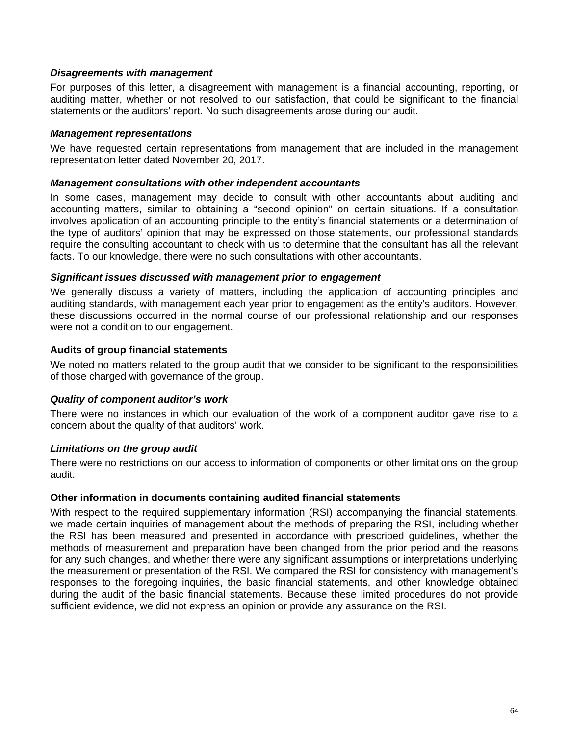***Disagreements with management***

For purposes of this letter, a disagreement with management is a financial accounting, reporting, or auditing matter, whether or not resolved to our satisfaction, that could be significant to the financial statements or the auditors' report. No such disagreements arose during our audit.

***Management representations***

We have requested certain representations from management that are included in the management representation letter dated November 20, 2017.

***Management consultations with other independent accountants***

In some cases, management may decide to consult with other accountants about auditing and accounting matters, similar to obtaining a "second opinion" on certain situations. If a consultation involves application of an accounting principle to the entity's financial statements or a determination of the type of auditors' opinion that may be expressed on those statements, our professional standards require the consulting accountant to check with us to determine that the consultant has all the relevant facts. To our knowledge, there were no such consultations with other accountants.

***Significant issues discussed with management prior to engagement***

We generally discuss a variety of matters, including the application of accounting principles and auditing standards, with management each year prior to engagement as the entity's auditors. However, these discussions occurred in the normal course of our professional relationship and our responses were not a condition to our engagement.

**Audits of group financial statements**

We noted no matters related to the group audit that we consider to be significant to the responsibilities of those charged with governance of the group.

***Quality of component auditor's work***

There were no instances in which our evaluation of the work of a component auditor gave rise to a concern about the quality of that auditors' work.

***Limitations on the group audit***

There were no restrictions on our access to information of components or other limitations on the group audit.

**Other information in documents containing audited financial statements**

With respect to the required supplementary information (RSI) accompanying the financial statements, we made certain inquiries of management about the methods of preparing the RSI, including whether the RSI has been measured and presented in accordance with prescribed guidelines, whether the methods of measurement and preparation have been changed from the prior period and the reasons for any such changes, and whether there were any significant assumptions or interpretations underlying the measurement or presentation of the RSI. We compared the RSI for consistency with management's responses to the foregoing inquiries, the basic financial statements, and other knowledge obtained during the audit of the basic financial statements. Because these limited procedures do not provide sufficient evidence, we did not express an opinion or provide any assurance on the RSI.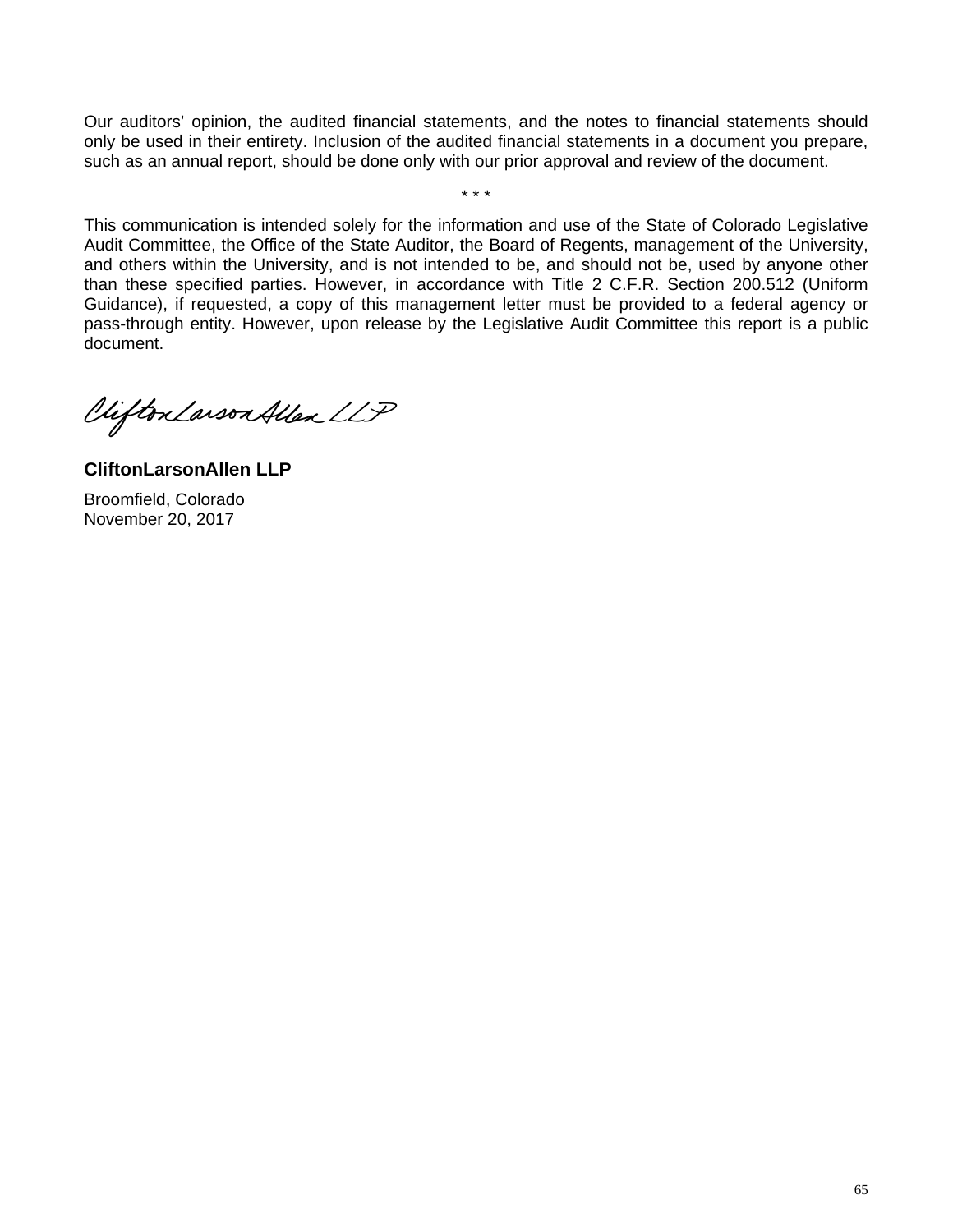Our auditors' opinion, the audited financial statements, and the notes to financial statements should only be used in their entirety. Inclusion of the audited financial statements in a document you prepare, such as an annual report, should be done only with our prior approval and review of the document.

* * *

This communication is intended solely for the information and use of the State of Colorado Legislative Audit Committee, the Office of the State Auditor, the Board of Regents, management of the University, and others within the University, and is not intended to be, and should not be, used by anyone other than these specified parties. However, in accordance with Title 2 C.F.R. Section 200.512 (Uniform Guidance), if requested, a copy of this management letter must be provided to a federal agency or pass-through entity. However, upon release by the Legislative Audit Committee this report is a public document.

CliftonLarsonAllen LLP

**CliftonLarsonAllen LLP**

Broomfield, Colorado
November 20, 2017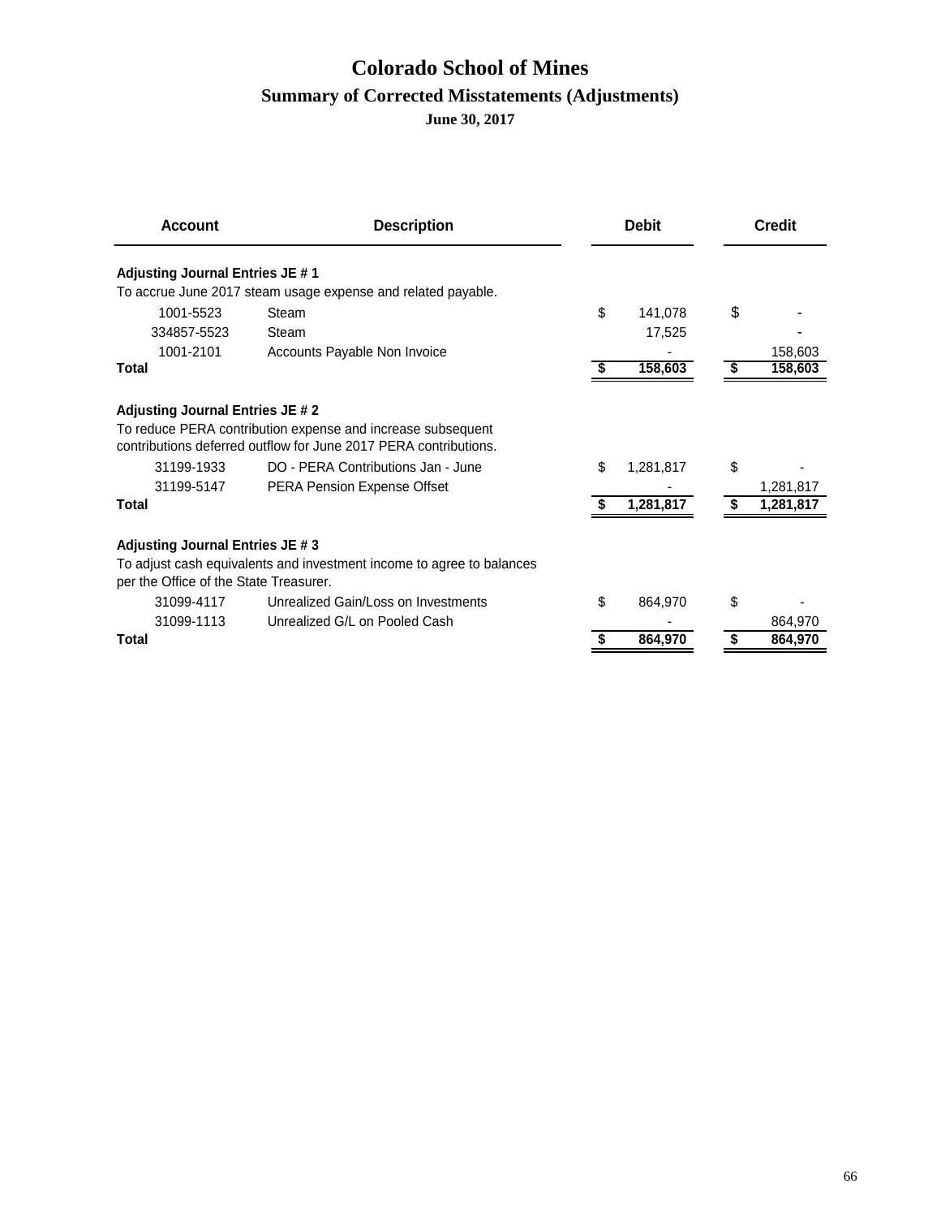# Colorado School of Mines

## Summary of Corrected Misstatements (Adjustments)

### June 30, 2017

| Account | Description | Debit | Credit |
|---|---|---|---|
| **Adjusting Journal Entries JE # 1** | | | |
| To accrue June 2017 steam usage expense and related payable. | | | |
| 1001-5523 | Steam | $ 141,078 | $ - |
| 334857-5523 | Steam | 17,525 | - |
| 1001-2101 | Accounts Payable Non Invoice | - | 158,603 |
| **Total** | | **$ 158,603** | **$ 158,603** |
| **Adjusting Journal Entries JE # 2** | | | |
| To reduce PERA contribution expense and increase subsequent contributions deferred outflow for June 2017 PERA contributions. | | | |
| 31199-1933 | DO - PERA Contributions Jan - June | $ 1,281,817 | $ - |
| 31199-5147 | PERA Pension Expense Offset | - | 1,281,817 |
| **Total** | | **$ 1,281,817** | **$ 1,281,817** |
| **Adjusting Journal Entries JE # 3** | | | |
| To adjust cash equivalents and investment income to agree to balances per the Office of the State Treasurer. | | | |
| 31099-4117 | Unrealized Gain/Loss on Investments | $ 864,970 | $ - |
| 31099-1113 | Unrealized G/L on Pooled Cash | - | 864,970 |
| **Total** | | **$ 864,970** | **$ 864,970** |